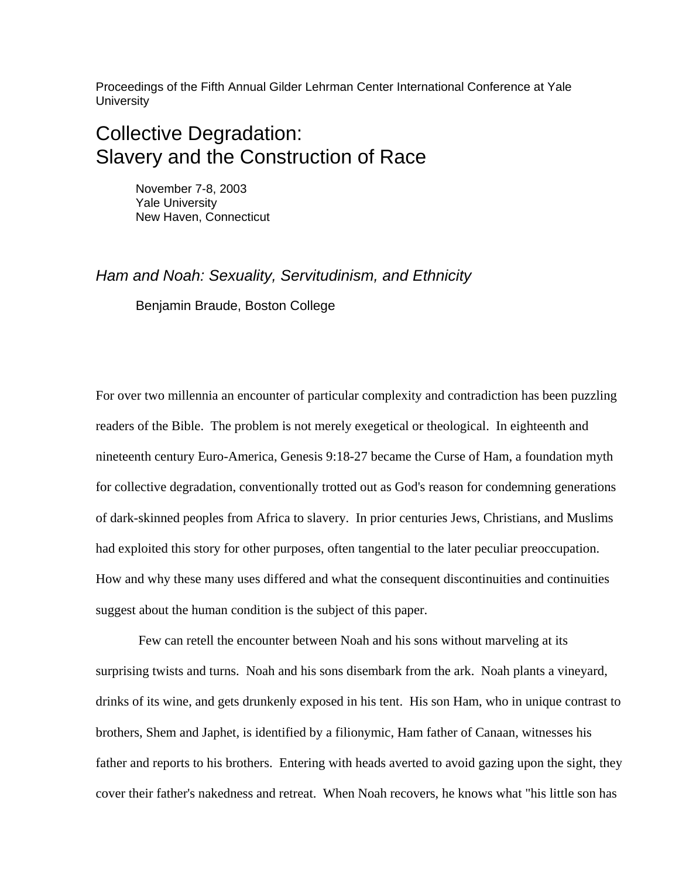Proceedings of the Fifth Annual Gilder Lehrman Center International Conference at Yale University

# Collective Degradation: Slavery and the Construction of Race

November 7-8, 2003
Yale University
New Haven, Connecticut

## *Ham and Noah: Sexuality, Servitudinism, and Ethnicity*

Benjamin Braude, Boston College

For over two millennia an encounter of particular complexity and contradiction has been puzzling readers of the Bible. The problem is not merely exegetical or theological. In eighteenth and nineteenth century Euro-America, Genesis 9:18-27 became the Curse of Ham, a foundation myth for collective degradation, conventionally trotted out as God's reason for condemning generations of dark-skinned peoples from Africa to slavery. In prior centuries Jews, Christians, and Muslims had exploited this story for other purposes, often tangential to the later peculiar preoccupation. How and why these many uses differed and what the consequent discontinuities and continuities suggest about the human condition is the subject of this paper.

Few can retell the encounter between Noah and his sons without marveling at its surprising twists and turns. Noah and his sons disembark from the ark. Noah plants a vineyard, drinks of its wine, and gets drunkenly exposed in his tent. His son Ham, who in unique contrast to brothers, Shem and Japhet, is identified by a filionymic, Ham father of Canaan, witnesses his father and reports to his brothers. Entering with heads averted to avoid gazing upon the sight, they cover their father's nakedness and retreat. When Noah recovers, he knows what "his little son has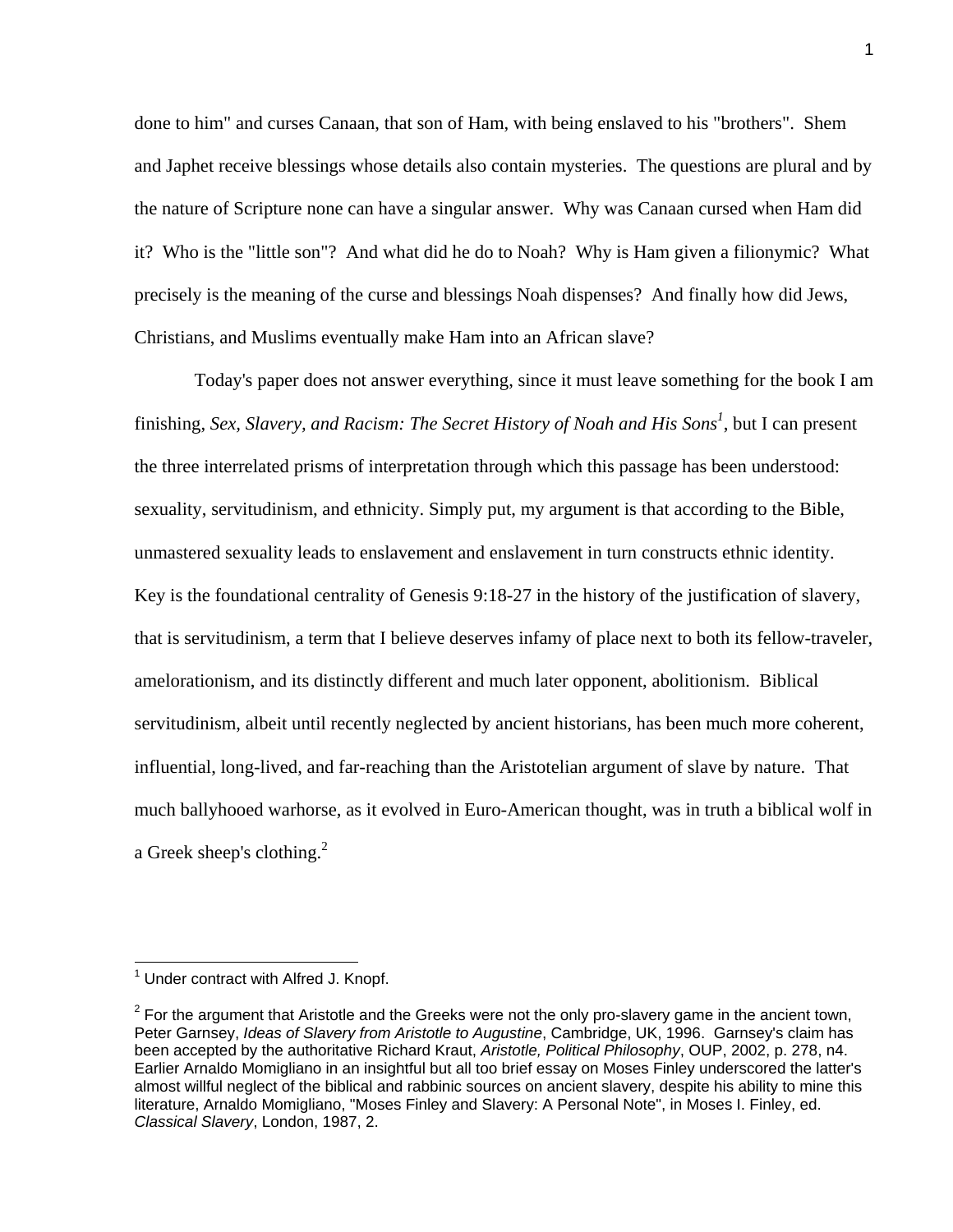done to him" and curses Canaan, that son of Ham, with being enslaved to his "brothers". Shem and Japhet receive blessings whose details also contain mysteries. The questions are plural and by the nature of Scripture none can have a singular answer. Why was Canaan cursed when Ham did it? Who is the "little son"? And what did he do to Noah? Why is Ham given a filionymic? What precisely is the meaning of the curse and blessings Noah dispenses? And finally how did Jews, Christians, and Muslims eventually make Ham into an African slave?

Today's paper does not answer everything, since it must leave something for the book I am finishing, *Sex, Slavery, and Racism: The Secret History of Noah and His Sons*[1], but I can present the three interrelated prisms of interpretation through which this passage has been understood: sexuality, servitudinism, and ethnicity. Simply put, my argument is that according to the Bible, unmastered sexuality leads to enslavement and enslavement in turn constructs ethnic identity. Key is the foundational centrality of Genesis 9:18-27 in the history of the justification of slavery, that is servitudinism, a term that I believe deserves infamy of place next to both its fellow-traveler, amelorationism, and its distinctly different and much later opponent, abolitionism. Biblical servitudinism, albeit until recently neglected by ancient historians, has been much more coherent, influential, long-lived, and far-reaching than the Aristotelian argument of slave by nature. That much ballyhooed warhorse, as it evolved in Euro-American thought, was in truth a biblical wolf in a Greek sheep's clothing.[2]

---

[1] Under contract with Alfred J. Knopf.

[2] For the argument that Aristotle and the Greeks were not the only pro-slavery game in the ancient town, Peter Garnsey, *Ideas of Slavery from Aristotle to Augustine*, Cambridge, UK, 1996. Garnsey's claim has been accepted by the authoritative Richard Kraut, *Aristotle, Political Philosophy*, OUP, 2002, p. 278, n4. Earlier Arnaldo Momigliano in an insightful but all too brief essay on Moses Finley underscored the latter's almost willful neglect of the biblical and rabbinic sources on ancient slavery, despite his ability to mine this literature, Arnaldo Momigliano, "Moses Finley and Slavery: A Personal Note", in Moses I. Finley, ed. *Classical Slavery*, London, 1987, 2.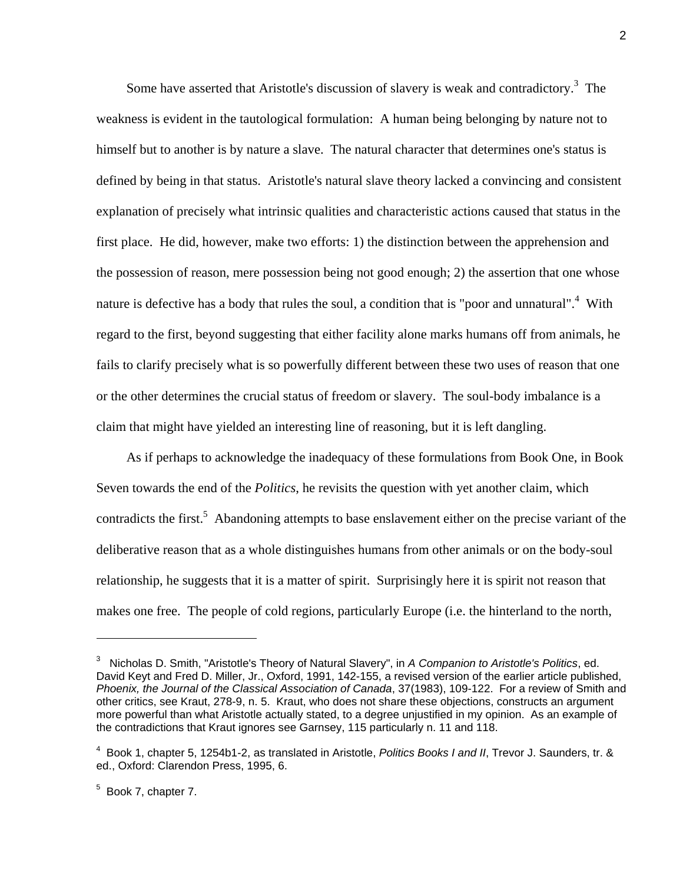Some have asserted that Aristotle's discussion of slavery is weak and contradictory.[3] The weakness is evident in the tautological formulation: A human being belonging by nature not to himself but to another is by nature a slave. The natural character that determines one's status is defined by being in that status. Aristotle's natural slave theory lacked a convincing and consistent explanation of precisely what intrinsic qualities and characteristic actions caused that status in the first place. He did, however, make two efforts: 1) the distinction between the apprehension and the possession of reason, mere possession being not good enough; 2) the assertion that one whose nature is defective has a body that rules the soul, a condition that is "poor and unnatural".[4] With regard to the first, beyond suggesting that either facility alone marks humans off from animals, he fails to clarify precisely what is so powerfully different between these two uses of reason that one or the other determines the crucial status of freedom or slavery. The soul-body imbalance is a claim that might have yielded an interesting line of reasoning, but it is left dangling.

As if perhaps to acknowledge the inadequacy of these formulations from Book One, in Book Seven towards the end of the *Politics*, he revisits the question with yet another claim, which contradicts the first.[5] Abandoning attempts to base enslavement either on the precise variant of the deliberative reason that as a whole distinguishes humans from other animals or on the body-soul relationship, he suggests that it is a matter of spirit. Surprisingly here it is spirit not reason that makes one free. The people of cold regions, particularly Europe (i.e. the hinterland to the north,

---

[3] Nicholas D. Smith, "Aristotle's Theory of Natural Slavery", in *A Companion to Aristotle's Politics*, ed. David Keyt and Fred D. Miller, Jr., Oxford, 1991, 142-155, a revised version of the earlier article published, *Phoenix, the Journal of the Classical Association of Canada*, 37(1983), 109-122. For a review of Smith and other critics, see Kraut, 278-9, n. 5. Kraut, who does not share these objections, constructs an argument more powerful than what Aristotle actually stated, to a degree unjustified in my opinion. As an example of the contradictions that Kraut ignores see Garnsey, 115 particularly n. 11 and 118.

[4] Book 1, chapter 5, 1254b1-2, as translated in Aristotle, *Politics Books I and II*, Trevor J. Saunders, tr. & ed., Oxford: Clarendon Press, 1995, 6.

[5] Book 7, chapter 7.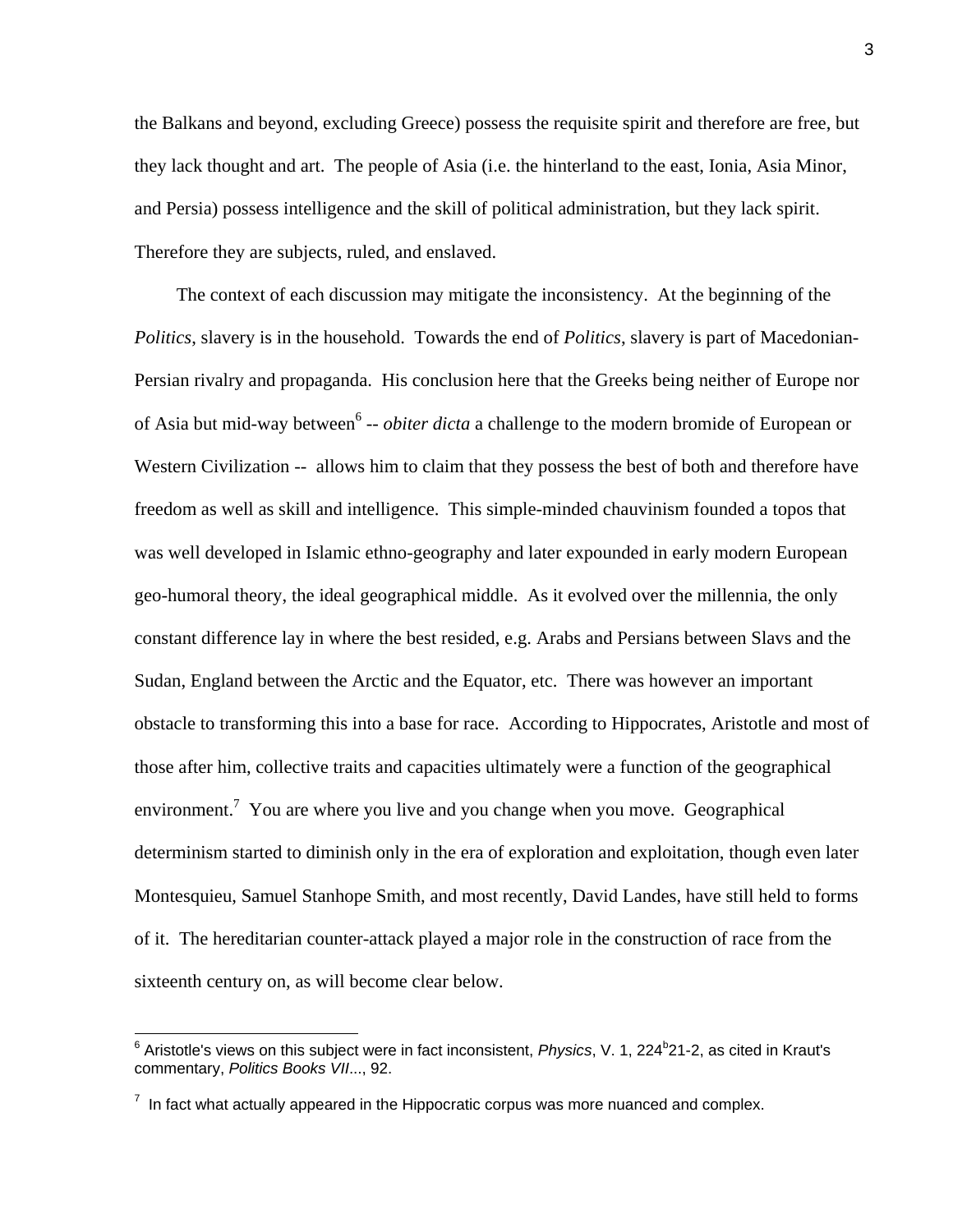the Balkans and beyond, excluding Greece) possess the requisite spirit and therefore are free, but they lack thought and art. The people of Asia (i.e. the hinterland to the east, Ionia, Asia Minor, and Persia) possess intelligence and the skill of political administration, but they lack spirit. Therefore they are subjects, ruled, and enslaved.

The context of each discussion may mitigate the inconsistency. At the beginning of the *Politics*, slavery is in the household. Towards the end of *Politics*, slavery is part of Macedonian-Persian rivalry and propaganda. His conclusion here that the Greeks being neither of Europe nor of Asia but mid-way between[6] -- *obiter dicta* a challenge to the modern bromide of European or Western Civilization -- allows him to claim that they possess the best of both and therefore have freedom as well as skill and intelligence. This simple-minded chauvinism founded a topos that was well developed in Islamic ethno-geography and later expounded in early modern European geo-humoral theory, the ideal geographical middle. As it evolved over the millennia, the only constant difference lay in where the best resided, e.g. Arabs and Persians between Slavs and the Sudan, England between the Arctic and the Equator, etc. There was however an important obstacle to transforming this into a base for race. According to Hippocrates, Aristotle and most of those after him, collective traits and capacities ultimately were a function of the geographical environment.[7] You are where you live and you change when you move. Geographical determinism started to diminish only in the era of exploration and exploitation, though even later Montesquieu, Samuel Stanhope Smith, and most recently, David Landes, have still held to forms of it. The hereditarian counter-attack played a major role in the construction of race from the sixteenth century on, as will become clear below.

---

[6] Aristotle's views on this subject were in fact inconsistent, *Physics*, V. 1, 224[b]21-2, as cited in Kraut's commentary, *Politics Books VII*..., 92.

[7] In fact what actually appeared in the Hippocratic corpus was more nuanced and complex.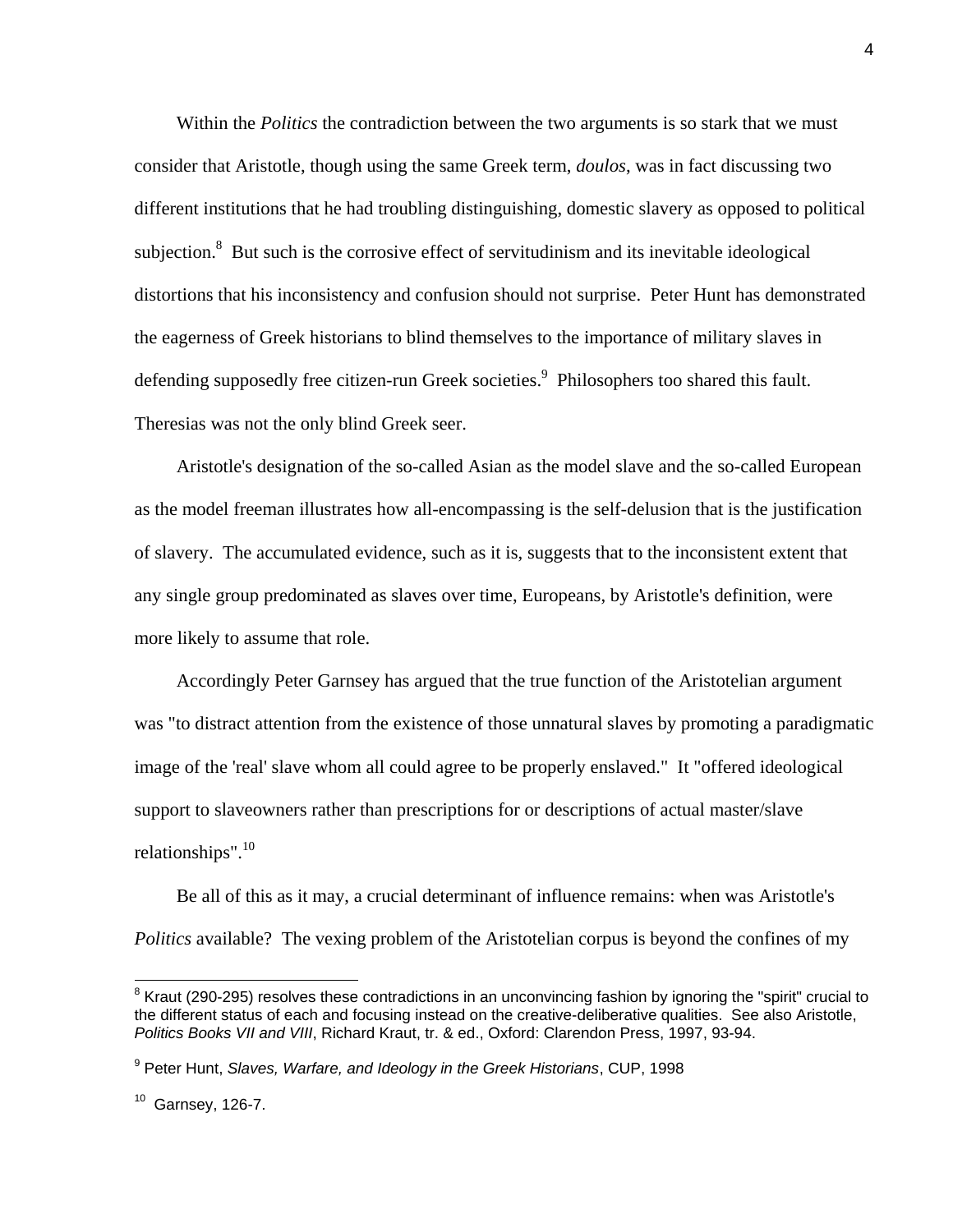Within the *Politics* the contradiction between the two arguments is so stark that we must consider that Aristotle, though using the same Greek term, *doulos*, was in fact discussing two different institutions that he had troubling distinguishing, domestic slavery as opposed to political subjection.[8] But such is the corrosive effect of servitudinism and its inevitable ideological distortions that his inconsistency and confusion should not surprise. Peter Hunt has demonstrated the eagerness of Greek historians to blind themselves to the importance of military slaves in defending supposedly free citizen-run Greek societies.[9] Philosophers too shared this fault. Theresias was not the only blind Greek seer.

Aristotle's designation of the so-called Asian as the model slave and the so-called European as the model freeman illustrates how all-encompassing is the self-delusion that is the justification of slavery. The accumulated evidence, such as it is, suggests that to the inconsistent extent that any single group predominated as slaves over time, Europeans, by Aristotle's definition, were more likely to assume that role.

Accordingly Peter Garnsey has argued that the true function of the Aristotelian argument was "to distract attention from the existence of those unnatural slaves by promoting a paradigmatic image of the 'real' slave whom all could agree to be properly enslaved." It "offered ideological support to slaveowners rather than prescriptions for or descriptions of actual master/slave relationships".[10]

Be all of this as it may, a crucial determinant of influence remains: when was Aristotle's *Politics* available? The vexing problem of the Aristotelian corpus is beyond the confines of my

---

[8] Kraut (290-295) resolves these contradictions in an unconvincing fashion by ignoring the "spirit" crucial to the different status of each and focusing instead on the creative-deliberative qualities. See also Aristotle, *Politics Books VII and VIII*, Richard Kraut, tr. & ed., Oxford: Clarendon Press, 1997, 93-94.

[9] Peter Hunt, *Slaves, Warfare, and Ideology in the Greek Historians*, CUP, 1998

[10] Garnsey, 126-7.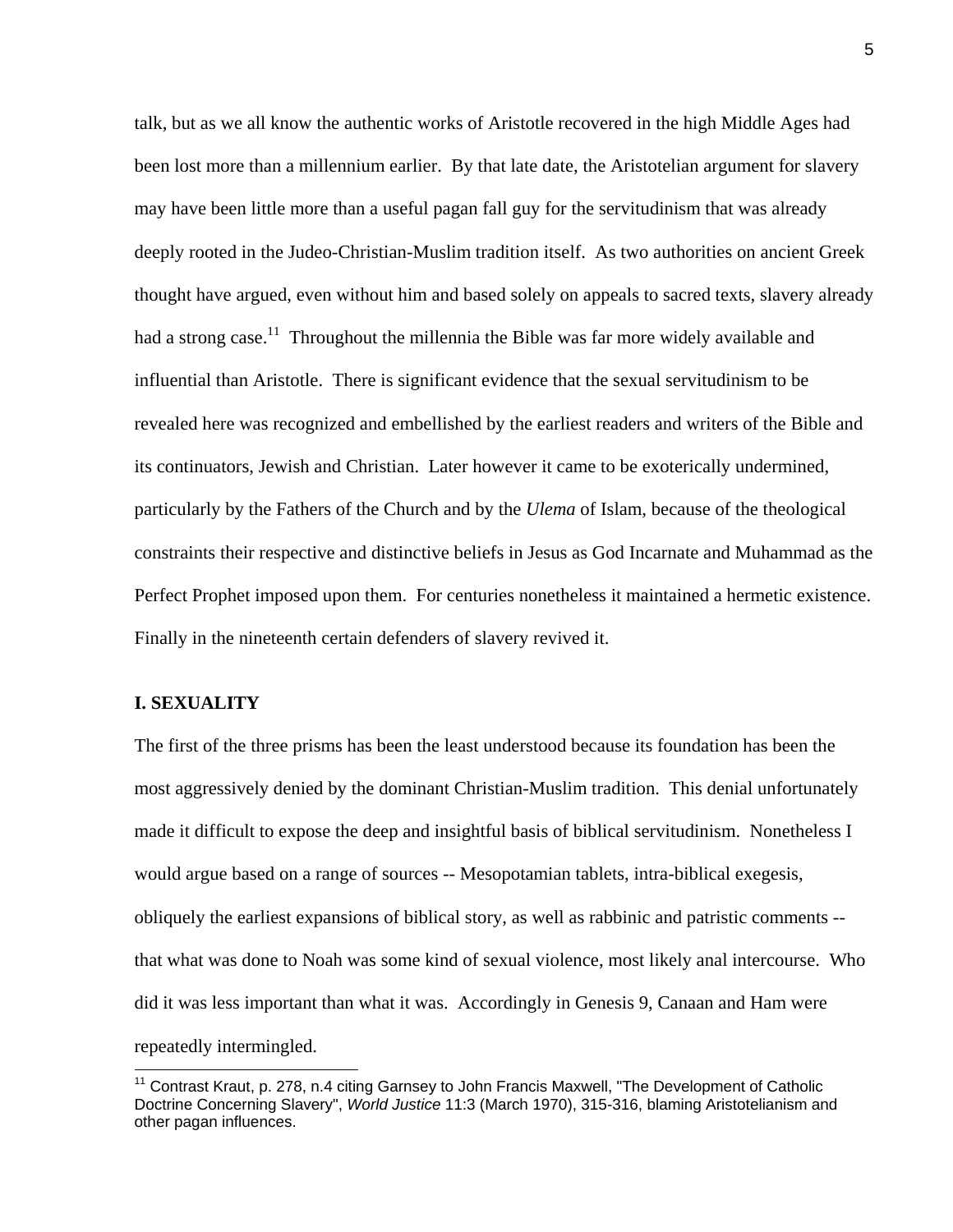talk, but as we all know the authentic works of Aristotle recovered in the high Middle Ages had been lost more than a millennium earlier. By that late date, the Aristotelian argument for slavery may have been little more than a useful pagan fall guy for the servitudinism that was already deeply rooted in the Judeo-Christian-Muslim tradition itself. As two authorities on ancient Greek thought have argued, even without him and based solely on appeals to sacred texts, slavery already had a strong case.[11] Throughout the millennia the Bible was far more widely available and influential than Aristotle. There is significant evidence that the sexual servitudinism to be revealed here was recognized and embellished by the earliest readers and writers of the Bible and its continuators, Jewish and Christian. Later however it came to be exoterically undermined, particularly by the Fathers of the Church and by the *Ulema* of Islam, because of the theological constraints their respective and distinctive beliefs in Jesus as God Incarnate and Muhammad as the Perfect Prophet imposed upon them. For centuries nonetheless it maintained a hermetic existence. Finally in the nineteenth certain defenders of slavery revived it.

## I. SEXUALITY

The first of the three prisms has been the least understood because its foundation has been the most aggressively denied by the dominant Christian-Muslim tradition. This denial unfortunately made it difficult to expose the deep and insightful basis of biblical servitudinism. Nonetheless I would argue based on a range of sources -- Mesopotamian tablets, intra-biblical exegesis, obliquely the earliest expansions of biblical story, as well as rabbinic and patristic comments -- that what was done to Noah was some kind of sexual violence, most likely anal intercourse. Who did it was less important than what it was. Accordingly in Genesis 9, Canaan and Ham were repeatedly intermingled.

---

[11] Contrast Kraut, p. 278, n.4 citing Garnsey to John Francis Maxwell, "The Development of Catholic Doctrine Concerning Slavery", *World Justice* 11:3 (March 1970), 315-316, blaming Aristotelianism and other pagan influences.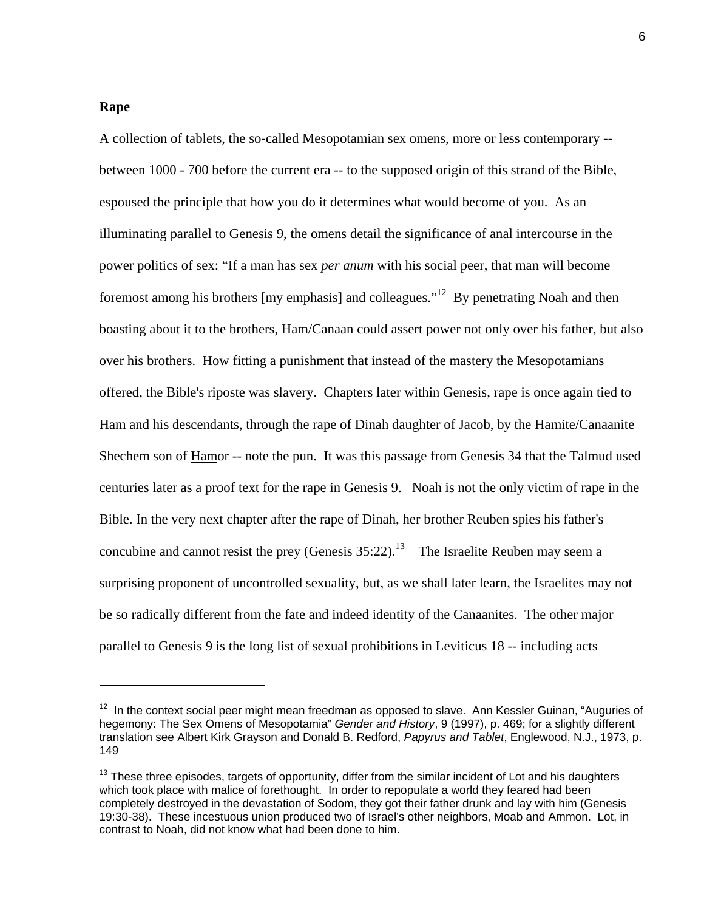**Rape**

A collection of tablets, the so-called Mesopotamian sex omens, more or less contemporary -- between 1000 - 700 before the current era -- to the supposed origin of this strand of the Bible, espoused the principle that how you do it determines what would become of you. As an illuminating parallel to Genesis 9, the omens detail the significance of anal intercourse in the power politics of sex: "If a man has sex *per anum* with his social peer, that man will become foremost among <u>his brothers</u> [my emphasis] and colleagues."[12] By penetrating Noah and then boasting about it to the brothers, Ham/Canaan could assert power not only over his father, but also over his brothers. How fitting a punishment that instead of the mastery the Mesopotamians offered, the Bible's riposte was slavery. Chapters later within Genesis, rape is once again tied to Ham and his descendants, through the rape of Dinah daughter of Jacob, by the Hamite/Canaanite Shechem son of <u>Ham</u>or -- note the pun. It was this passage from Genesis 34 that the Talmud used centuries later as a proof text for the rape in Genesis 9. Noah is not the only victim of rape in the Bible. In the very next chapter after the rape of Dinah, her brother Reuben spies his father's concubine and cannot resist the prey (Genesis 35:22).[13] The Israelite Reuben may seem a surprising proponent of uncontrolled sexuality, but, as we shall later learn, the Israelites may not be so radically different from the fate and indeed identity of the Canaanites. The other major parallel to Genesis 9 is the long list of sexual prohibitions in Leviticus 18 -- including acts

---

[12] In the context social peer might mean freedman as opposed to slave. Ann Kessler Guinan, "Auguries of hegemony: The Sex Omens of Mesopotamia" *Gender and History*, 9 (1997), p. 469; for a slightly different translation see Albert Kirk Grayson and Donald B. Redford, *Papyrus and Tablet*, Englewood, N.J., 1973, p. 149

[13] These three episodes, targets of opportunity, differ from the similar incident of Lot and his daughters which took place with malice of forethought. In order to repopulate a world they feared had been completely destroyed in the devastation of Sodom, they got their father drunk and lay with him (Genesis 19:30-38). These incestuous union produced two of Israel's other neighbors, Moab and Ammon. Lot, in contrast to Noah, did not know what had been done to him.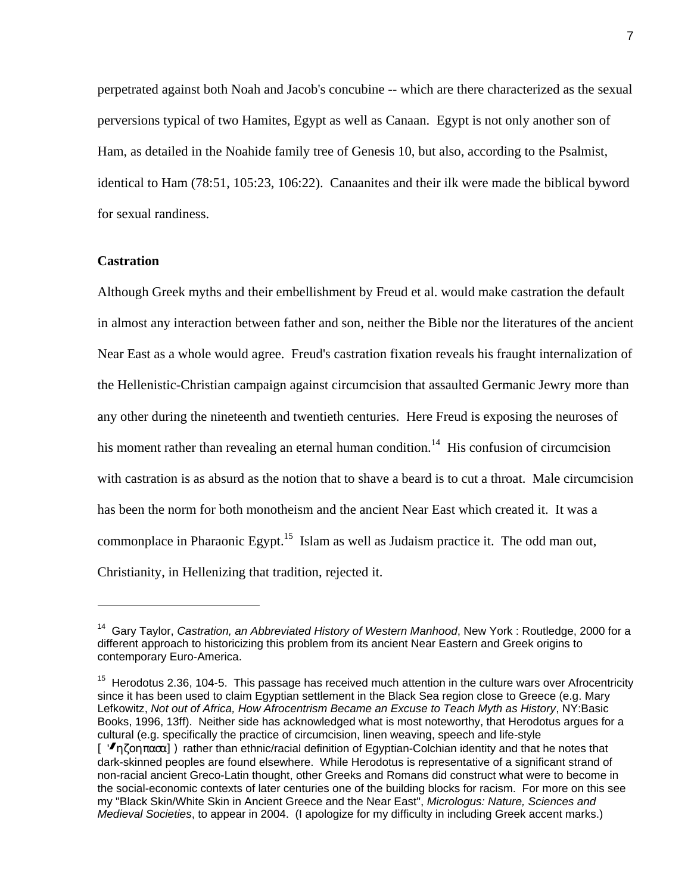perpetrated against both Noah and Jacob's concubine -- which are there characterized as the sexual perversions typical of two Hamites, Egypt as well as Canaan. Egypt is not only another son of Ham, as detailed in the Noahide family tree of Genesis 10, but also, according to the Psalmist, identical to Ham (78:51, 105:23, 106:22). Canaanites and their ilk were made the biblical byword for sexual randiness.

**Castration**

Although Greek myths and their embellishment by Freud et al. would make castration the default in almost any interaction between father and son, neither the Bible nor the literatures of the ancient Near East as a whole would agree. Freud's castration fixation reveals his fraught internalization of the Hellenistic-Christian campaign against circumcision that assaulted Germanic Jewry more than any other during the nineteenth and twentieth centuries. Here Freud is exposing the neuroses of his moment rather than revealing an eternal human condition.[14] His confusion of circumcision with castration is as absurd as the notion that to shave a beard is to cut a throat. Male circumcision has been the norm for both monotheism and the ancient Near East which created it. It was a commonplace in Pharaonic Egypt.[15] Islam as well as Judaism practice it. The odd man out, Christianity, in Hellenizing that tradition, rejected it.

---

[14] Gary Taylor, *Castration, an Abbreviated History of Western Manhood*, New York : Routledge, 2000 for a different approach to historicizing this problem from its ancient Near Eastern and Greek origins to contemporary Euro-America.

[15] Herodotus 2.36, 104-5. This passage has received much attention in the culture wars over Afrocentricity since it has been used to claim Egyptian settlement in the Black Sea region close to Greece (e.g. Mary Lefkowitz, *Not out of Africa, How Afrocentrism Became an Excuse to Teach Myth as History*, NY:Basic Books, 1996, 13ff). Neither side has acknowledged what is most noteworthy, that Herodotus argues for a cultural (e.g. specifically the practice of circumcision, linen weaving, speech and life-style [ 'ηζοηπαα] ) rather than ethnic/racial definition of Egyptian-Colchian identity and that he notes that dark-skinned peoples are found elsewhere. While Herodotus is representative of a significant strand of non-racial ancient Greco-Latin thought, other Greeks and Romans did construct what were to become in the social-economic contexts of later centuries one of the building blocks for racism. For more on this see my "Black Skin/White Skin in Ancient Greece and the Near East", *Micrologus: Nature, Sciences and Medieval Societies*, to appear in 2004. (I apologize for my difficulty in including Greek accent marks.)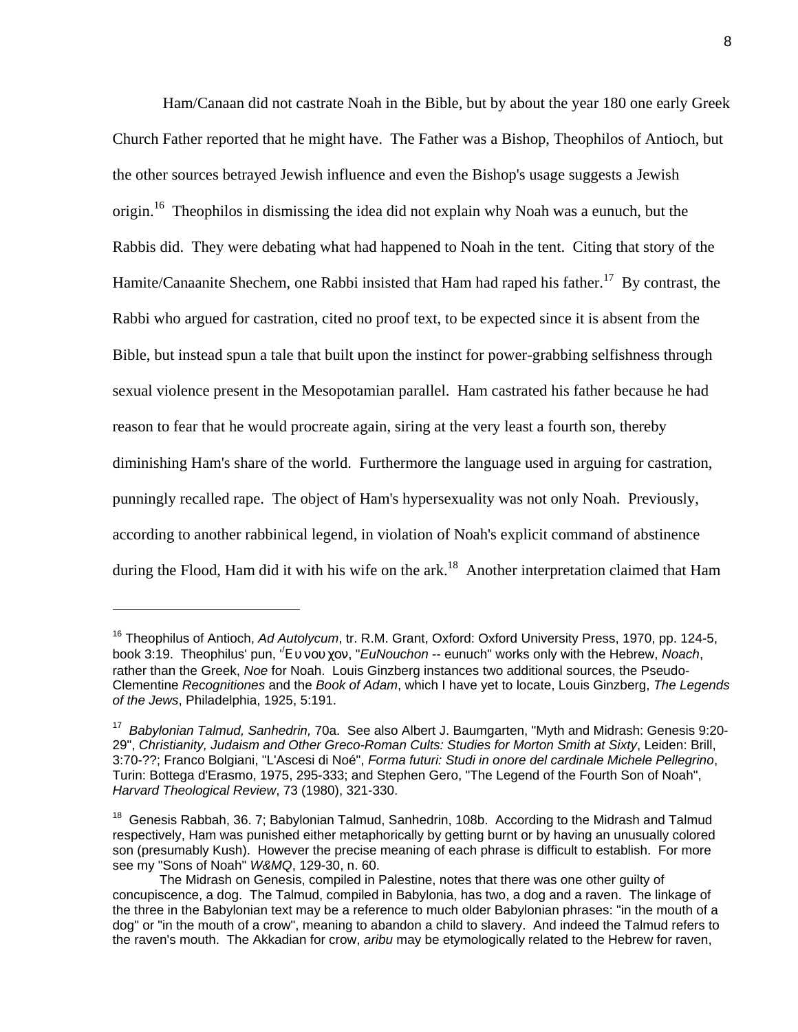Ham/Canaan did not castrate Noah in the Bible, but by about the year 180 one early Greek Church Father reported that he might have. The Father was a Bishop, Theophilos of Antioch, but the other sources betrayed Jewish influence and even the Bishop's usage suggests a Jewish origin.[16] Theophilos in dismissing the idea did not explain why Noah was a eunuch, but the Rabbis did. They were debating what had happened to Noah in the tent. Citing that story of the Hamite/Canaanite Shechem, one Rabbi insisted that Ham had raped his father.[17] By contrast, the Rabbi who argued for castration, cited no proof text, to be expected since it is absent from the Bible, but instead spun a tale that built upon the instinct for power-grabbing selfishness through sexual violence present in the Mesopotamian parallel. Ham castrated his father because he had reason to fear that he would procreate again, siring at the very least a fourth son, thereby diminishing Ham's share of the world. Furthermore the language used in arguing for castration, punningly recalled rape. The object of Ham's hypersexuality was not only Noah. Previously, according to another rabbinical legend, in violation of Noah's explicit command of abstinence during the Flood, Ham did it with his wife on the ark.[18] Another interpretation claimed that Ham

---

[16] Theophilus of Antioch, *Ad Autolycum*, tr. R.M. Grant, Oxford: Oxford University Press, 1970, pp. 124-5, book 3:19. Theophilus' pun, "Ἐυνουχον, "*EuNouchon* -- eunuch" works only with the Hebrew, *Noach*, rather than the Greek, *Noe* for Noah. Louis Ginzberg instances two additional sources, the Pseudo-Clementine *Recognitiones* and the *Book of Adam*, which I have yet to locate, Louis Ginzberg, *The Legends of the Jews*, Philadelphia, 1925, 5:191.

[17] *Babylonian Talmud, Sanhedrin,* 70a. See also Albert J. Baumgarten, "Myth and Midrash: Genesis 9:20-29", *Christianity, Judaism and Other Greco-Roman Cults: Studies for Morton Smith at Sixty*, Leiden: Brill, 3:70-??; Franco Bolgiani, "L'Ascesi di Noé", *Forma futuri: Studi in onore del cardinale Michele Pellegrino*, Turin: Bottega d'Erasmo, 1975, 295-333; and Stephen Gero, "The Legend of the Fourth Son of Noah", *Harvard Theological Review*, 73 (1980), 321-330.

[18] Genesis Rabbah, 36. 7; Babylonian Talmud, Sanhedrin, 108b. According to the Midrash and Talmud respectively, Ham was punished either metaphorically by getting burnt or by having an unusually colored son (presumably Kush). However the precise meaning of each phrase is difficult to establish. For more see my "Sons of Noah" *W&MQ*, 129-30, n. 60.

The Midrash on Genesis, compiled in Palestine, notes that there was one other guilty of concupiscence, a dog. The Talmud, compiled in Babylonia, has two, a dog and a raven. The linkage of the three in the Babylonian text may be a reference to much older Babylonian phrases: "in the mouth of a dog" or "in the mouth of a crow", meaning to abandon a child to slavery. And indeed the Talmud refers to the raven's mouth. The Akkadian for crow, *aribu* may be etymologically related to the Hebrew for raven,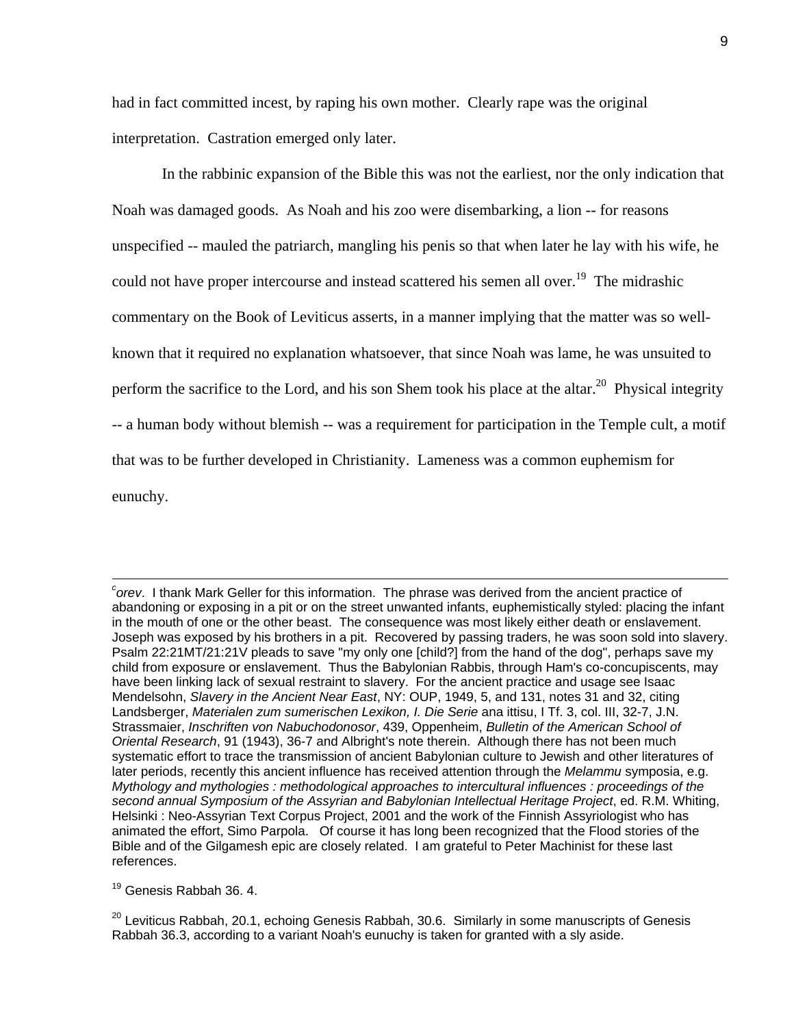had in fact committed incest, by raping his own mother. Clearly rape was the original interpretation. Castration emerged only later.

In the rabbinic expansion of the Bible this was not the earliest, nor the only indication that Noah was damaged goods. As Noah and his zoo were disembarking, a lion -- for reasons unspecified -- mauled the patriarch, mangling his penis so that when later he lay with his wife, he could not have proper intercourse and instead scattered his semen all over.[19] The midrashic commentary on the Book of Leviticus asserts, in a manner implying that the matter was so well-known that it required no explanation whatsoever, that since Noah was lame, he was unsuited to perform the sacrifice to the Lord, and his son Shem took his place at the altar.[20] Physical integrity -- a human body without blemish -- was a requirement for participation in the Temple cult, a motif that was to be further developed in Christianity. Lameness was a common euphemism for eunuchy.

---

[c]*orev*. I thank Mark Geller for this information. The phrase was derived from the ancient practice of abandoning or exposing in a pit or on the street unwanted infants, euphemistically styled: placing the infant in the mouth of one or the other beast. The consequence was most likely either death or enslavement. Joseph was exposed by his brothers in a pit. Recovered by passing traders, he was soon sold into slavery. Psalm 22:21MT/21:21V pleads to save "my only one [child?] from the hand of the dog", perhaps save my child from exposure or enslavement. Thus the Babylonian Rabbis, through Ham's co-concupiscents, may have been linking lack of sexual restraint to slavery. For the ancient practice and usage see Isaac Mendelsohn, *Slavery in the Ancient Near East*, NY: OUP, 1949, 5, and 131, notes 31 and 32, citing Landsberger, *Materialen zum sumerischen Lexikon, I. Die Serie* ana ittisu, I Tf. 3, col. III, 32-7, J.N. Strassmaier, *Inschriften von Nabuchodonosor*, 439, Oppenheim, *Bulletin of the American School of Oriental Research*, 91 (1943), 36-7 and Albright's note therein. Although there has not been much systematic effort to trace the transmission of ancient Babylonian culture to Jewish and other literatures of later periods, recently this ancient influence has received attention through the *Melammu* symposia, e.g. *Mythology and mythologies : methodological approaches to intercultural influences : proceedings of the second annual Symposium of the Assyrian and Babylonian Intellectual Heritage Project*, ed. R.M. Whiting, Helsinki : Neo-Assyrian Text Corpus Project, 2001 and the work of the Finnish Assyriologist who has animated the effort, Simo Parpola. Of course it has long been recognized that the Flood stories of the Bible and of the Gilgamesh epic are closely related. I am grateful to Peter Machinist for these last references.

[19] Genesis Rabbah 36. 4.

[20] Leviticus Rabbah, 20.1, echoing Genesis Rabbah, 30.6. Similarly in some manuscripts of Genesis Rabbah 36.3, according to a variant Noah's eunuchy is taken for granted with a sly aside.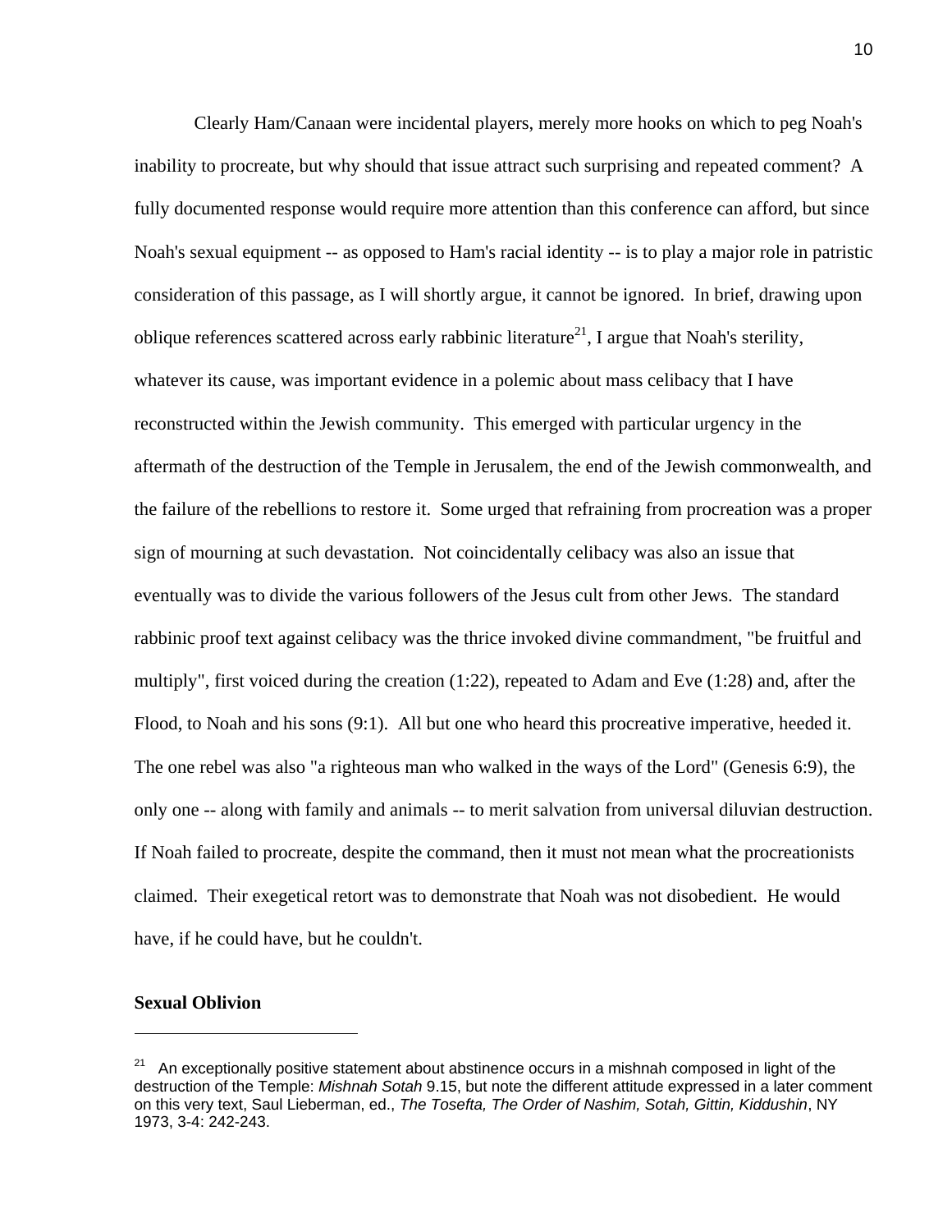Clearly Ham/Canaan were incidental players, merely more hooks on which to peg Noah's inability to procreate, but why should that issue attract such surprising and repeated comment? A fully documented response would require more attention than this conference can afford, but since Noah's sexual equipment -- as opposed to Ham's racial identity -- is to play a major role in patristic consideration of this passage, as I will shortly argue, it cannot be ignored. In brief, drawing upon oblique references scattered across early rabbinic literature[21], I argue that Noah's sterility, whatever its cause, was important evidence in a polemic about mass celibacy that I have reconstructed within the Jewish community. This emerged with particular urgency in the aftermath of the destruction of the Temple in Jerusalem, the end of the Jewish commonwealth, and the failure of the rebellions to restore it. Some urged that refraining from procreation was a proper sign of mourning at such devastation. Not coincidentally celibacy was also an issue that eventually was to divide the various followers of the Jesus cult from other Jews. The standard rabbinic proof text against celibacy was the thrice invoked divine commandment, "be fruitful and multiply", first voiced during the creation (1:22), repeated to Adam and Eve (1:28) and, after the Flood, to Noah and his sons (9:1). All but one who heard this procreative imperative, heeded it. The one rebel was also "a righteous man who walked in the ways of the Lord" (Genesis 6:9), the only one -- along with family and animals -- to merit salvation from universal diluvian destruction. If Noah failed to procreate, despite the command, then it must not mean what the procreationists claimed. Their exegetical retort was to demonstrate that Noah was not disobedient. He would have, if he could have, but he couldn't.

**Sexual Oblivion**

---

[21] An exceptionally positive statement about abstinence occurs in a mishnah composed in light of the destruction of the Temple: *Mishnah Sotah* 9.15, but note the different attitude expressed in a later comment on this very text, Saul Lieberman, ed., *The Tosefta, The Order of Nashim, Sotah, Gittin, Kiddushin*, NY 1973, 3-4: 242-243.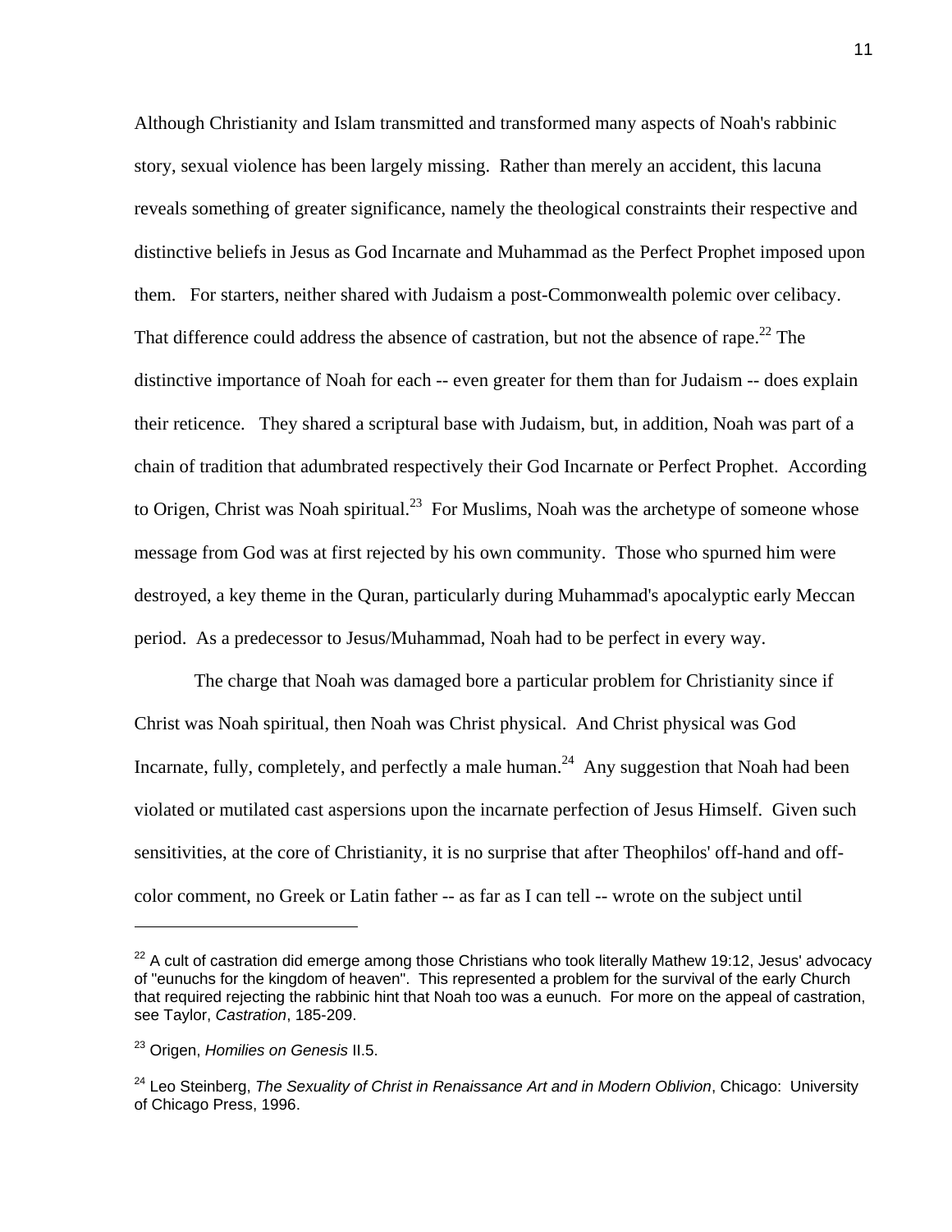Although Christianity and Islam transmitted and transformed many aspects of Noah's rabbinic story, sexual violence has been largely missing. Rather than merely an accident, this lacuna reveals something of greater significance, namely the theological constraints their respective and distinctive beliefs in Jesus as God Incarnate and Muhammad as the Perfect Prophet imposed upon them. For starters, neither shared with Judaism a post-Commonwealth polemic over celibacy. That difference could address the absence of castration, but not the absence of rape.[22] The distinctive importance of Noah for each -- even greater for them than for Judaism -- does explain their reticence. They shared a scriptural base with Judaism, but, in addition, Noah was part of a chain of tradition that adumbrated respectively their God Incarnate or Perfect Prophet. According to Origen, Christ was Noah spiritual.[23] For Muslims, Noah was the archetype of someone whose message from God was at first rejected by his own community. Those who spurned him were destroyed, a key theme in the Quran, particularly during Muhammad's apocalyptic early Meccan period. As a predecessor to Jesus/Muhammad, Noah had to be perfect in every way.

The charge that Noah was damaged bore a particular problem for Christianity since if Christ was Noah spiritual, then Noah was Christ physical. And Christ physical was God Incarnate, fully, completely, and perfectly a male human.[24] Any suggestion that Noah had been violated or mutilated cast aspersions upon the incarnate perfection of Jesus Himself. Given such sensitivities, at the core of Christianity, it is no surprise that after Theophilos' off-hand and off-color comment, no Greek or Latin father -- as far as I can tell -- wrote on the subject until

---

[22] A cult of castration did emerge among those Christians who took literally Mathew 19:12, Jesus' advocacy of "eunuchs for the kingdom of heaven". This represented a problem for the survival of the early Church that required rejecting the rabbinic hint that Noah too was a eunuch. For more on the appeal of castration, see Taylor, *Castration*, 185-209.

[23] Origen, *Homilies on Genesis* II.5.

[24] Leo Steinberg, *The Sexuality of Christ in Renaissance Art and in Modern Oblivion*, Chicago: University of Chicago Press, 1996.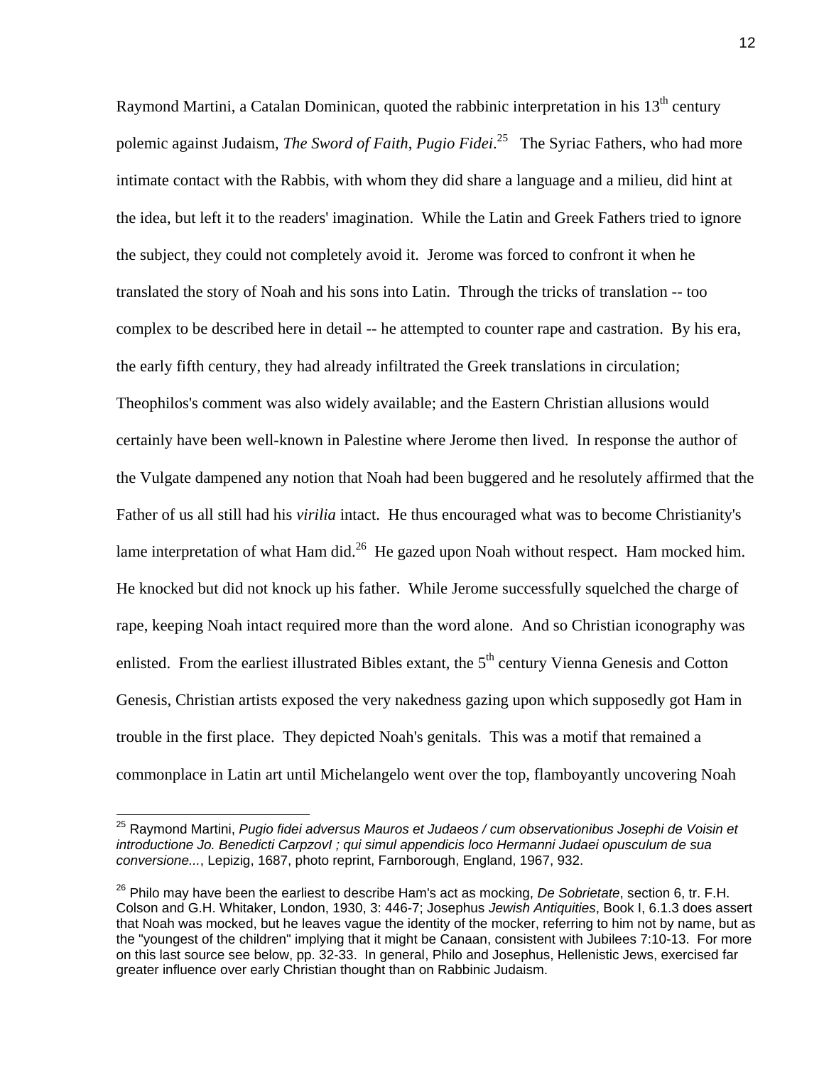Raymond Martini, a Catalan Dominican, quoted the rabbinic interpretation in his 13th century polemic against Judaism, *The Sword of Faith*, *Pugio Fidei*.[25] The Syriac Fathers, who had more intimate contact with the Rabbis, with whom they did share a language and a milieu, did hint at the idea, but left it to the readers' imagination. While the Latin and Greek Fathers tried to ignore the subject, they could not completely avoid it. Jerome was forced to confront it when he translated the story of Noah and his sons into Latin. Through the tricks of translation -- too complex to be described here in detail -- he attempted to counter rape and castration. By his era, the early fifth century, they had already infiltrated the Greek translations in circulation; Theophilos's comment was also widely available; and the Eastern Christian allusions would certainly have been well-known in Palestine where Jerome then lived. In response the author of the Vulgate dampened any notion that Noah had been buggered and he resolutely affirmed that the Father of us all still had his *virilia* intact. He thus encouraged what was to become Christianity's lame interpretation of what Ham did.[26] He gazed upon Noah without respect. Ham mocked him. He knocked but did not knock up his father. While Jerome successfully squelched the charge of rape, keeping Noah intact required more than the word alone. And so Christian iconography was enlisted. From the earliest illustrated Bibles extant, the 5th century Vienna Genesis and Cotton Genesis, Christian artists exposed the very nakedness gazing upon which supposedly got Ham in trouble in the first place. They depicted Noah's genitals. This was a motif that remained a commonplace in Latin art until Michelangelo went over the top, flamboyantly uncovering Noah

---

[25] Raymond Martini, *Pugio fidei adversus Mauros et Judaeos / cum observationibus Josephi de Voisin et introductione Jo. Benedicti CarpzovI ; qui simul appendicis loco Hermanni Judaei opusculum de sua conversione...*, Lepizig, 1687, photo reprint, Farnborough, England, 1967, 932.

[26] Philo may have been the earliest to describe Ham's act as mocking, *De Sobrietate*, section 6, tr. F.H. Colson and G.H. Whitaker, London, 1930, 3: 446-7; Josephus *Jewish Antiquities*, Book I, 6.1.3 does assert that Noah was mocked, but he leaves vague the identity of the mocker, referring to him not by name, but as the "youngest of the children" implying that it might be Canaan, consistent with Jubilees 7:10-13. For more on this last source see below, pp. 32-33. In general, Philo and Josephus, Hellenistic Jews, exercised far greater influence over early Christian thought than on Rabbinic Judaism.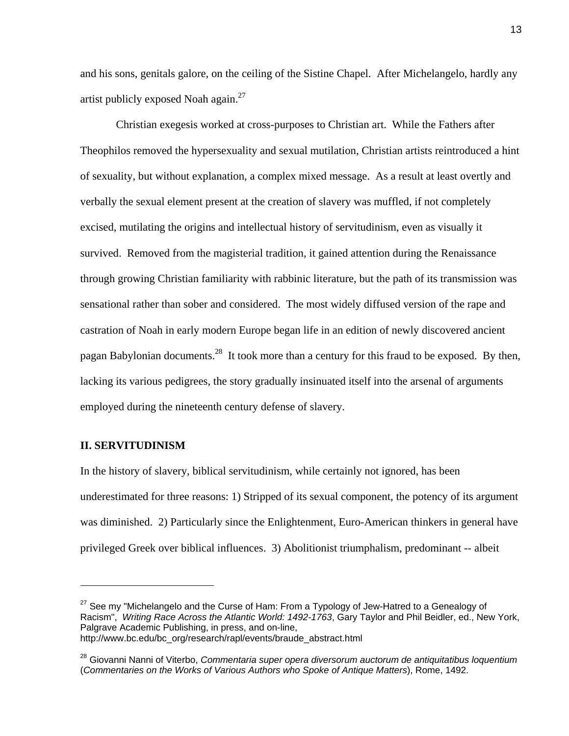and his sons, genitals galore, on the ceiling of the Sistine Chapel. After Michelangelo, hardly any artist publicly exposed Noah again.[27]

Christian exegesis worked at cross-purposes to Christian art. While the Fathers after Theophilos removed the hypersexuality and sexual mutilation, Christian artists reintroduced a hint of sexuality, but without explanation, a complex mixed message. As a result at least overtly and verbally the sexual element present at the creation of slavery was muffled, if not completely excised, mutilating the origins and intellectual history of servitudinism, even as visually it survived. Removed from the magisterial tradition, it gained attention during the Renaissance through growing Christian familiarity with rabbinic literature, but the path of its transmission was sensational rather than sober and considered. The most widely diffused version of the rape and castration of Noah in early modern Europe began life in an edition of newly discovered ancient pagan Babylonian documents.[28] It took more than a century for this fraud to be exposed. By then, lacking its various pedigrees, the story gradually insinuated itself into the arsenal of arguments employed during the nineteenth century defense of slavery.

## II. SERVITUDINISM

In the history of slavery, biblical servitudinism, while certainly not ignored, has been underestimated for three reasons: 1) Stripped of its sexual component, the potency of its argument was diminished. 2) Particularly since the Enlightenment, Euro-American thinkers in general have privileged Greek over biblical influences. 3) Abolitionist triumphalism, predominant -- albeit

---

[27] See my "Michelangelo and the Curse of Ham: From a Typology of Jew-Hatred to a Genealogy of Racism", *Writing Race Across the Atlantic World: 1492-1763*, Gary Taylor and Phil Beidler, ed., New York, Palgrave Academic Publishing, in press, and on-line, http://www.bc.edu/bc_org/research/rapl/events/braude_abstract.html

[28] Giovanni Nanni of Viterbo, *Commentaria super opera diversorum auctorum de antiquitatibus loquentium* (*Commentaries on the Works of Various Authors who Spoke of Antique Matters*), Rome, 1492.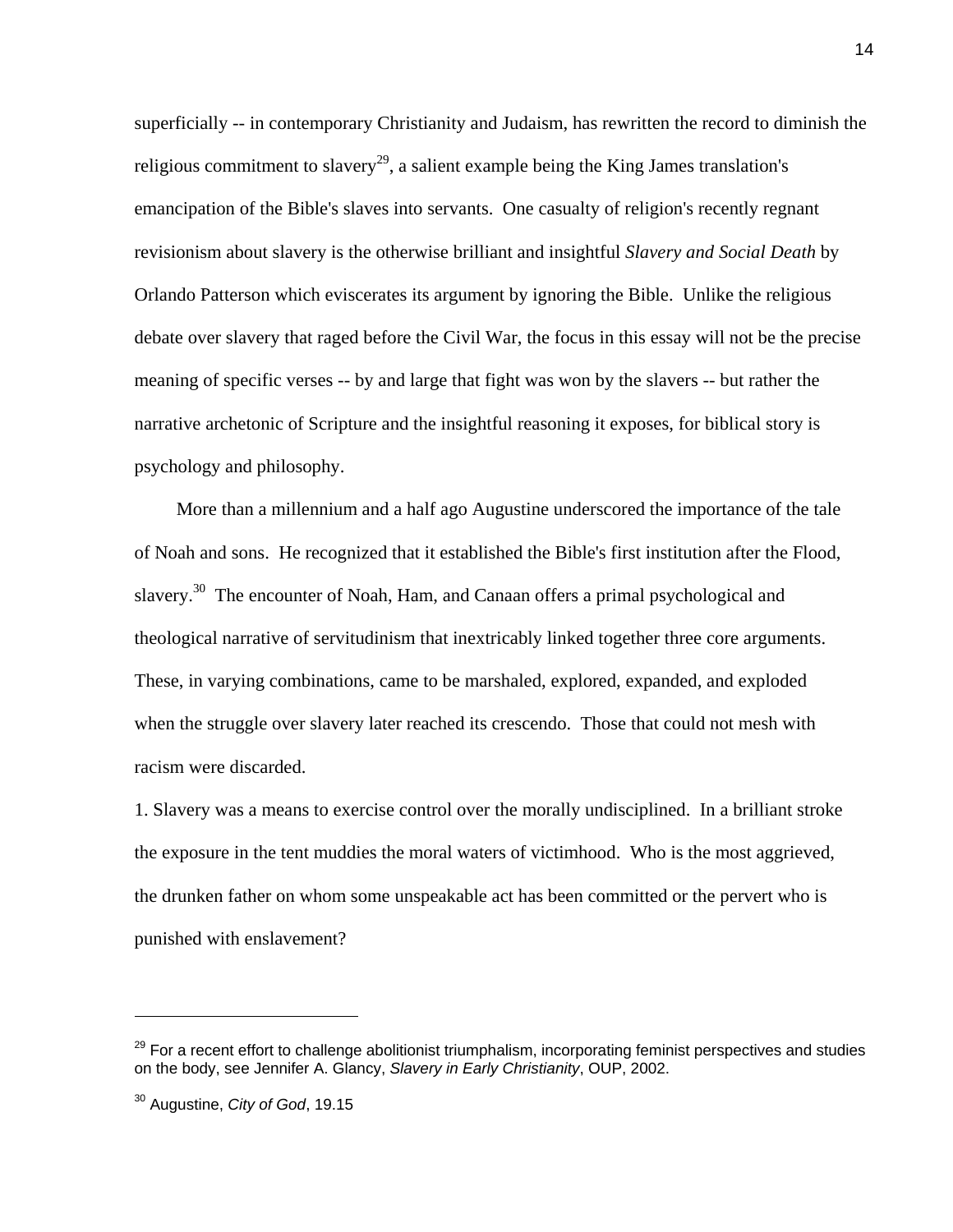superficially -- in contemporary Christianity and Judaism, has rewritten the record to diminish the religious commitment to slavery[29], a salient example being the King James translation's emancipation of the Bible's slaves into servants. One casualty of religion's recently regnant revisionism about slavery is the otherwise brilliant and insightful *Slavery and Social Death* by Orlando Patterson which eviscerates its argument by ignoring the Bible. Unlike the religious debate over slavery that raged before the Civil War, the focus in this essay will not be the precise meaning of specific verses -- by and large that fight was won by the slavers -- but rather the narrative archetonic of Scripture and the insightful reasoning it exposes, for biblical story is psychology and philosophy.

More than a millennium and a half ago Augustine underscored the importance of the tale of Noah and sons. He recognized that it established the Bible's first institution after the Flood, slavery.[30] The encounter of Noah, Ham, and Canaan offers a primal psychological and theological narrative of servitudinism that inextricably linked together three core arguments. These, in varying combinations, came to be marshaled, explored, expanded, and exploded when the struggle over slavery later reached its crescendo. Those that could not mesh with racism were discarded.

1. Slavery was a means to exercise control over the morally undisciplined. In a brilliant stroke the exposure in the tent muddies the moral waters of victimhood. Who is the most aggrieved, the drunken father on whom some unspeakable act has been committed or the pervert who is punished with enslavement?

---

[29] For a recent effort to challenge abolitionist triumphalism, incorporating feminist perspectives and studies on the body, see Jennifer A. Glancy, *Slavery in Early Christianity*, OUP, 2002.

[30] Augustine, *City of God*, 19.15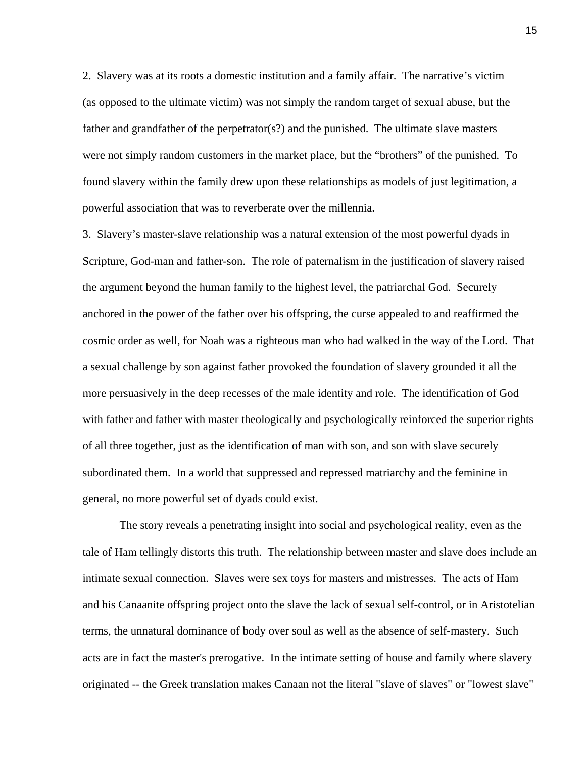2. Slavery was at its roots a domestic institution and a family affair. The narrative's victim (as opposed to the ultimate victim) was not simply the random target of sexual abuse, but the father and grandfather of the perpetrator(s?) and the punished. The ultimate slave masters were not simply random customers in the market place, but the "brothers" of the punished. To found slavery within the family drew upon these relationships as models of just legitimation, a powerful association that was to reverberate over the millennia.

3. Slavery's master-slave relationship was a natural extension of the most powerful dyads in Scripture, God-man and father-son. The role of paternalism in the justification of slavery raised the argument beyond the human family to the highest level, the patriarchal God. Securely anchored in the power of the father over his offspring, the curse appealed to and reaffirmed the cosmic order as well, for Noah was a righteous man who had walked in the way of the Lord. That a sexual challenge by son against father provoked the foundation of slavery grounded it all the more persuasively in the deep recesses of the male identity and role. The identification of God with father and father with master theologically and psychologically reinforced the superior rights of all three together, just as the identification of man with son, and son with slave securely subordinated them. In a world that suppressed and repressed matriarchy and the feminine in general, no more powerful set of dyads could exist.

The story reveals a penetrating insight into social and psychological reality, even as the tale of Ham tellingly distorts this truth. The relationship between master and slave does include an intimate sexual connection. Slaves were sex toys for masters and mistresses. The acts of Ham and his Canaanite offspring project onto the slave the lack of sexual self-control, or in Aristotelian terms, the unnatural dominance of body over soul as well as the absence of self-mastery. Such acts are in fact the master's prerogative. In the intimate setting of house and family where slavery originated -- the Greek translation makes Canaan not the literal "slave of slaves" or "lowest slave"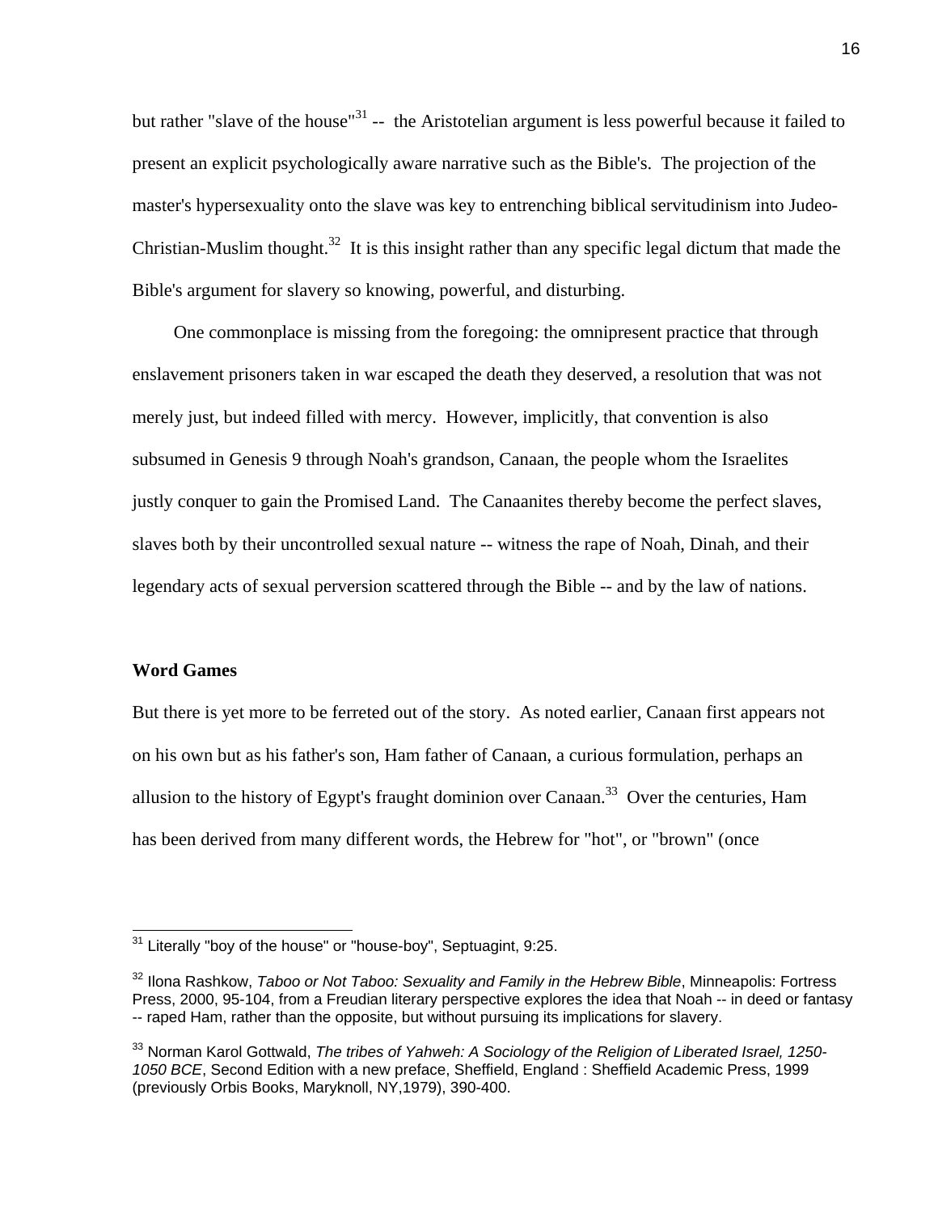but rather "slave of the house"[31] -- the Aristotelian argument is less powerful because it failed to present an explicit psychologically aware narrative such as the Bible's. The projection of the master's hypersexuality onto the slave was key to entrenching biblical servitudinism into Judeo-Christian-Muslim thought.[32] It is this insight rather than any specific legal dictum that made the Bible's argument for slavery so knowing, powerful, and disturbing.

One commonplace is missing from the foregoing: the omnipresent practice that through enslavement prisoners taken in war escaped the death they deserved, a resolution that was not merely just, but indeed filled with mercy. However, implicitly, that convention is also subsumed in Genesis 9 through Noah's grandson, Canaan, the people whom the Israelites justly conquer to gain the Promised Land. The Canaanites thereby become the perfect slaves, slaves both by their uncontrolled sexual nature -- witness the rape of Noah, Dinah, and their legendary acts of sexual perversion scattered through the Bible -- and by the law of nations.

**Word Games**

But there is yet more to be ferreted out of the story. As noted earlier, Canaan first appears not on his own but as his father's son, Ham father of Canaan, a curious formulation, perhaps an allusion to the history of Egypt's fraught dominion over Canaan.[33] Over the centuries, Ham has been derived from many different words, the Hebrew for "hot", or "brown" (once

---

[31] Literally "boy of the house" or "house-boy", Septuagint, 9:25.

[32] Ilona Rashkow, *Taboo or Not Taboo: Sexuality and Family in the Hebrew Bible*, Minneapolis: Fortress Press, 2000, 95-104, from a Freudian literary perspective explores the idea that Noah -- in deed or fantasy -- raped Ham, rather than the opposite, but without pursuing its implications for slavery.

[33] Norman Karol Gottwald, *The tribes of Yahweh: A Sociology of the Religion of Liberated Israel, 1250-1050 BCE*, Second Edition with a new preface, Sheffield, England : Sheffield Academic Press, 1999 (previously Orbis Books, Maryknoll, NY,1979), 390-400.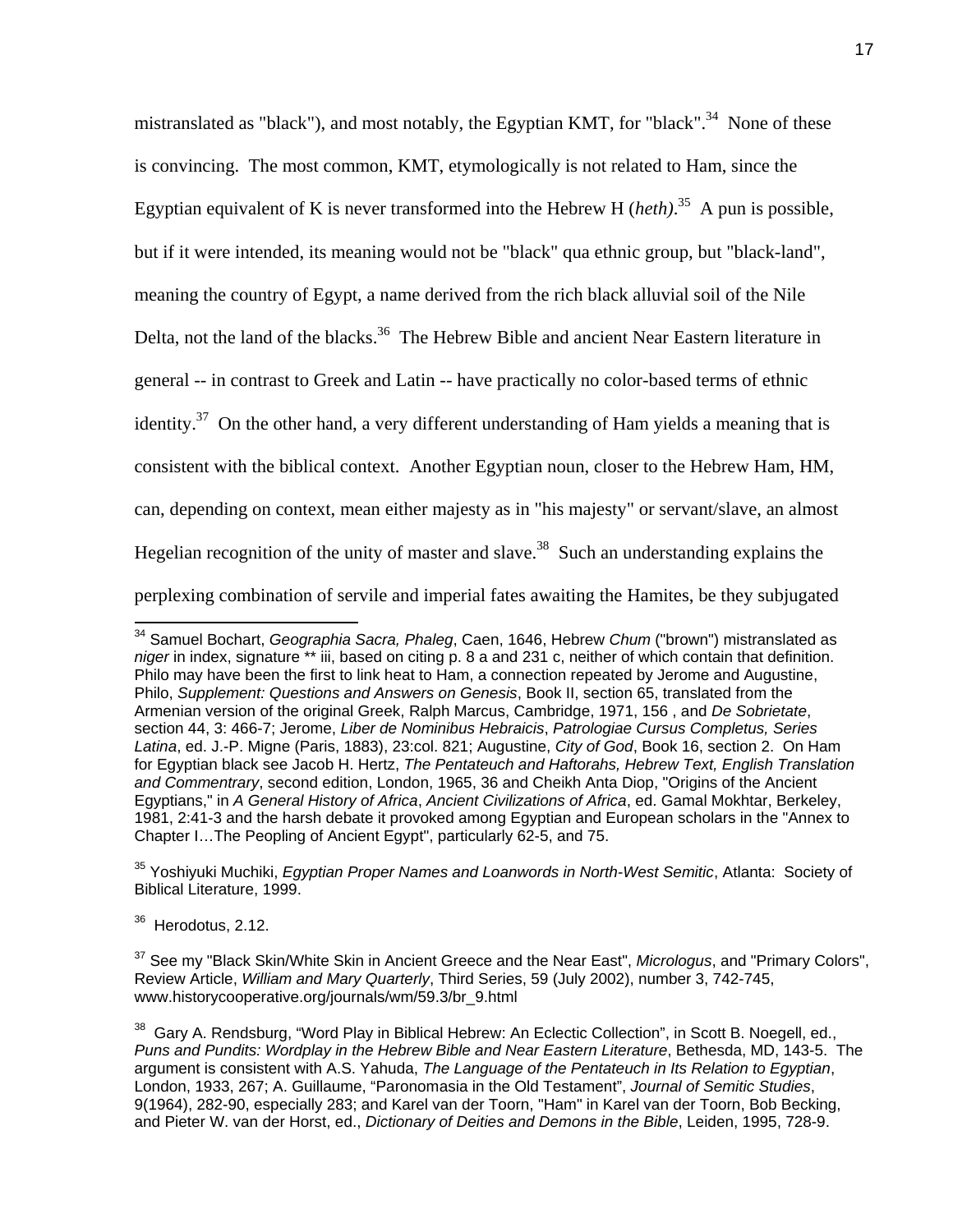mistranslated as "black"), and most notably, the Egyptian KMT, for "black".[34] None of these is convincing. The most common, KMT, etymologically is not related to Ham, since the Egyptian equivalent of K is never transformed into the Hebrew H (*heth)*.[35] A pun is possible, but if it were intended, its meaning would not be "black" qua ethnic group, but "black-land", meaning the country of Egypt, a name derived from the rich black alluvial soil of the Nile Delta, not the land of the blacks.[36] The Hebrew Bible and ancient Near Eastern literature in general -- in contrast to Greek and Latin -- have practically no color-based terms of ethnic identity.[37] On the other hand, a very different understanding of Ham yields a meaning that is consistent with the biblical context. Another Egyptian noun, closer to the Hebrew Ham, HM, can, depending on context, mean either majesty as in "his majesty" or servant/slave, an almost Hegelian recognition of the unity of master and slave.[38] Such an understanding explains the perplexing combination of servile and imperial fates awaiting the Hamites, be they subjugated

---

[34] Samuel Bochart, *Geographia Sacra, Phaleg*, Caen, 1646, Hebrew *Chum* ("brown") mistranslated as *niger* in index, signature ** iii, based on citing p. 8 a and 231 c, neither of which contain that definition. Philo may have been the first to link heat to Ham, a connection repeated by Jerome and Augustine, Philo, *Supplement: Questions and Answers on Genesis*, Book II, section 65, translated from the Armenian version of the original Greek, Ralph Marcus, Cambridge, 1971, 156 , and *De Sobrietate*, section 44, 3: 466-7; Jerome, *Liber de Nominibus Hebraicis*, *Patrologiae Cursus Completus, Series Latina*, ed. J.-P. Migne (Paris, 1883), 23:col. 821; Augustine, *City of God*, Book 16, section 2. On Ham for Egyptian black see Jacob H. Hertz, *The Pentateuch and Haftorahs, Hebrew Text, English Translation and Commentrary*, second edition, London, 1965, 36 and Cheikh Anta Diop, "Origins of the Ancient Egyptians," in *A General History of Africa*, *Ancient Civilizations of Africa*, ed. Gamal Mokhtar, Berkeley, 1981, 2:41-3 and the harsh debate it provoked among Egyptian and European scholars in the "Annex to Chapter I…The Peopling of Ancient Egypt", particularly 62-5, and 75.

[35] Yoshiyuki Muchiki, *Egyptian Proper Names and Loanwords in North-West Semitic*, Atlanta: Society of Biblical Literature, 1999.

[36] Herodotus, 2.12.

[37] See my "Black Skin/White Skin in Ancient Greece and the Near East", *Micrologus*, and "Primary Colors", Review Article, *William and Mary Quarterly*, Third Series, 59 (July 2002), number 3, 742-745, www.historycooperative.org/journals/wm/59.3/br_9.html

[38] Gary A. Rendsburg, “Word Play in Biblical Hebrew: An Eclectic Collection”, in Scott B. Noegell, ed., *Puns and Pundits: Wordplay in the Hebrew Bible and Near Eastern Literature*, Bethesda, MD, 143-5. The argument is consistent with A.S. Yahuda, *The Language of the Pentateuch in Its Relation to Egyptian*, London, 1933, 267; A. Guillaume, “Paronomasia in the Old Testament”, *Journal of Semitic Studies*, 9(1964), 282-90, especially 283; and Karel van der Toorn, "Ham" in Karel van der Toorn, Bob Becking, and Pieter W. van der Horst, ed., *Dictionary of Deities and Demons in the Bible*, Leiden, 1995, 728-9.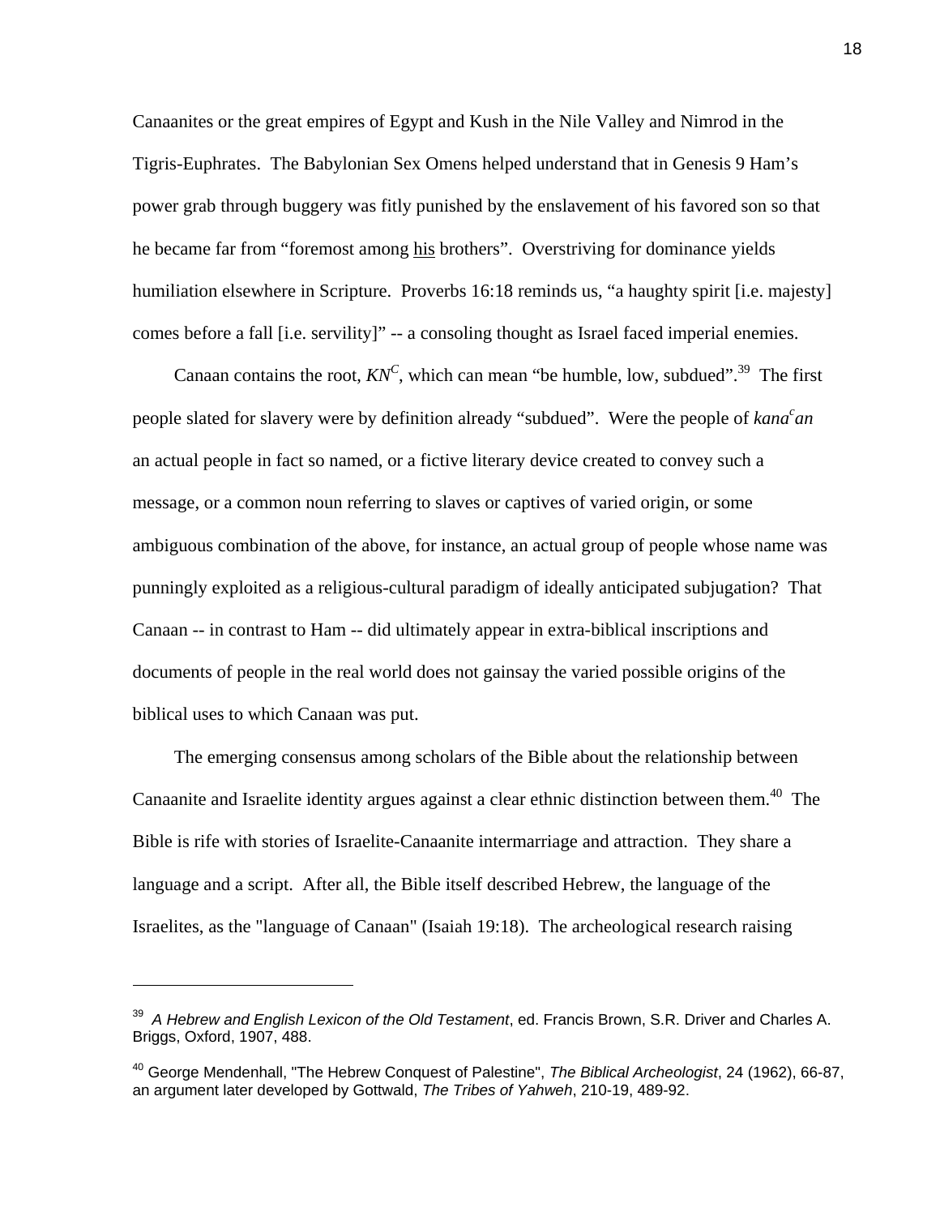Canaanites or the great empires of Egypt and Kush in the Nile Valley and Nimrod in the Tigris-Euphrates. The Babylonian Sex Omens helped understand that in Genesis 9 Ham's power grab through buggery was fitly punished by the enslavement of his favored son so that he became far from "foremost among <u>his</u> brothers". Overstriving for dominance yields humiliation elsewhere in Scripture. Proverbs 16:18 reminds us, "a haughty spirit [i.e. majesty] comes before a fall [i.e. servility]" -- a consoling thought as Israel faced imperial enemies.

Canaan contains the root, *KN*$^{C}$, which can mean "be humble, low, subdued".[39] The first people slated for slavery were by definition already "subdued". Were the people of *kana*$^{c}$*an* an actual people in fact so named, or a fictive literary device created to convey such a message, or a common noun referring to slaves or captives of varied origin, or some ambiguous combination of the above, for instance, an actual group of people whose name was punningly exploited as a religious-cultural paradigm of ideally anticipated subjugation? That Canaan -- in contrast to Ham -- did ultimately appear in extra-biblical inscriptions and documents of people in the real world does not gainsay the varied possible origins of the biblical uses to which Canaan was put.

The emerging consensus among scholars of the Bible about the relationship between Canaanite and Israelite identity argues against a clear ethnic distinction between them.[40] The Bible is rife with stories of Israelite-Canaanite intermarriage and attraction. They share a language and a script. After all, the Bible itself described Hebrew, the language of the Israelites, as the "language of Canaan" (Isaiah 19:18). The archeological research raising

---

[39] *A Hebrew and English Lexicon of the Old Testament*, ed. Francis Brown, S.R. Driver and Charles A. Briggs, Oxford, 1907, 488.

[40] George Mendenhall, "The Hebrew Conquest of Palestine", *The Biblical Archeologist*, 24 (1962), 66-87, an argument later developed by Gottwald, *The Tribes of Yahweh*, 210-19, 489-92.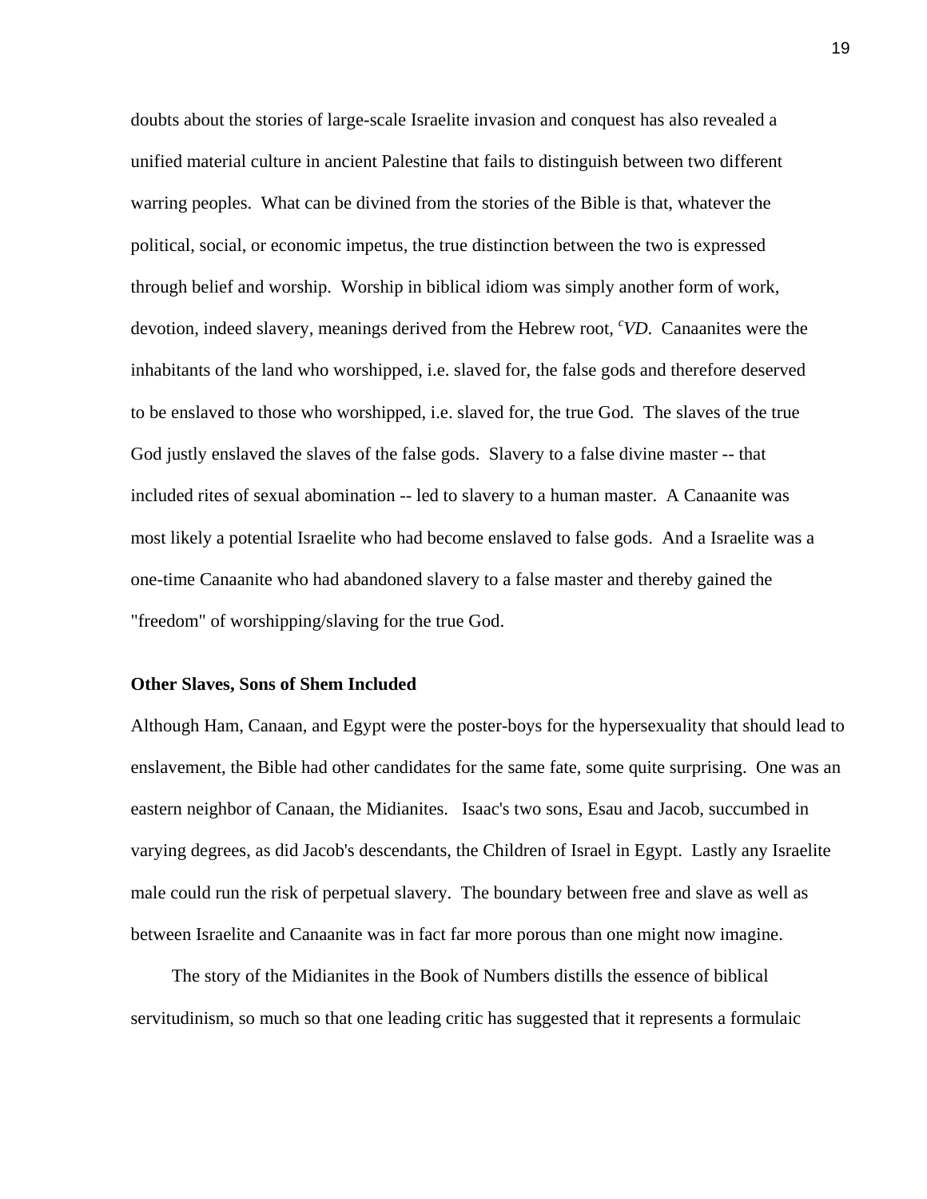doubts about the stories of large-scale Israelite invasion and conquest has also revealed a unified material culture in ancient Palestine that fails to distinguish between two different warring peoples. What can be divined from the stories of the Bible is that, whatever the political, social, or economic impetus, the true distinction between the two is expressed through belief and worship. Worship in biblical idiom was simply another form of work, devotion, indeed slavery, meanings derived from the Hebrew root, $^{c}$*VD*. Canaanites were the inhabitants of the land who worshipped, i.e. slaved for, the false gods and therefore deserved to be enslaved to those who worshipped, i.e. slaved for, the true God. The slaves of the true God justly enslaved the slaves of the false gods. Slavery to a false divine master -- that included rites of sexual abomination -- led to slavery to a human master. A Canaanite was most likely a potential Israelite who had become enslaved to false gods. And a Israelite was a one-time Canaanite who had abandoned slavery to a false master and thereby gained the "freedom" of worshipping/slaving for the true God.

**Other Slaves, Sons of Shem Included**

Although Ham, Canaan, and Egypt were the poster-boys for the hypersexuality that should lead to enslavement, the Bible had other candidates for the same fate, some quite surprising. One was an eastern neighbor of Canaan, the Midianites. Isaac's two sons, Esau and Jacob, succumbed in varying degrees, as did Jacob's descendants, the Children of Israel in Egypt. Lastly any Israelite male could run the risk of perpetual slavery. The boundary between free and slave as well as between Israelite and Canaanite was in fact far more porous than one might now imagine.

The story of the Midianites in the Book of Numbers distills the essence of biblical servitudinism, so much so that one leading critic has suggested that it represents a formulaic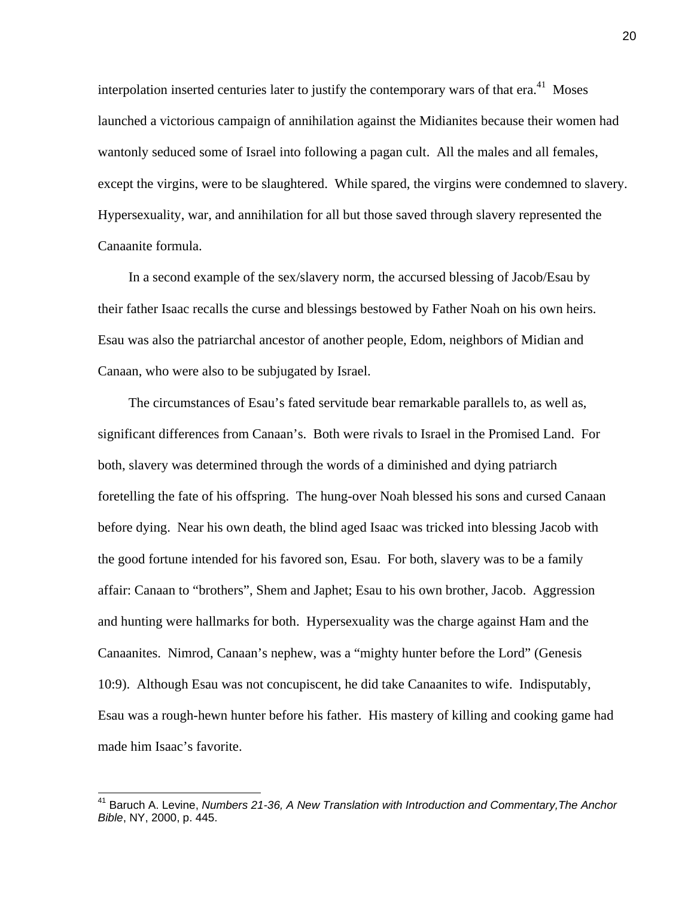interpolation inserted centuries later to justify the contemporary wars of that era.[41] Moses launched a victorious campaign of annihilation against the Midianites because their women had wantonly seduced some of Israel into following a pagan cult. All the males and all females, except the virgins, were to be slaughtered. While spared, the virgins were condemned to slavery. Hypersexuality, war, and annihilation for all but those saved through slavery represented the Canaanite formula.

In a second example of the sex/slavery norm, the accursed blessing of Jacob/Esau by their father Isaac recalls the curse and blessings bestowed by Father Noah on his own heirs. Esau was also the patriarchal ancestor of another people, Edom, neighbors of Midian and Canaan, who were also to be subjugated by Israel.

The circumstances of Esau's fated servitude bear remarkable parallels to, as well as, significant differences from Canaan's. Both were rivals to Israel in the Promised Land. For both, slavery was determined through the words of a diminished and dying patriarch foretelling the fate of his offspring. The hung-over Noah blessed his sons and cursed Canaan before dying. Near his own death, the blind aged Isaac was tricked into blessing Jacob with the good fortune intended for his favored son, Esau. For both, slavery was to be a family affair: Canaan to "brothers", Shem and Japhet; Esau to his own brother, Jacob. Aggression and hunting were hallmarks for both. Hypersexuality was the charge against Ham and the Canaanites. Nimrod, Canaan's nephew, was a "mighty hunter before the Lord" (Genesis 10:9). Although Esau was not concupiscent, he did take Canaanites to wife. Indisputably, Esau was a rough-hewn hunter before his father. His mastery of killing and cooking game had made him Isaac's favorite.

---

[41] Baruch A. Levine, *Numbers 21-36, A New Translation with Introduction and Commentary,The Anchor Bible*, NY, 2000, p. 445.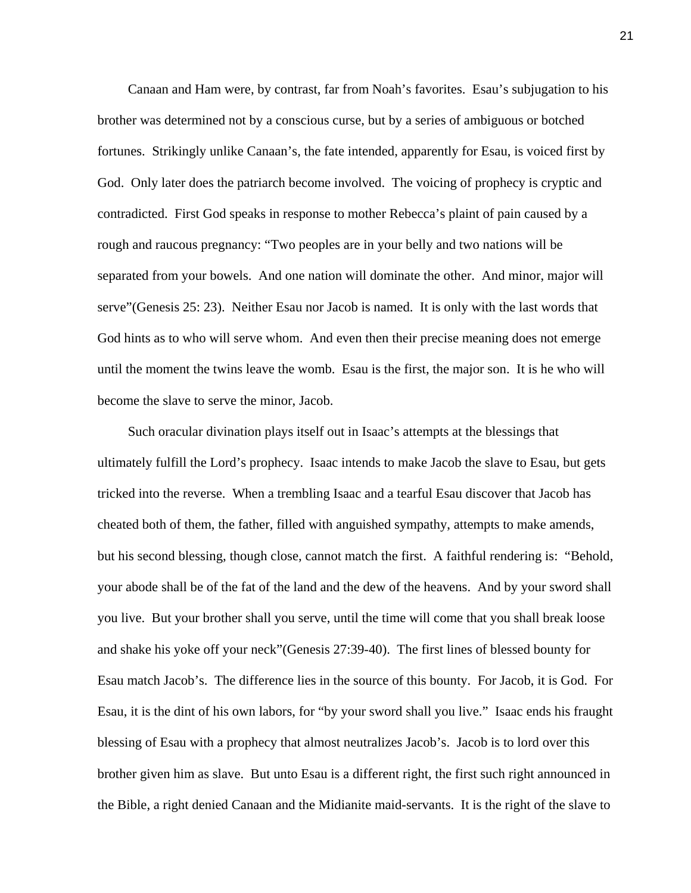Canaan and Ham were, by contrast, far from Noah's favorites. Esau's subjugation to his brother was determined not by a conscious curse, but by a series of ambiguous or botched fortunes. Strikingly unlike Canaan's, the fate intended, apparently for Esau, is voiced first by God. Only later does the patriarch become involved. The voicing of prophecy is cryptic and contradicted. First God speaks in response to mother Rebecca's plaint of pain caused by a rough and raucous pregnancy: "Two peoples are in your belly and two nations will be separated from your bowels. And one nation will dominate the other. And minor, major will serve"(Genesis 25: 23). Neither Esau nor Jacob is named. It is only with the last words that God hints as to who will serve whom. And even then their precise meaning does not emerge until the moment the twins leave the womb. Esau is the first, the major son. It is he who will become the slave to serve the minor, Jacob.

Such oracular divination plays itself out in Isaac's attempts at the blessings that ultimately fulfill the Lord's prophecy. Isaac intends to make Jacob the slave to Esau, but gets tricked into the reverse. When a trembling Isaac and a tearful Esau discover that Jacob has cheated both of them, the father, filled with anguished sympathy, attempts to make amends, but his second blessing, though close, cannot match the first. A faithful rendering is: "Behold, your abode shall be of the fat of the land and the dew of the heavens. And by your sword shall you live. But your brother shall you serve, until the time will come that you shall break loose and shake his yoke off your neck"(Genesis 27:39-40). The first lines of blessed bounty for Esau match Jacob's. The difference lies in the source of this bounty. For Jacob, it is God. For Esau, it is the dint of his own labors, for "by your sword shall you live." Isaac ends his fraught blessing of Esau with a prophecy that almost neutralizes Jacob's. Jacob is to lord over this brother given him as slave. But unto Esau is a different right, the first such right announced in the Bible, a right denied Canaan and the Midianite maid-servants. It is the right of the slave to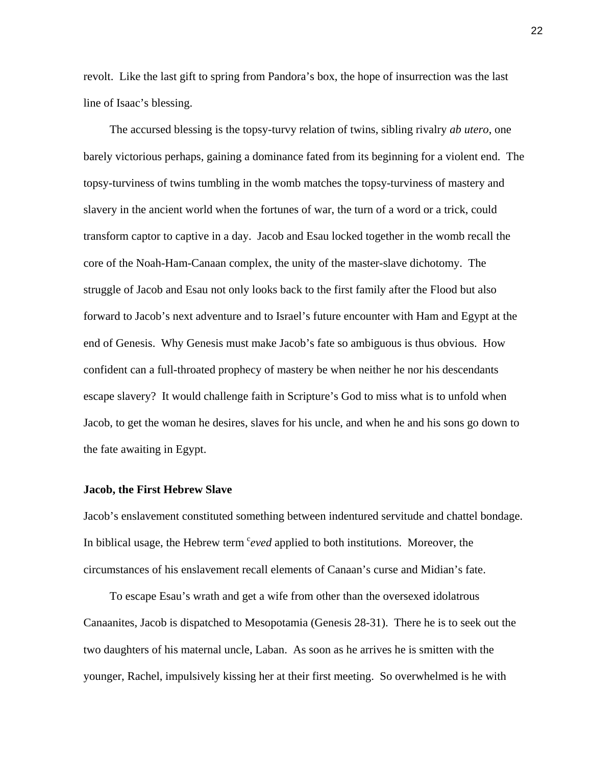revolt. Like the last gift to spring from Pandora's box, the hope of insurrection was the last line of Isaac's blessing.

The accursed blessing is the topsy-turvy relation of twins, sibling rivalry *ab utero*, one barely victorious perhaps, gaining a dominance fated from its beginning for a violent end. The topsy-turviness of twins tumbling in the womb matches the topsy-turviness of mastery and slavery in the ancient world when the fortunes of war, the turn of a word or a trick, could transform captor to captive in a day. Jacob and Esau locked together in the womb recall the core of the Noah-Ham-Canaan complex, the unity of the master-slave dichotomy. The struggle of Jacob and Esau not only looks back to the first family after the Flood but also forward to Jacob's next adventure and to Israel's future encounter with Ham and Egypt at the end of Genesis. Why Genesis must make Jacob's fate so ambiguous is thus obvious. How confident can a full-throated prophecy of mastery be when neither he nor his descendants escape slavery? It would challenge faith in Scripture's God to miss what is to unfold when Jacob, to get the woman he desires, slaves for his uncle, and when he and his sons go down to the fate awaiting in Egypt.

**Jacob, the First Hebrew Slave**

Jacob's enslavement constituted something between indentured servitude and chattel bondage. In biblical usage, the Hebrew term [c]*eved* applied to both institutions. Moreover, the circumstances of his enslavement recall elements of Canaan's curse and Midian's fate.

To escape Esau's wrath and get a wife from other than the oversexed idolatrous Canaanites, Jacob is dispatched to Mesopotamia (Genesis 28-31). There he is to seek out the two daughters of his maternal uncle, Laban. As soon as he arrives he is smitten with the younger, Rachel, impulsively kissing her at their first meeting. So overwhelmed is he with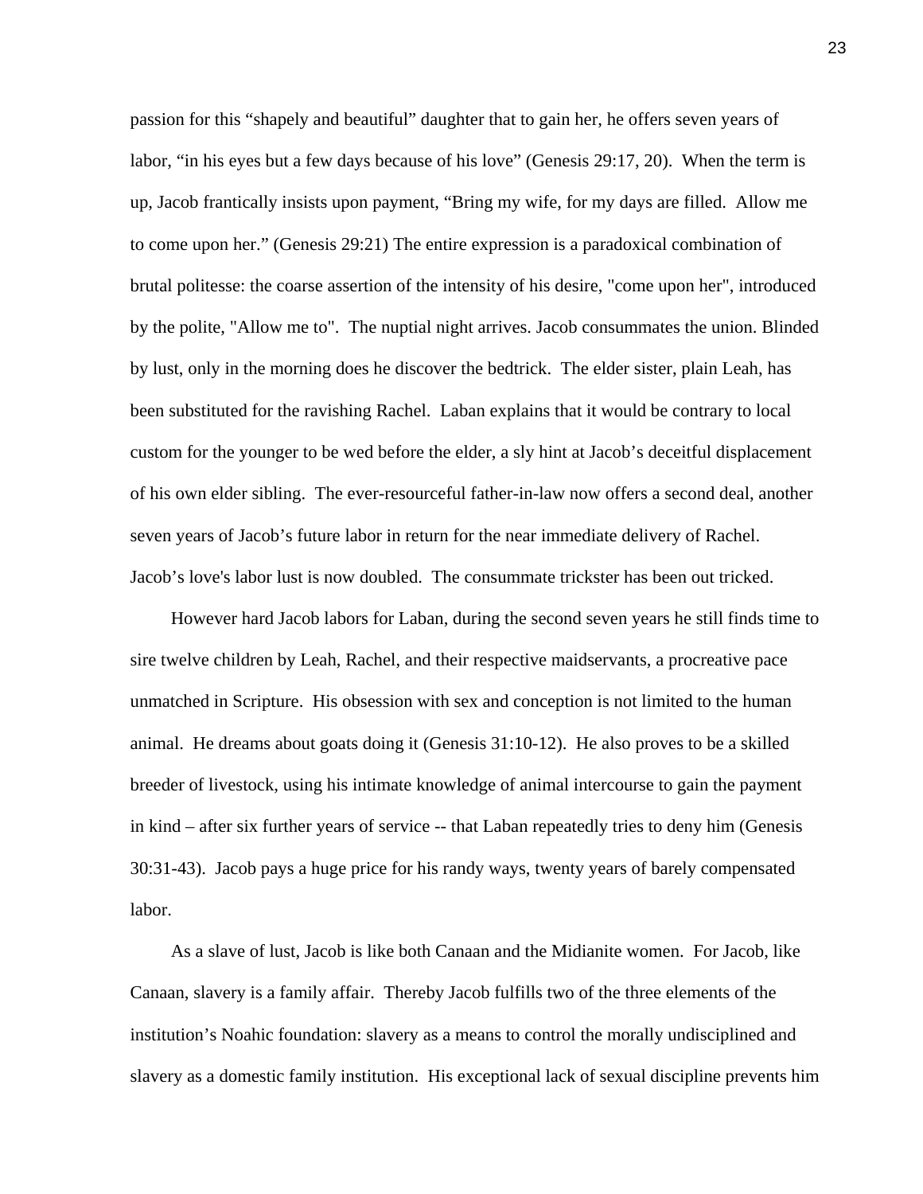passion for this "shapely and beautiful" daughter that to gain her, he offers seven years of labor, "in his eyes but a few days because of his love" (Genesis 29:17, 20). When the term is up, Jacob frantically insists upon payment, "Bring my wife, for my days are filled. Allow me to come upon her." (Genesis 29:21) The entire expression is a paradoxical combination of brutal politesse: the coarse assertion of the intensity of his desire, "come upon her", introduced by the polite, "Allow me to". The nuptial night arrives. Jacob consummates the union. Blinded by lust, only in the morning does he discover the bedtrick. The elder sister, plain Leah, has been substituted for the ravishing Rachel. Laban explains that it would be contrary to local custom for the younger to be wed before the elder, a sly hint at Jacob's deceitful displacement of his own elder sibling. The ever-resourceful father-in-law now offers a second deal, another seven years of Jacob's future labor in return for the near immediate delivery of Rachel. Jacob's love's labor lust is now doubled. The consummate trickster has been out tricked.

However hard Jacob labors for Laban, during the second seven years he still finds time to sire twelve children by Leah, Rachel, and their respective maidservants, a procreative pace unmatched in Scripture. His obsession with sex and conception is not limited to the human animal. He dreams about goats doing it (Genesis 31:10-12). He also proves to be a skilled breeder of livestock, using his intimate knowledge of animal intercourse to gain the payment in kind – after six further years of service -- that Laban repeatedly tries to deny him (Genesis 30:31-43). Jacob pays a huge price for his randy ways, twenty years of barely compensated labor.

As a slave of lust, Jacob is like both Canaan and the Midianite women. For Jacob, like Canaan, slavery is a family affair. Thereby Jacob fulfills two of the three elements of the institution's Noahic foundation: slavery as a means to control the morally undisciplined and slavery as a domestic family institution. His exceptional lack of sexual discipline prevents him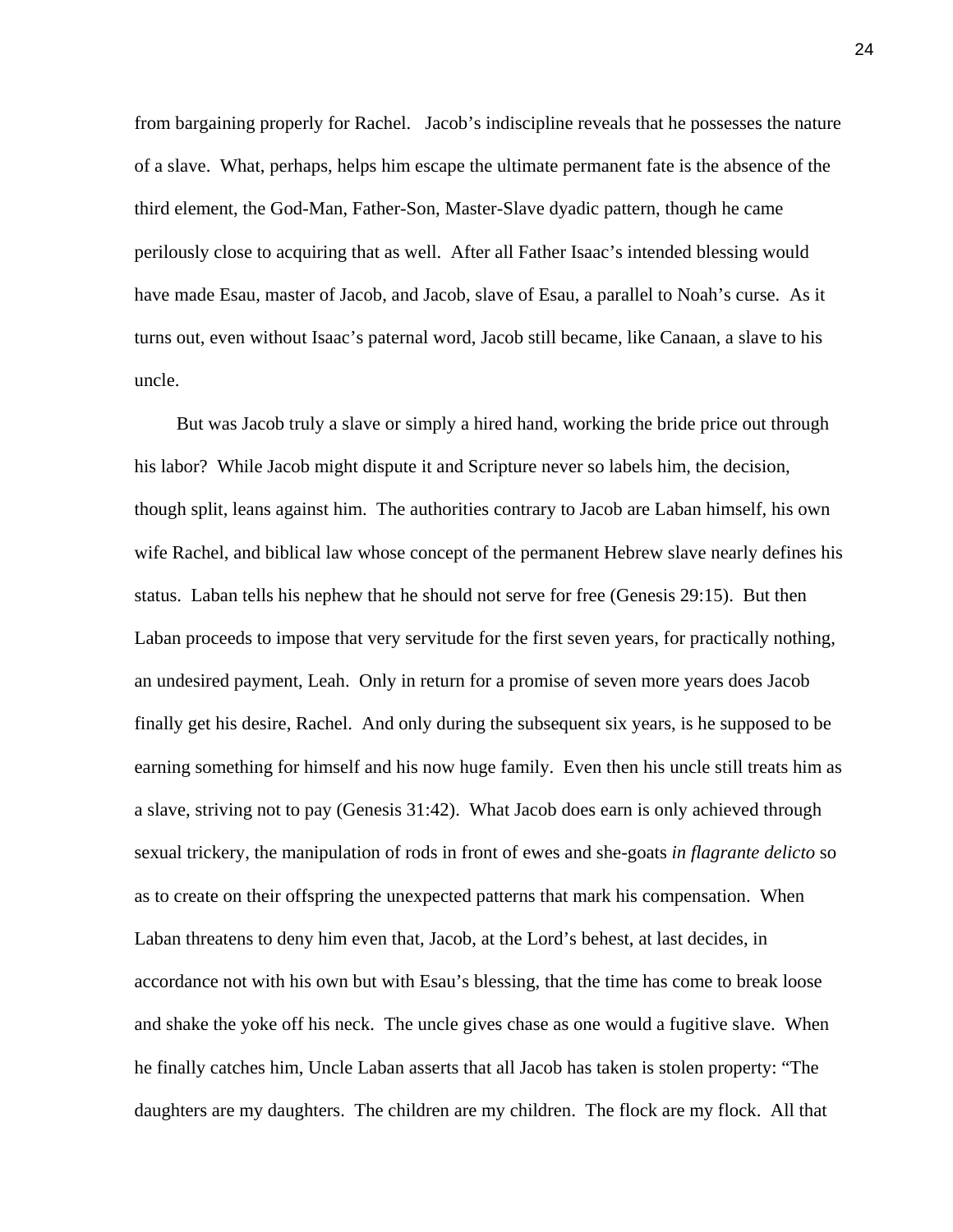from bargaining properly for Rachel. Jacob's indiscipline reveals that he possesses the nature of a slave. What, perhaps, helps him escape the ultimate permanent fate is the absence of the third element, the God-Man, Father-Son, Master-Slave dyadic pattern, though he came perilously close to acquiring that as well. After all Father Isaac's intended blessing would have made Esau, master of Jacob, and Jacob, slave of Esau, a parallel to Noah's curse. As it turns out, even without Isaac's paternal word, Jacob still became, like Canaan, a slave to his uncle.

But was Jacob truly a slave or simply a hired hand, working the bride price out through his labor? While Jacob might dispute it and Scripture never so labels him, the decision, though split, leans against him. The authorities contrary to Jacob are Laban himself, his own wife Rachel, and biblical law whose concept of the permanent Hebrew slave nearly defines his status. Laban tells his nephew that he should not serve for free (Genesis 29:15). But then Laban proceeds to impose that very servitude for the first seven years, for practically nothing, an undesired payment, Leah. Only in return for a promise of seven more years does Jacob finally get his desire, Rachel. And only during the subsequent six years, is he supposed to be earning something for himself and his now huge family. Even then his uncle still treats him as a slave, striving not to pay (Genesis 31:42). What Jacob does earn is only achieved through sexual trickery, the manipulation of rods in front of ewes and she-goats *in flagrante delicto* so as to create on their offspring the unexpected patterns that mark his compensation. When Laban threatens to deny him even that, Jacob, at the Lord's behest, at last decides, in accordance not with his own but with Esau's blessing, that the time has come to break loose and shake the yoke off his neck. The uncle gives chase as one would a fugitive slave. When he finally catches him, Uncle Laban asserts that all Jacob has taken is stolen property: "The daughters are my daughters. The children are my children. The flock are my flock. All that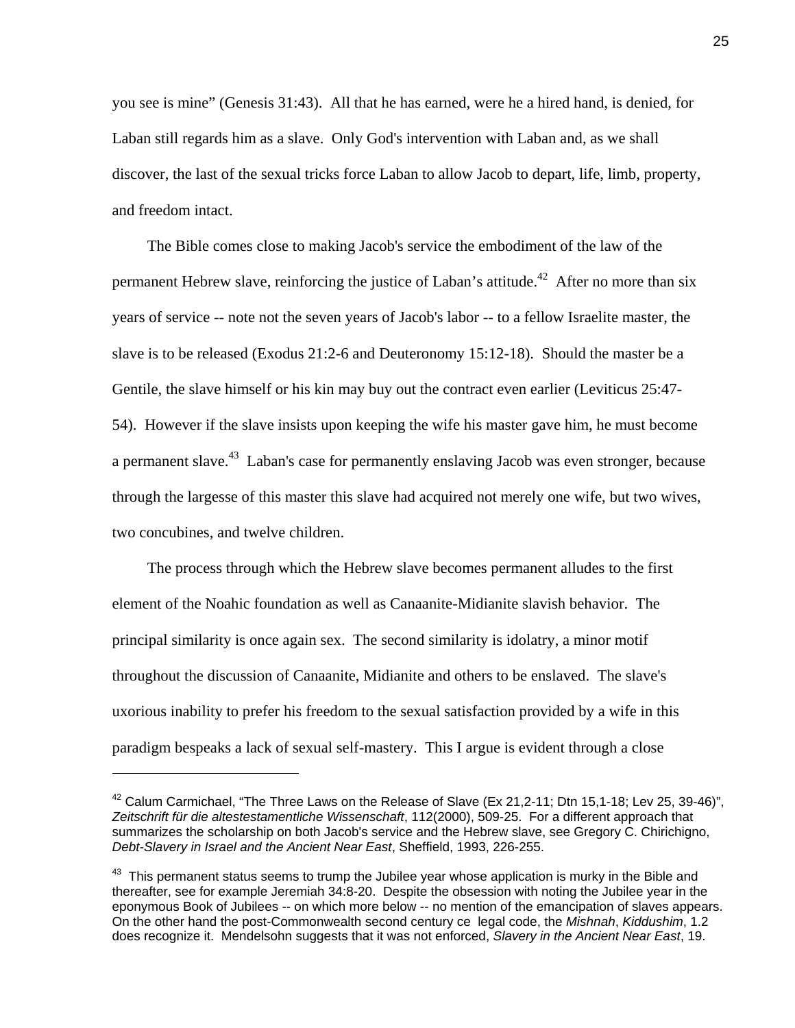you see is mine" (Genesis 31:43). All that he has earned, were he a hired hand, is denied, for Laban still regards him as a slave. Only God's intervention with Laban and, as we shall discover, the last of the sexual tricks force Laban to allow Jacob to depart, life, limb, property, and freedom intact.

The Bible comes close to making Jacob's service the embodiment of the law of the permanent Hebrew slave, reinforcing the justice of Laban's attitude.[42] After no more than six years of service -- note not the seven years of Jacob's labor -- to a fellow Israelite master, the slave is to be released (Exodus 21:2-6 and Deuteronomy 15:12-18). Should the master be a Gentile, the slave himself or his kin may buy out the contract even earlier (Leviticus 25:47-54). However if the slave insists upon keeping the wife his master gave him, he must become a permanent slave.[43] Laban's case for permanently enslaving Jacob was even stronger, because through the largesse of this master this slave had acquired not merely one wife, but two wives, two concubines, and twelve children.

The process through which the Hebrew slave becomes permanent alludes to the first element of the Noahic foundation as well as Canaanite-Midianite slavish behavior. The principal similarity is once again sex. The second similarity is idolatry, a minor motif throughout the discussion of Canaanite, Midianite and others to be enslaved. The slave's uxorious inability to prefer his freedom to the sexual satisfaction provided by a wife in this paradigm bespeaks a lack of sexual self-mastery. This I argue is evident through a close

---

[42] Calum Carmichael, "The Three Laws on the Release of Slave (Ex 21,2-11; Dtn 15,1-18; Lev 25, 39-46)", *Zeitschrift für die altestestamentliche Wissenschaft*, 112(2000), 509-25. For a different approach that summarizes the scholarship on both Jacob's service and the Hebrew slave, see Gregory C. Chirichigno, *Debt-Slavery in Israel and the Ancient Near East*, Sheffield, 1993, 226-255.

[43] This permanent status seems to trump the Jubilee year whose application is murky in the Bible and thereafter, see for example Jeremiah 34:8-20. Despite the obsession with noting the Jubilee year in the eponymous Book of Jubilees -- on which more below -- no mention of the emancipation of slaves appears. On the other hand the post-Commonwealth second century ce legal code, the *Mishnah*, *Kiddushim*, 1.2 does recognize it. Mendelsohn suggests that it was not enforced, *Slavery in the Ancient Near East*, 19.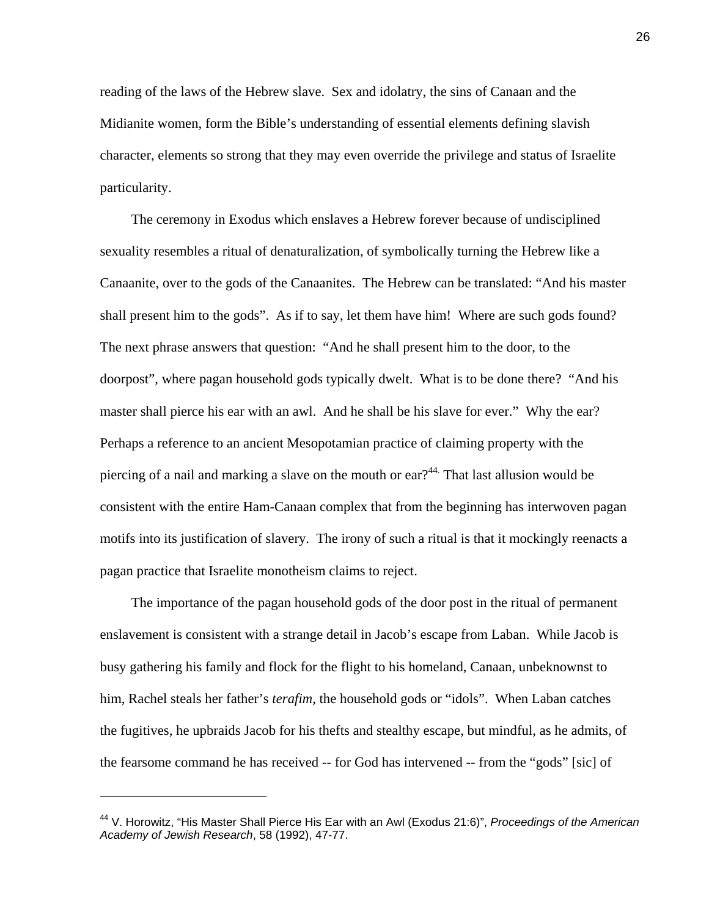reading of the laws of the Hebrew slave. Sex and idolatry, the sins of Canaan and the Midianite women, form the Bible's understanding of essential elements defining slavish character, elements so strong that they may even override the privilege and status of Israelite particularity.

The ceremony in Exodus which enslaves a Hebrew forever because of undisciplined sexuality resembles a ritual of denaturalization, of symbolically turning the Hebrew like a Canaanite, over to the gods of the Canaanites. The Hebrew can be translated: "And his master shall present him to the gods". As if to say, let them have him! Where are such gods found? The next phrase answers that question: "And he shall present him to the door, to the doorpost", where pagan household gods typically dwelt. What is to be done there? "And his master shall pierce his ear with an awl. And he shall be his slave for ever." Why the ear? Perhaps a reference to an ancient Mesopotamian practice of claiming property with the piercing of a nail and marking a slave on the mouth or ear?[44] That last allusion would be consistent with the entire Ham-Canaan complex that from the beginning has interwoven pagan motifs into its justification of slavery. The irony of such a ritual is that it mockingly reenacts a pagan practice that Israelite monotheism claims to reject.

The importance of the pagan household gods of the door post in the ritual of permanent enslavement is consistent with a strange detail in Jacob's escape from Laban. While Jacob is busy gathering his family and flock for the flight to his homeland, Canaan, unbeknownst to him, Rachel steals her father's *terafim*, the household gods or "idols". When Laban catches the fugitives, he upbraids Jacob for his thefts and stealthy escape, but mindful, as he admits, of the fearsome command he has received -- for God has intervened -- from the "gods" [sic] of

---

[44] V. Horowitz, "His Master Shall Pierce His Ear with an Awl (Exodus 21:6)", *Proceedings of the American Academy of Jewish Research*, 58 (1992), 47-77.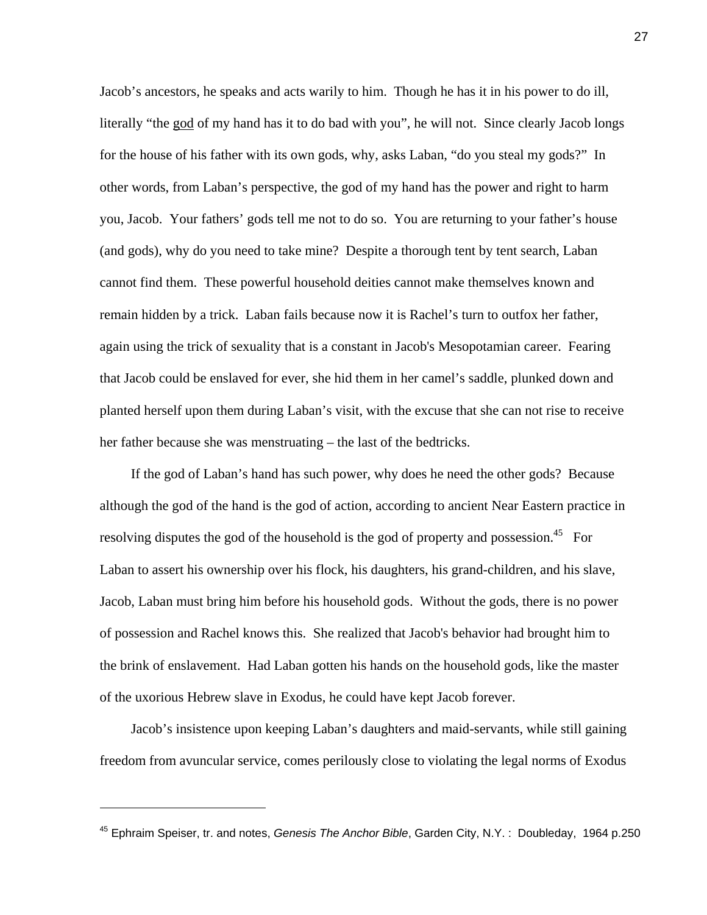Jacob's ancestors, he speaks and acts warily to him. Though he has it in his power to do ill, literally "the god of my hand has it to do bad with you", he will not. Since clearly Jacob longs for the house of his father with its own gods, why, asks Laban, "do you steal my gods?" In other words, from Laban's perspective, the god of my hand has the power and right to harm you, Jacob. Your fathers' gods tell me not to do so. You are returning to your father's house (and gods), why do you need to take mine? Despite a thorough tent by tent search, Laban cannot find them. These powerful household deities cannot make themselves known and remain hidden by a trick. Laban fails because now it is Rachel's turn to outfox her father, again using the trick of sexuality that is a constant in Jacob's Mesopotamian career. Fearing that Jacob could be enslaved for ever, she hid them in her camel's saddle, plunked down and planted herself upon them during Laban's visit, with the excuse that she can not rise to receive her father because she was menstruating – the last of the bedtricks.

If the god of Laban's hand has such power, why does he need the other gods? Because although the god of the hand is the god of action, according to ancient Near Eastern practice in resolving disputes the god of the household is the god of property and possession.[45] For Laban to assert his ownership over his flock, his daughters, his grand-children, and his slave, Jacob, Laban must bring him before his household gods. Without the gods, there is no power of possession and Rachel knows this. She realized that Jacob's behavior had brought him to the brink of enslavement. Had Laban gotten his hands on the household gods, like the master of the uxorious Hebrew slave in Exodus, he could have kept Jacob forever.

Jacob's insistence upon keeping Laban's daughters and maid-servants, while still gaining freedom from avuncular service, comes perilously close to violating the legal norms of Exodus

---

[45] Ephraim Speiser, tr. and notes, *Genesis The Anchor Bible*, Garden City, N.Y. : Doubleday, 1964 p.250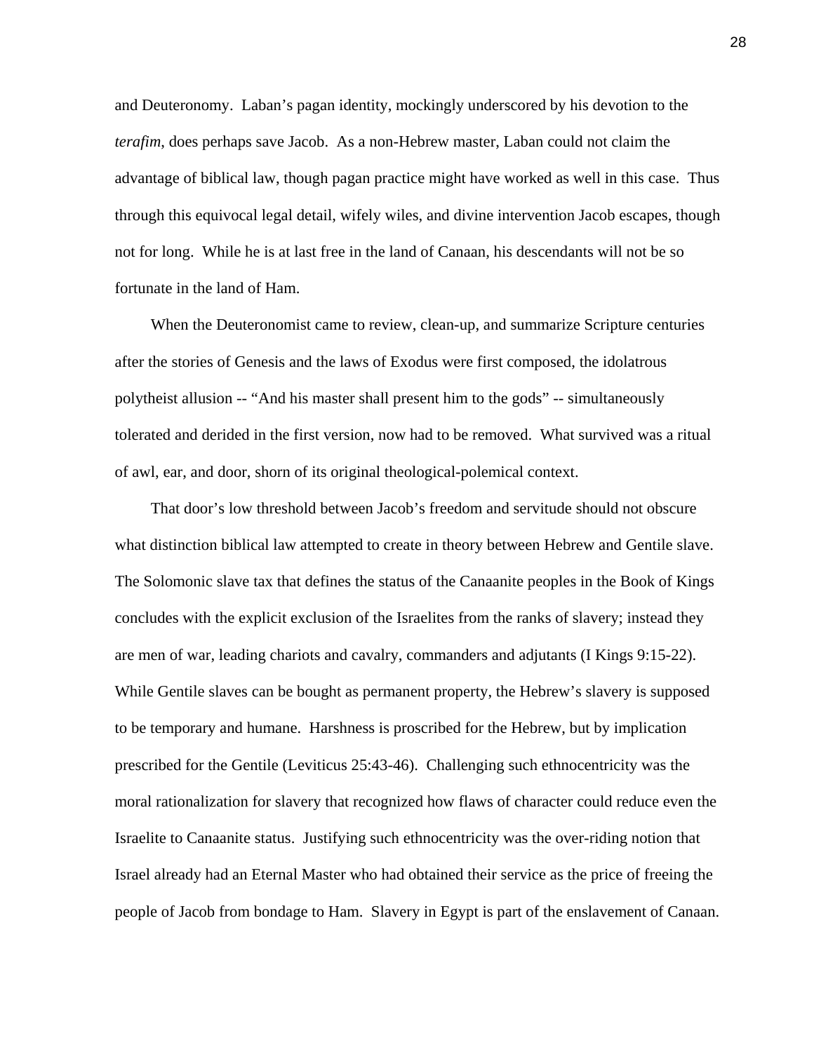and Deuteronomy. Laban's pagan identity, mockingly underscored by his devotion to the *terafim*, does perhaps save Jacob. As a non-Hebrew master, Laban could not claim the advantage of biblical law, though pagan practice might have worked as well in this case. Thus through this equivocal legal detail, wifely wiles, and divine intervention Jacob escapes, though not for long. While he is at last free in the land of Canaan, his descendants will not be so fortunate in the land of Ham.

When the Deuteronomist came to review, clean-up, and summarize Scripture centuries after the stories of Genesis and the laws of Exodus were first composed, the idolatrous polytheist allusion -- "And his master shall present him to the gods" -- simultaneously tolerated and derided in the first version, now had to be removed. What survived was a ritual of awl, ear, and door, shorn of its original theological-polemical context.

That door's low threshold between Jacob's freedom and servitude should not obscure what distinction biblical law attempted to create in theory between Hebrew and Gentile slave. The Solomonic slave tax that defines the status of the Canaanite peoples in the Book of Kings concludes with the explicit exclusion of the Israelites from the ranks of slavery; instead they are men of war, leading chariots and cavalry, commanders and adjutants (I Kings 9:15-22). While Gentile slaves can be bought as permanent property, the Hebrew's slavery is supposed to be temporary and humane. Harshness is proscribed for the Hebrew, but by implication prescribed for the Gentile (Leviticus 25:43-46). Challenging such ethnocentricity was the moral rationalization for slavery that recognized how flaws of character could reduce even the Israelite to Canaanite status. Justifying such ethnocentricity was the over-riding notion that Israel already had an Eternal Master who had obtained their service as the price of freeing the people of Jacob from bondage to Ham. Slavery in Egypt is part of the enslavement of Canaan.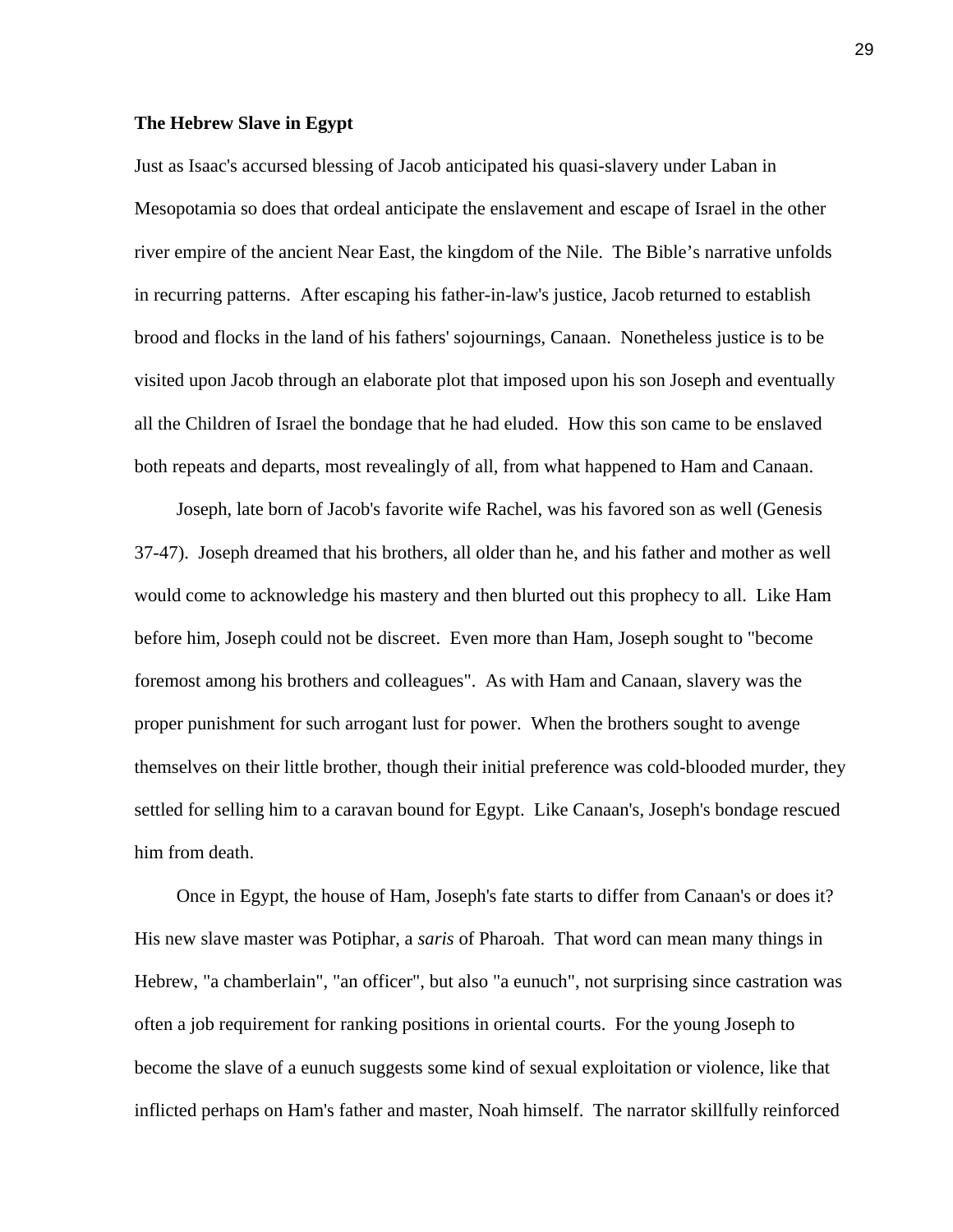**The Hebrew Slave in Egypt**

Just as Isaac's accursed blessing of Jacob anticipated his quasi-slavery under Laban in Mesopotamia so does that ordeal anticipate the enslavement and escape of Israel in the other river empire of the ancient Near East, the kingdom of the Nile. The Bible's narrative unfolds in recurring patterns. After escaping his father-in-law's justice, Jacob returned to establish brood and flocks in the land of his fathers' sojournings, Canaan. Nonetheless justice is to be visited upon Jacob through an elaborate plot that imposed upon his son Joseph and eventually all the Children of Israel the bondage that he had eluded. How this son came to be enslaved both repeats and departs, most revealingly of all, from what happened to Ham and Canaan.

Joseph, late born of Jacob's favorite wife Rachel, was his favored son as well (Genesis 37-47). Joseph dreamed that his brothers, all older than he, and his father and mother as well would come to acknowledge his mastery and then blurted out this prophecy to all. Like Ham before him, Joseph could not be discreet. Even more than Ham, Joseph sought to "become foremost among his brothers and colleagues". As with Ham and Canaan, slavery was the proper punishment for such arrogant lust for power. When the brothers sought to avenge themselves on their little brother, though their initial preference was cold-blooded murder, they settled for selling him to a caravan bound for Egypt. Like Canaan's, Joseph's bondage rescued him from death.

Once in Egypt, the house of Ham, Joseph's fate starts to differ from Canaan's or does it? His new slave master was Potiphar, a *saris* of Pharoah. That word can mean many things in Hebrew, "a chamberlain", "an officer", but also "a eunuch", not surprising since castration was often a job requirement for ranking positions in oriental courts. For the young Joseph to become the slave of a eunuch suggests some kind of sexual exploitation or violence, like that inflicted perhaps on Ham's father and master, Noah himself. The narrator skillfully reinforced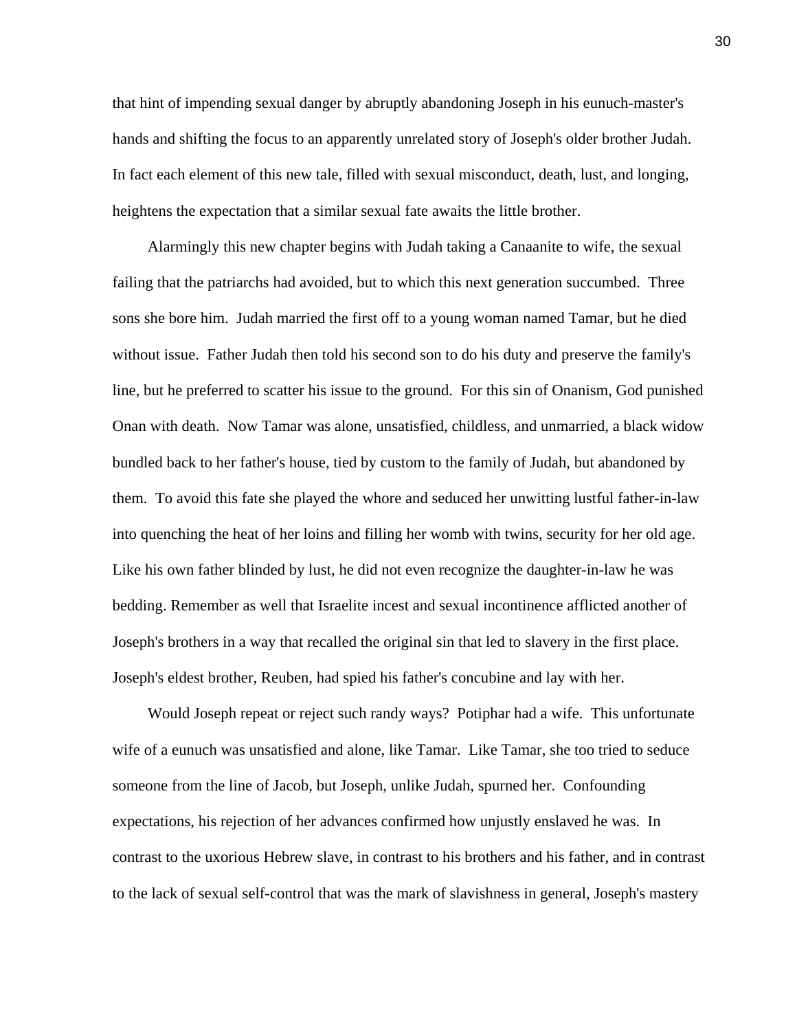that hint of impending sexual danger by abruptly abandoning Joseph in his eunuch-master's hands and shifting the focus to an apparently unrelated story of Joseph's older brother Judah. In fact each element of this new tale, filled with sexual misconduct, death, lust, and longing, heightens the expectation that a similar sexual fate awaits the little brother.

Alarmingly this new chapter begins with Judah taking a Canaanite to wife, the sexual failing that the patriarchs had avoided, but to which this next generation succumbed. Three sons she bore him. Judah married the first off to a young woman named Tamar, but he died without issue. Father Judah then told his second son to do his duty and preserve the family's line, but he preferred to scatter his issue to the ground. For this sin of Onanism, God punished Onan with death. Now Tamar was alone, unsatisfied, childless, and unmarried, a black widow bundled back to her father's house, tied by custom to the family of Judah, but abandoned by them. To avoid this fate she played the whore and seduced her unwitting lustful father-in-law into quenching the heat of her loins and filling her womb with twins, security for her old age. Like his own father blinded by lust, he did not even recognize the daughter-in-law he was bedding. Remember as well that Israelite incest and sexual incontinence afflicted another of Joseph's brothers in a way that recalled the original sin that led to slavery in the first place. Joseph's eldest brother, Reuben, had spied his father's concubine and lay with her.

Would Joseph repeat or reject such randy ways? Potiphar had a wife. This unfortunate wife of a eunuch was unsatisfied and alone, like Tamar. Like Tamar, she too tried to seduce someone from the line of Jacob, but Joseph, unlike Judah, spurned her. Confounding expectations, his rejection of her advances confirmed how unjustly enslaved he was. In contrast to the uxorious Hebrew slave, in contrast to his brothers and his father, and in contrast to the lack of sexual self-control that was the mark of slavishness in general, Joseph's mastery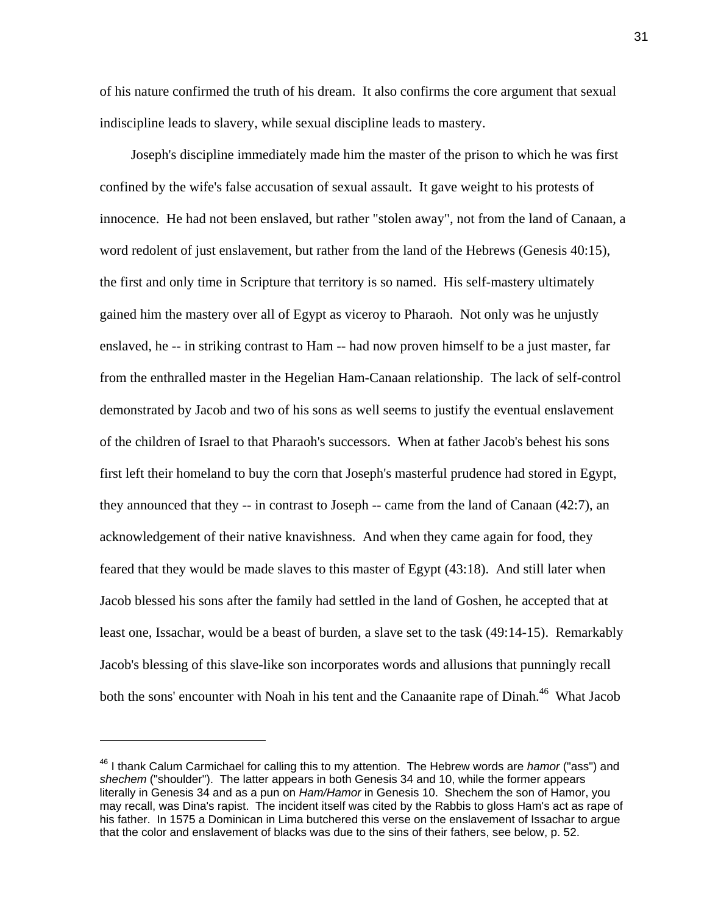of his nature confirmed the truth of his dream. It also confirms the core argument that sexual indiscipline leads to slavery, while sexual discipline leads to mastery.

Joseph's discipline immediately made him the master of the prison to which he was first confined by the wife's false accusation of sexual assault. It gave weight to his protests of innocence. He had not been enslaved, but rather "stolen away", not from the land of Canaan, a word redolent of just enslavement, but rather from the land of the Hebrews (Genesis 40:15), the first and only time in Scripture that territory is so named. His self-mastery ultimately gained him the mastery over all of Egypt as viceroy to Pharaoh. Not only was he unjustly enslaved, he -- in striking contrast to Ham -- had now proven himself to be a just master, far from the enthralled master in the Hegelian Ham-Canaan relationship. The lack of self-control demonstrated by Jacob and two of his sons as well seems to justify the eventual enslavement of the children of Israel to that Pharaoh's successors. When at father Jacob's behest his sons first left their homeland to buy the corn that Joseph's masterful prudence had stored in Egypt, they announced that they -- in contrast to Joseph -- came from the land of Canaan (42:7), an acknowledgement of their native knavishness. And when they came again for food, they feared that they would be made slaves to this master of Egypt (43:18). And still later when Jacob blessed his sons after the family had settled in the land of Goshen, he accepted that at least one, Issachar, would be a beast of burden, a slave set to the task (49:14-15). Remarkably Jacob's blessing of this slave-like son incorporates words and allusions that punningly recall both the sons' encounter with Noah in his tent and the Canaanite rape of Dinah.[46] What Jacob

---

[46] I thank Calum Carmichael for calling this to my attention. The Hebrew words are *hamor* ("ass") and *shechem* ("shoulder"). The latter appears in both Genesis 34 and 10, while the former appears literally in Genesis 34 and as a pun on *Ham/Hamor* in Genesis 10. Shechem the son of Hamor, you may recall, was Dina's rapist. The incident itself was cited by the Rabbis to gloss Ham's act as rape of his father. In 1575 a Dominican in Lima butchered this verse on the enslavement of Issachar to argue that the color and enslavement of blacks was due to the sins of their fathers, see below, p. 52.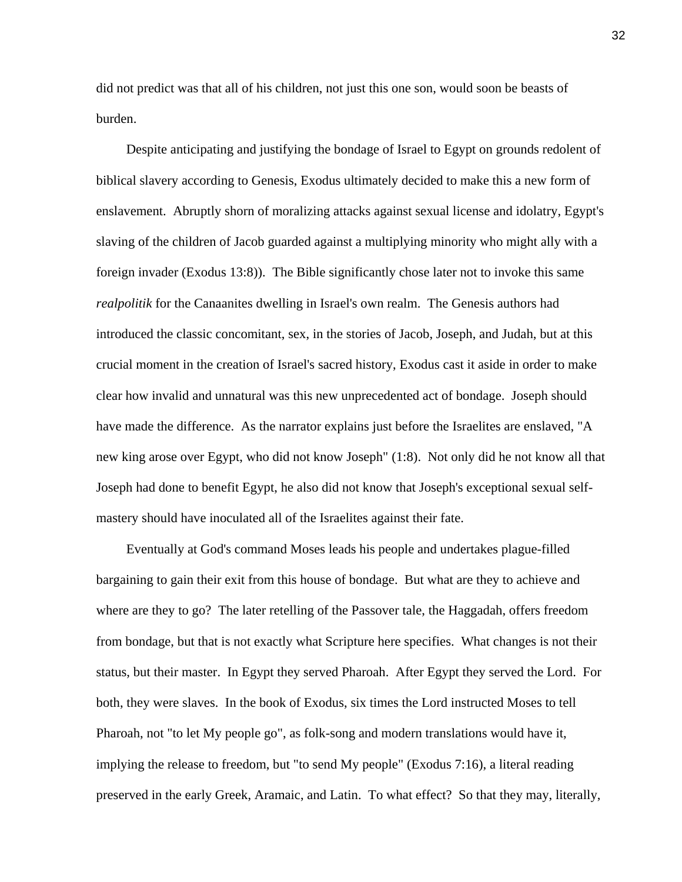did not predict was that all of his children, not just this one son, would soon be beasts of burden.

Despite anticipating and justifying the bondage of Israel to Egypt on grounds redolent of biblical slavery according to Genesis, Exodus ultimately decided to make this a new form of enslavement. Abruptly shorn of moralizing attacks against sexual license and idolatry, Egypt's slaving of the children of Jacob guarded against a multiplying minority who might ally with a foreign invader (Exodus 13:8)). The Bible significantly chose later not to invoke this same *realpolitik* for the Canaanites dwelling in Israel's own realm. The Genesis authors had introduced the classic concomitant, sex, in the stories of Jacob, Joseph, and Judah, but at this crucial moment in the creation of Israel's sacred history, Exodus cast it aside in order to make clear how invalid and unnatural was this new unprecedented act of bondage. Joseph should have made the difference. As the narrator explains just before the Israelites are enslaved, "A new king arose over Egypt, who did not know Joseph" (1:8). Not only did he not know all that Joseph had done to benefit Egypt, he also did not know that Joseph's exceptional sexual self-mastery should have inoculated all of the Israelites against their fate.

Eventually at God's command Moses leads his people and undertakes plague-filled bargaining to gain their exit from this house of bondage. But what are they to achieve and where are they to go? The later retelling of the Passover tale, the Haggadah, offers freedom from bondage, but that is not exactly what Scripture here specifies. What changes is not their status, but their master. In Egypt they served Pharoah. After Egypt they served the Lord. For both, they were slaves. In the book of Exodus, six times the Lord instructed Moses to tell Pharoah, not "to let My people go", as folk-song and modern translations would have it, implying the release to freedom, but "to send My people" (Exodus 7:16), a literal reading preserved in the early Greek, Aramaic, and Latin. To what effect? So that they may, literally,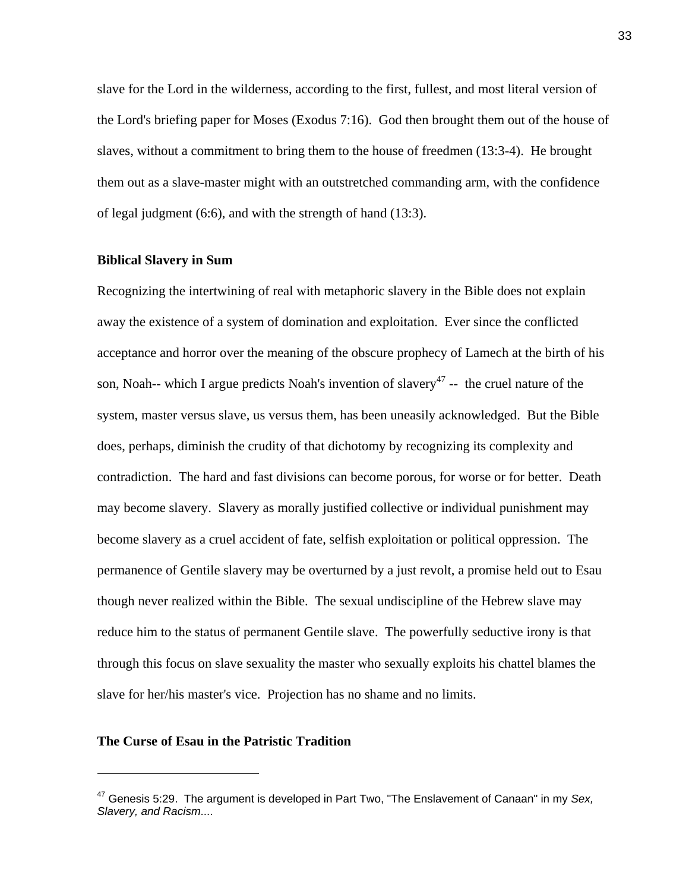slave for the Lord in the wilderness, according to the first, fullest, and most literal version of the Lord's briefing paper for Moses (Exodus 7:16). God then brought them out of the house of slaves, without a commitment to bring them to the house of freedmen (13:3-4). He brought them out as a slave-master might with an outstretched commanding arm, with the confidence of legal judgment (6:6), and with the strength of hand (13:3).

**Biblical Slavery in Sum**

Recognizing the intertwining of real with metaphoric slavery in the Bible does not explain away the existence of a system of domination and exploitation. Ever since the conflicted acceptance and horror over the meaning of the obscure prophecy of Lamech at the birth of his son, Noah-- which I argue predicts Noah's invention of slavery[47] -- the cruel nature of the system, master versus slave, us versus them, has been uneasily acknowledged. But the Bible does, perhaps, diminish the crudity of that dichotomy by recognizing its complexity and contradiction. The hard and fast divisions can become porous, for worse or for better. Death may become slavery. Slavery as morally justified collective or individual punishment may become slavery as a cruel accident of fate, selfish exploitation or political oppression. The permanence of Gentile slavery may be overturned by a just revolt, a promise held out to Esau though never realized within the Bible. The sexual undiscipline of the Hebrew slave may reduce him to the status of permanent Gentile slave. The powerfully seductive irony is that through this focus on slave sexuality the master who sexually exploits his chattel blames the slave for her/his master's vice. Projection has no shame and no limits.

**The Curse of Esau in the Patristic Tradition**

[47] Genesis 5:29. The argument is developed in Part Two, "The Enslavement of Canaan" in my *Sex, Slavery, and Racism*....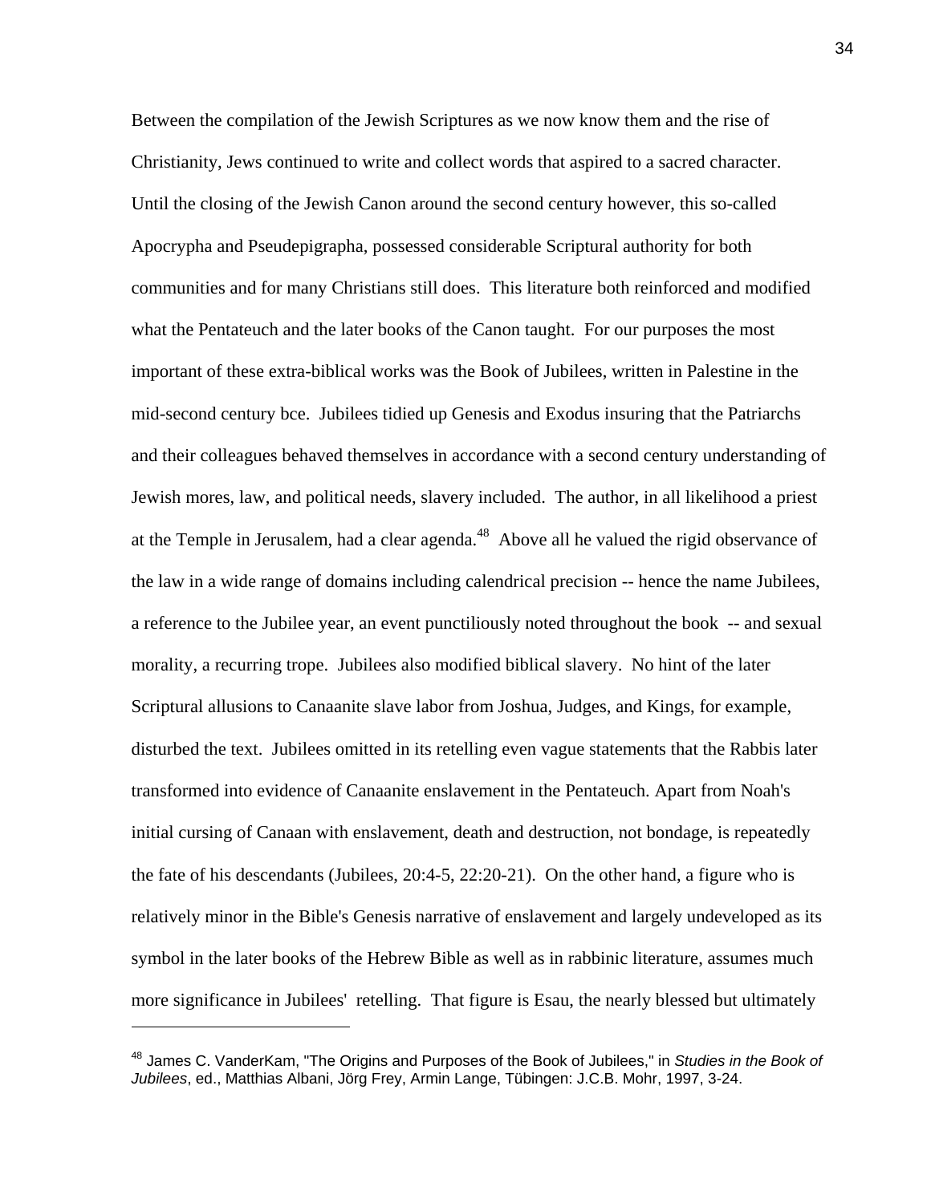Between the compilation of the Jewish Scriptures as we now know them and the rise of Christianity, Jews continued to write and collect words that aspired to a sacred character. Until the closing of the Jewish Canon around the second century however, this so-called Apocrypha and Pseudepigrapha, possessed considerable Scriptural authority for both communities and for many Christians still does. This literature both reinforced and modified what the Pentateuch and the later books of the Canon taught. For our purposes the most important of these extra-biblical works was the Book of Jubilees, written in Palestine in the mid-second century bce. Jubilees tidied up Genesis and Exodus insuring that the Patriarchs and their colleagues behaved themselves in accordance with a second century understanding of Jewish mores, law, and political needs, slavery included. The author, in all likelihood a priest at the Temple in Jerusalem, had a clear agenda.[48] Above all he valued the rigid observance of the law in a wide range of domains including calendrical precision -- hence the name Jubilees, a reference to the Jubilee year, an event punctiliously noted throughout the book -- and sexual morality, a recurring trope. Jubilees also modified biblical slavery. No hint of the later Scriptural allusions to Canaanite slave labor from Joshua, Judges, and Kings, for example, disturbed the text. Jubilees omitted in its retelling even vague statements that the Rabbis later transformed into evidence of Canaanite enslavement in the Pentateuch. Apart from Noah's initial cursing of Canaan with enslavement, death and destruction, not bondage, is repeatedly the fate of his descendants (Jubilees, 20:4-5, 22:20-21). On the other hand, a figure who is relatively minor in the Bible's Genesis narrative of enslavement and largely undeveloped as its symbol in the later books of the Hebrew Bible as well as in rabbinic literature, assumes much more significance in Jubilees' retelling. That figure is Esau, the nearly blessed but ultimately

---

[48] James C. VanderKam, "The Origins and Purposes of the Book of Jubilees," in *Studies in the Book of Jubilees*, ed., Matthias Albani, Jörg Frey, Armin Lange, Tübingen: J.C.B. Mohr, 1997, 3-24.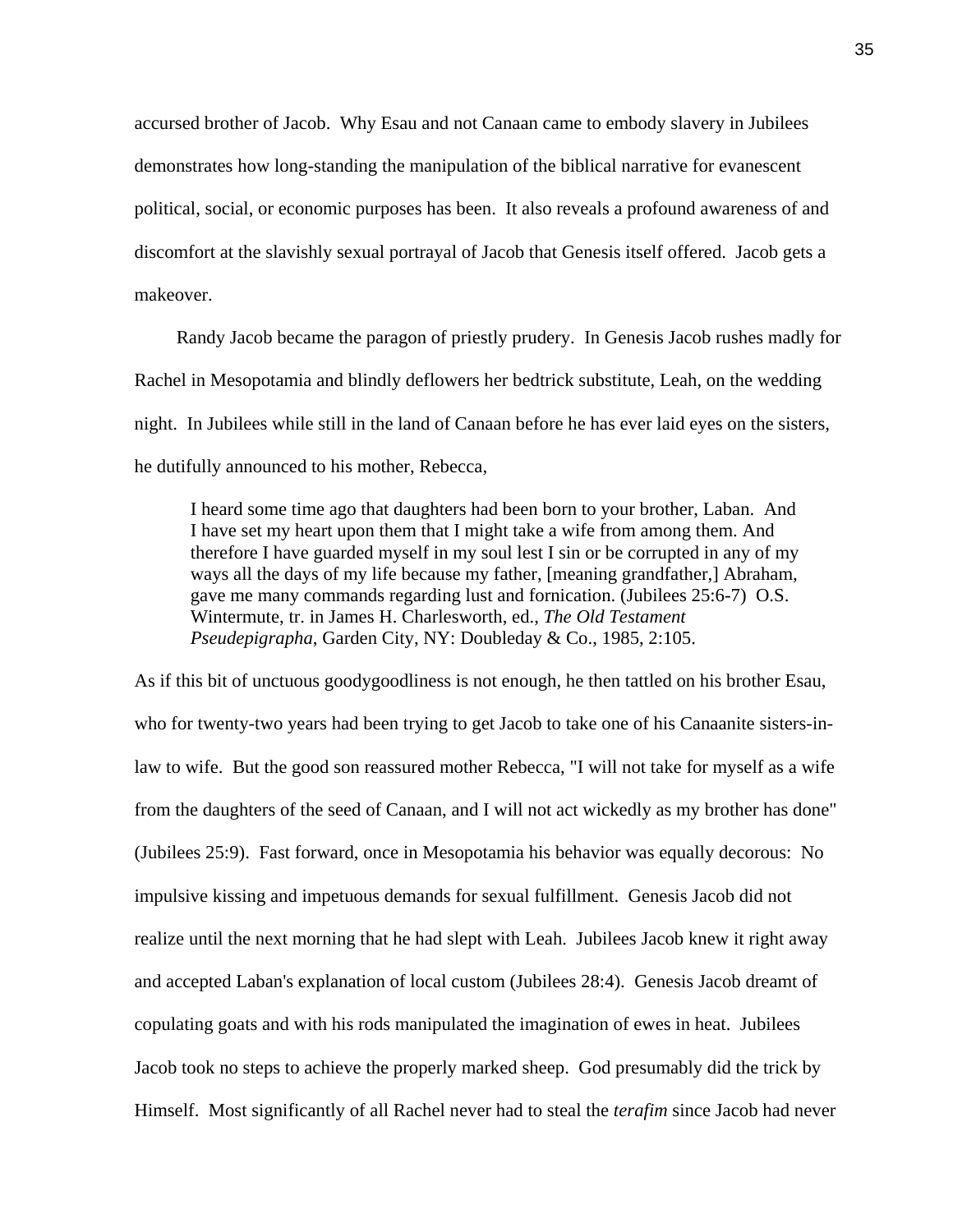accursed brother of Jacob. Why Esau and not Canaan came to embody slavery in Jubilees demonstrates how long-standing the manipulation of the biblical narrative for evanescent political, social, or economic purposes has been. It also reveals a profound awareness of and discomfort at the slavishly sexual portrayal of Jacob that Genesis itself offered. Jacob gets a makeover.

Randy Jacob became the paragon of priestly prudery. In Genesis Jacob rushes madly for Rachel in Mesopotamia and blindly deflowers her bedtrick substitute, Leah, on the wedding night. In Jubilees while still in the land of Canaan before he has ever laid eyes on the sisters, he dutifully announced to his mother, Rebecca,

> I heard some time ago that daughters had been born to your brother, Laban. And I have set my heart upon them that I might take a wife from among them. And therefore I have guarded myself in my soul lest I sin or be corrupted in any of my ways all the days of my life because my father, [meaning grandfather,] Abraham, gave me many commands regarding lust and fornication. (Jubilees 25:6-7) O.S. Wintermute, tr. in James H. Charlesworth, ed., *The Old Testament Pseudepigrapha*, Garden City, NY: Doubleday & Co., 1985, 2:105.

As if this bit of unctuous goodygoodliness is not enough, he then tattled on his brother Esau, who for twenty-two years had been trying to get Jacob to take one of his Canaanite sisters-in-law to wife. But the good son reassured mother Rebecca, "I will not take for myself as a wife from the daughters of the seed of Canaan, and I will not act wickedly as my brother has done" (Jubilees 25:9). Fast forward, once in Mesopotamia his behavior was equally decorous: No impulsive kissing and impetuous demands for sexual fulfillment. Genesis Jacob did not realize until the next morning that he had slept with Leah. Jubilees Jacob knew it right away and accepted Laban's explanation of local custom (Jubilees 28:4). Genesis Jacob dreamt of copulating goats and with his rods manipulated the imagination of ewes in heat. Jubilees Jacob took no steps to achieve the properly marked sheep. God presumably did the trick by Himself. Most significantly of all Rachel never had to steal the *terafim* since Jacob had never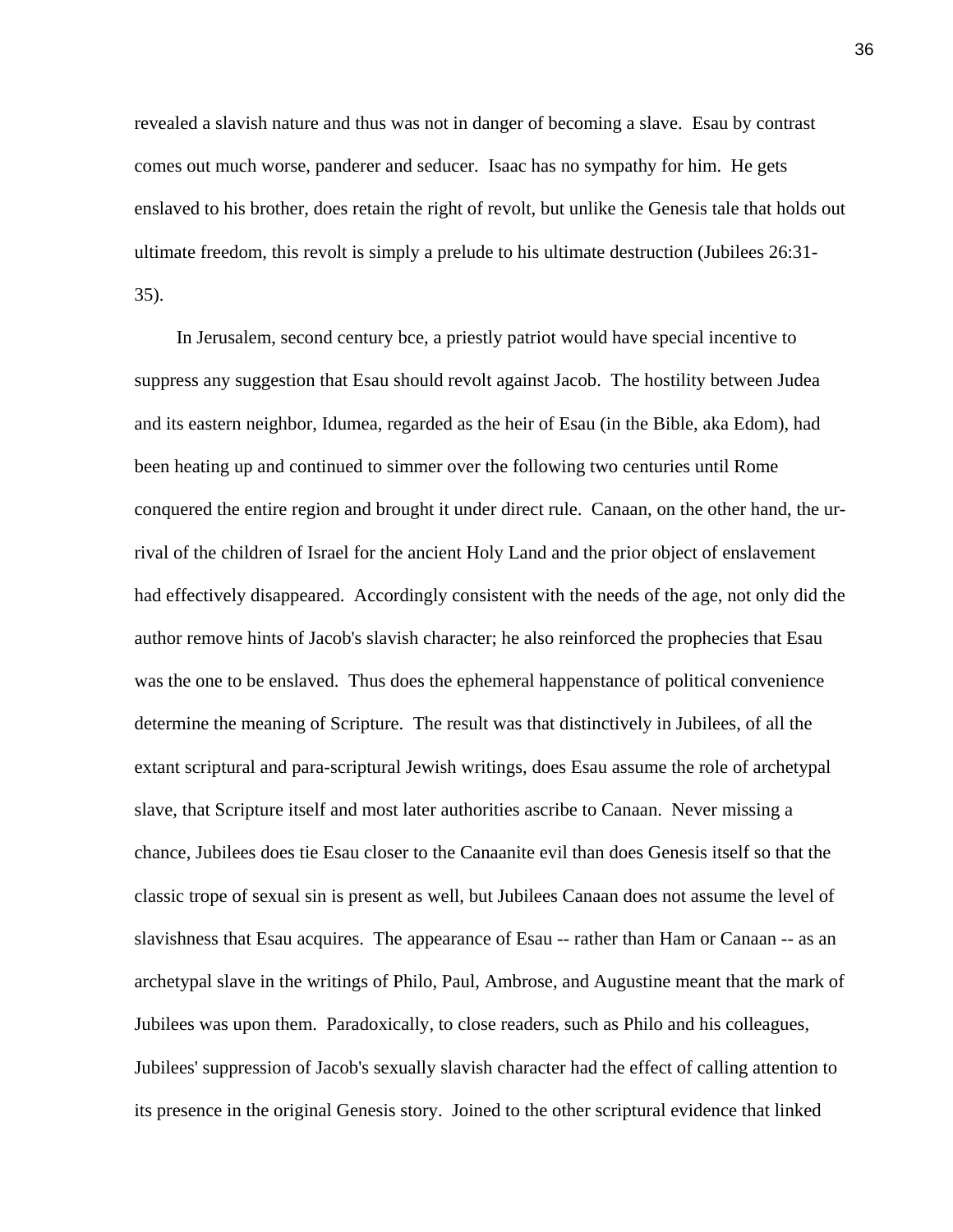revealed a slavish nature and thus was not in danger of becoming a slave. Esau by contrast comes out much worse, panderer and seducer. Isaac has no sympathy for him. He gets enslaved to his brother, does retain the right of revolt, but unlike the Genesis tale that holds out ultimate freedom, this revolt is simply a prelude to his ultimate destruction (Jubilees 26:31-35).

In Jerusalem, second century bce, a priestly patriot would have special incentive to suppress any suggestion that Esau should revolt against Jacob. The hostility between Judea and its eastern neighbor, Idumea, regarded as the heir of Esau (in the Bible, aka Edom), had been heating up and continued to simmer over the following two centuries until Rome conquered the entire region and brought it under direct rule. Canaan, on the other hand, the ur-rival of the children of Israel for the ancient Holy Land and the prior object of enslavement had effectively disappeared. Accordingly consistent with the needs of the age, not only did the author remove hints of Jacob's slavish character; he also reinforced the prophecies that Esau was the one to be enslaved. Thus does the ephemeral happenstance of political convenience determine the meaning of Scripture. The result was that distinctively in Jubilees, of all the extant scriptural and para-scriptural Jewish writings, does Esau assume the role of archetypal slave, that Scripture itself and most later authorities ascribe to Canaan. Never missing a chance, Jubilees does tie Esau closer to the Canaanite evil than does Genesis itself so that the classic trope of sexual sin is present as well, but Jubilees Canaan does not assume the level of slavishness that Esau acquires. The appearance of Esau -- rather than Ham or Canaan -- as an archetypal slave in the writings of Philo, Paul, Ambrose, and Augustine meant that the mark of Jubilees was upon them. Paradoxically, to close readers, such as Philo and his colleagues, Jubilees' suppression of Jacob's sexually slavish character had the effect of calling attention to its presence in the original Genesis story. Joined to the other scriptural evidence that linked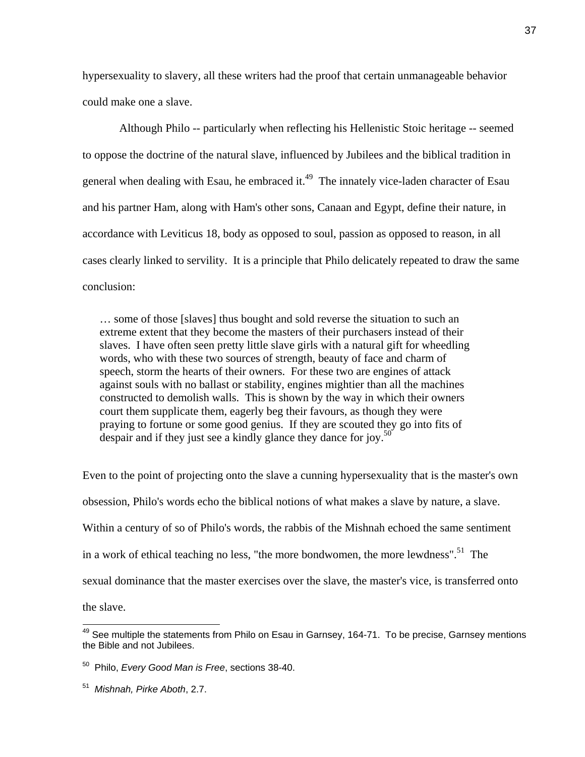hypersexuality to slavery, all these writers had the proof that certain unmanageable behavior could make one a slave.

Although Philo -- particularly when reflecting his Hellenistic Stoic heritage -- seemed to oppose the doctrine of the natural slave, influenced by Jubilees and the biblical tradition in general when dealing with Esau, he embraced it.[49] The innately vice-laden character of Esau and his partner Ham, along with Ham's other sons, Canaan and Egypt, define their nature, in accordance with Leviticus 18, body as opposed to soul, passion as opposed to reason, in all cases clearly linked to servility. It is a principle that Philo delicately repeated to draw the same conclusion:

> … some of those [slaves] thus bought and sold reverse the situation to such an extreme extent that they become the masters of their purchasers instead of their slaves. I have often seen pretty little slave girls with a natural gift for wheedling words, who with these two sources of strength, beauty of face and charm of speech, storm the hearts of their owners. For these two are engines of attack against souls with no ballast or stability, engines mightier than all the machines constructed to demolish walls. This is shown by the way in which their owners court them supplicate them, eagerly beg their favours, as though they were praying to fortune or some good genius. If they are scouted they go into fits of despair and if they just see a kindly glance they dance for joy.[50]

Even to the point of projecting onto the slave a cunning hypersexuality that is the master's own obsession, Philo's words echo the biblical notions of what makes a slave by nature, a slave. Within a century of so of Philo's words, the rabbis of the Mishnah echoed the same sentiment in a work of ethical teaching no less, "the more bondwomen, the more lewdness".[51] The sexual dominance that the master exercises over the slave, the master's vice, is transferred onto the slave.

---

[49] See multiple the statements from Philo on Esau in Garnsey, 164-71. To be precise, Garnsey mentions the Bible and not Jubilees.

[50] Philo, *Every Good Man is Free*, sections 38-40.

[51] *Mishnah, Pirke Aboth*, 2.7.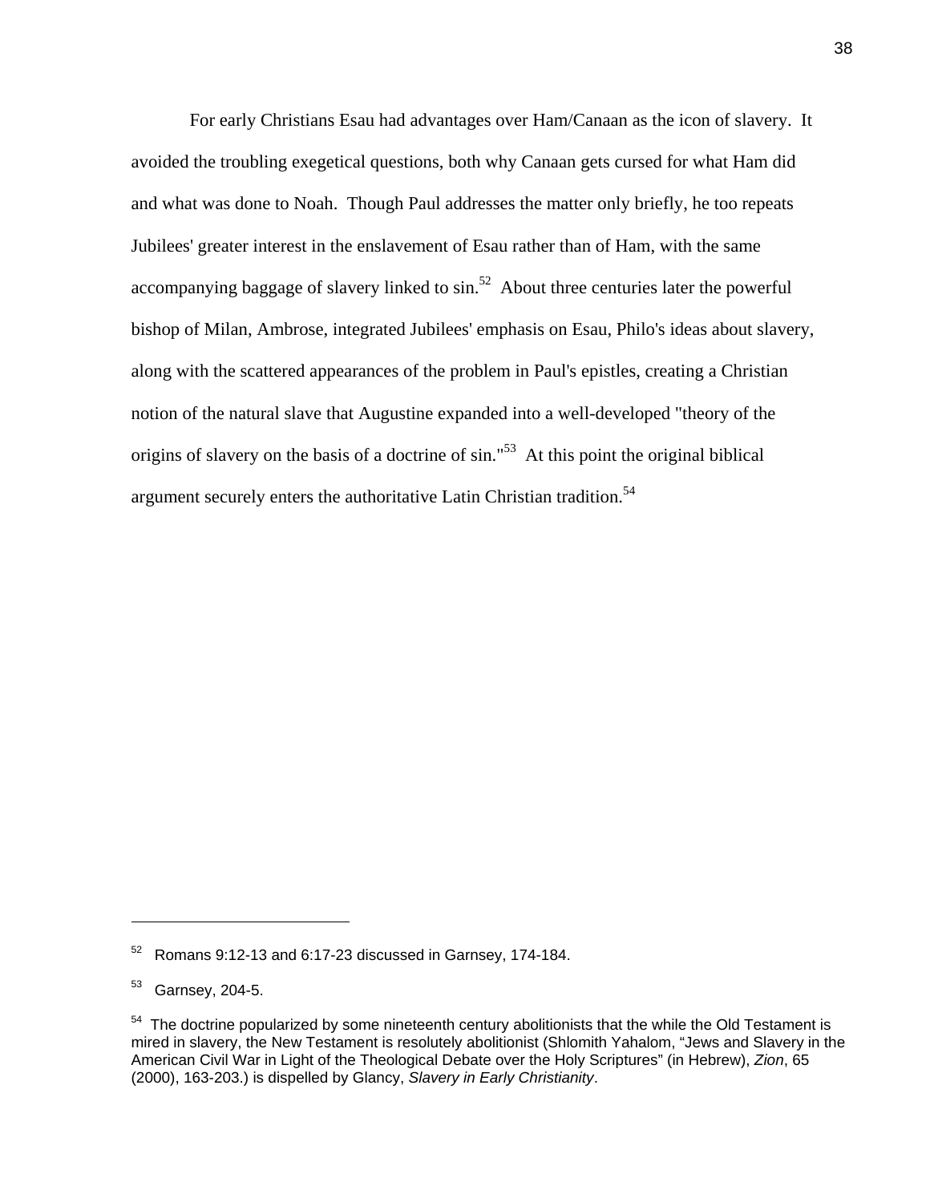For early Christians Esau had advantages over Ham/Canaan as the icon of slavery. It avoided the troubling exegetical questions, both why Canaan gets cursed for what Ham did and what was done to Noah. Though Paul addresses the matter only briefly, he too repeats Jubilees' greater interest in the enslavement of Esau rather than of Ham, with the same accompanying baggage of slavery linked to sin.[52] About three centuries later the powerful bishop of Milan, Ambrose, integrated Jubilees' emphasis on Esau, Philo's ideas about slavery, along with the scattered appearances of the problem in Paul's epistles, creating a Christian notion of the natural slave that Augustine expanded into a well-developed "theory of the origins of slavery on the basis of a doctrine of sin."[53] At this point the original biblical argument securely enters the authoritative Latin Christian tradition.[54]

---

[52] Romans 9:12-13 and 6:17-23 discussed in Garnsey, 174-184.

[53] Garnsey, 204-5.

[54] The doctrine popularized by some nineteenth century abolitionists that the while the Old Testament is mired in slavery, the New Testament is resolutely abolitionist (Shlomith Yahalom, "Jews and Slavery in the American Civil War in Light of the Theological Debate over the Holy Scriptures" (in Hebrew), *Zion*, 65 (2000), 163-203.) is dispelled by Glancy, *Slavery in Early Christianity*.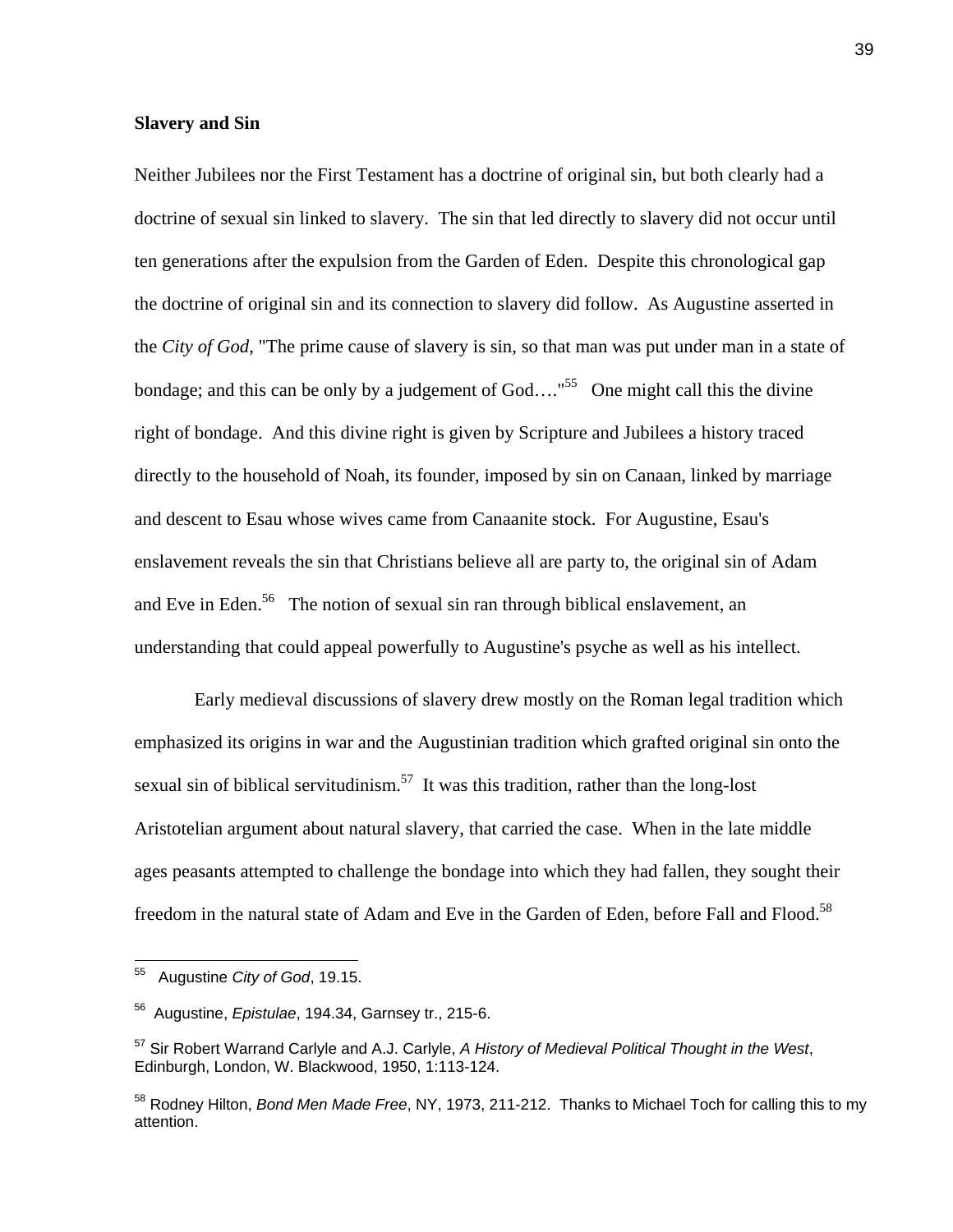**Slavery and Sin**

Neither Jubilees nor the First Testament has a doctrine of original sin, but both clearly had a doctrine of sexual sin linked to slavery. The sin that led directly to slavery did not occur until ten generations after the expulsion from the Garden of Eden. Despite this chronological gap the doctrine of original sin and its connection to slavery did follow. As Augustine asserted in the *City of God*, "The prime cause of slavery is sin, so that man was put under man in a state of bondage; and this can be only by a judgement of God…."[55] One might call this the divine right of bondage. And this divine right is given by Scripture and Jubilees a history traced directly to the household of Noah, its founder, imposed by sin on Canaan, linked by marriage and descent to Esau whose wives came from Canaanite stock. For Augustine, Esau's enslavement reveals the sin that Christians believe all are party to, the original sin of Adam and Eve in Eden.[56] The notion of sexual sin ran through biblical enslavement, an understanding that could appeal powerfully to Augustine's psyche as well as his intellect.

Early medieval discussions of slavery drew mostly on the Roman legal tradition which emphasized its origins in war and the Augustinian tradition which grafted original sin onto the sexual sin of biblical servitudinism.[57] It was this tradition, rather than the long-lost Aristotelian argument about natural slavery, that carried the case. When in the late middle ages peasants attempted to challenge the bondage into which they had fallen, they sought their freedom in the natural state of Adam and Eve in the Garden of Eden, before Fall and Flood.[58]

---

[55] Augustine *City of God*, 19.15.

[56] Augustine, *Epistulae*, 194.34, Garnsey tr., 215-6.

[57] Sir Robert Warrand Carlyle and A.J. Carlyle, *A History of Medieval Political Thought in the West*, Edinburgh, London, W. Blackwood, 1950, 1:113-124.

[58] Rodney Hilton, *Bond Men Made Free*, NY, 1973, 211-212. Thanks to Michael Toch for calling this to my attention.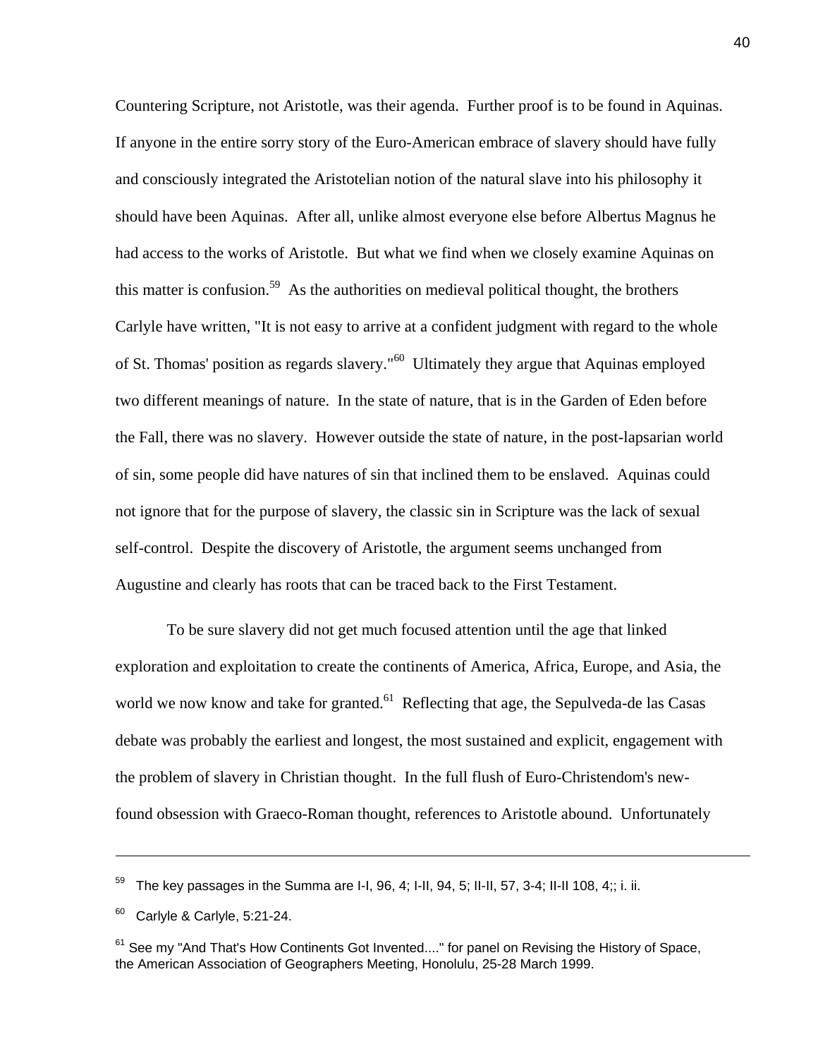Countering Scripture, not Aristotle, was their agenda. Further proof is to be found in Aquinas. If anyone in the entire sorry story of the Euro-American embrace of slavery should have fully and consciously integrated the Aristotelian notion of the natural slave into his philosophy it should have been Aquinas. After all, unlike almost everyone else before Albertus Magnus he had access to the works of Aristotle. But what we find when we closely examine Aquinas on this matter is confusion.[59] As the authorities on medieval political thought, the brothers Carlyle have written, "It is not easy to arrive at a confident judgment with regard to the whole of St. Thomas' position as regards slavery."[60] Ultimately they argue that Aquinas employed two different meanings of nature. In the state of nature, that is in the Garden of Eden before the Fall, there was no slavery. However outside the state of nature, in the post-lapsarian world of sin, some people did have natures of sin that inclined them to be enslaved. Aquinas could not ignore that for the purpose of slavery, the classic sin in Scripture was the lack of sexual self-control. Despite the discovery of Aristotle, the argument seems unchanged from Augustine and clearly has roots that can be traced back to the First Testament.

To be sure slavery did not get much focused attention until the age that linked exploration and exploitation to create the continents of America, Africa, Europe, and Asia, the world we now know and take for granted.[61] Reflecting that age, the Sepulveda-de las Casas debate was probably the earliest and longest, the most sustained and explicit, engagement with the problem of slavery in Christian thought. In the full flush of Euro-Christendom's new-found obsession with Graeco-Roman thought, references to Aristotle abound. Unfortunately

---

[59] The key passages in the Summa are I-I, 96, 4; I-II, 94, 5; II-II, 57, 3-4; II-II 108, 4;; i. ii.

[60] Carlyle & Carlyle, 5:21-24.

[61] See my "And That's How Continents Got Invented...." for panel on Revising the History of Space, the American Association of Geographers Meeting, Honolulu, 25-28 March 1999.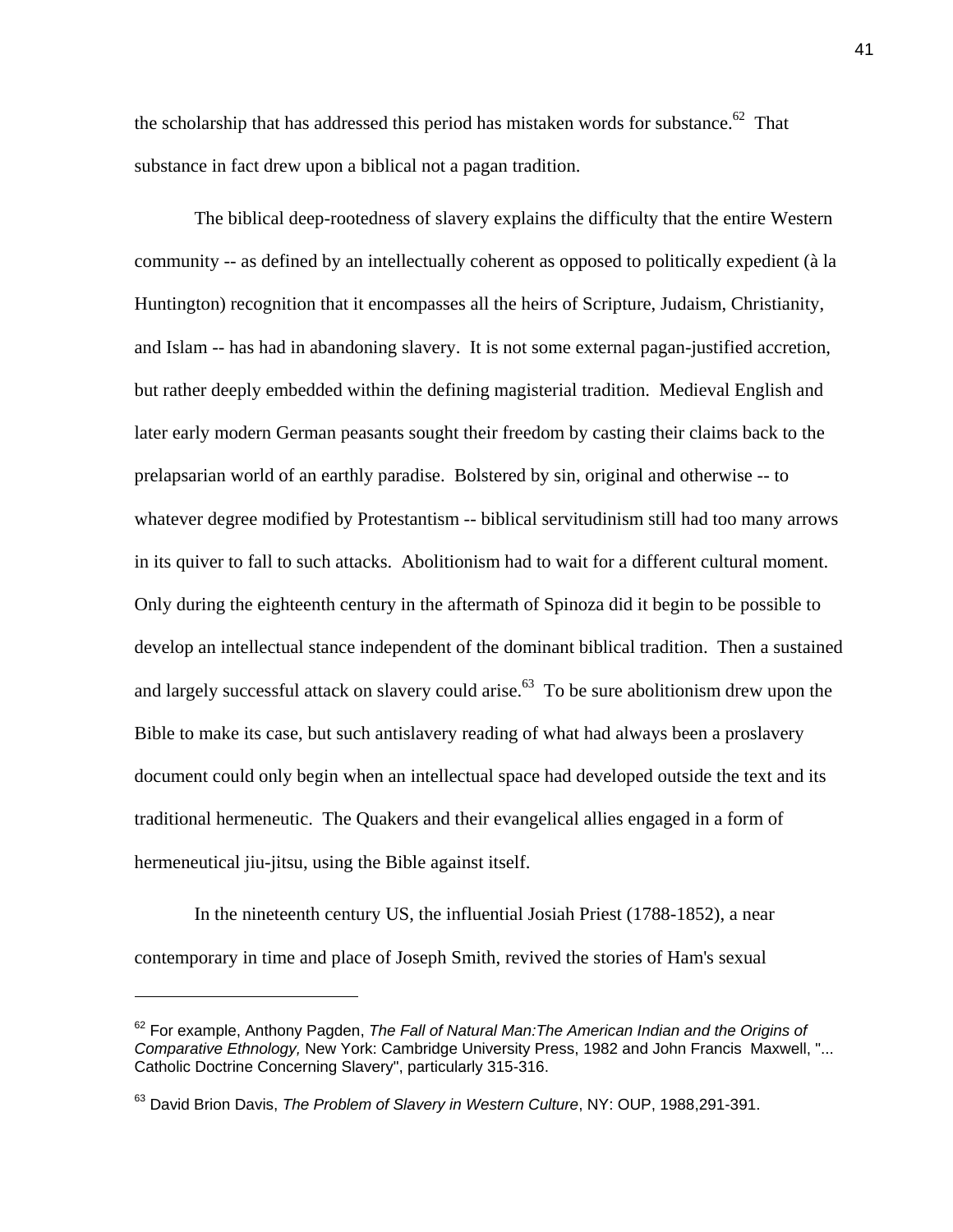the scholarship that has addressed this period has mistaken words for substance.[62] That substance in fact drew upon a biblical not a pagan tradition.

The biblical deep-rootedness of slavery explains the difficulty that the entire Western community -- as defined by an intellectually coherent as opposed to politically expedient (à la Huntington) recognition that it encompasses all the heirs of Scripture, Judaism, Christianity, and Islam -- has had in abandoning slavery. It is not some external pagan-justified accretion, but rather deeply embedded within the defining magisterial tradition. Medieval English and later early modern German peasants sought their freedom by casting their claims back to the prelapsarian world of an earthly paradise. Bolstered by sin, original and otherwise -- to whatever degree modified by Protestantism -- biblical servitudinism still had too many arrows in its quiver to fall to such attacks. Abolitionism had to wait for a different cultural moment. Only during the eighteenth century in the aftermath of Spinoza did it begin to be possible to develop an intellectual stance independent of the dominant biblical tradition. Then a sustained and largely successful attack on slavery could arise.[63] To be sure abolitionism drew upon the Bible to make its case, but such antislavery reading of what had always been a proslavery document could only begin when an intellectual space had developed outside the text and its traditional hermeneutic. The Quakers and their evangelical allies engaged in a form of hermeneutical jiu-jitsu, using the Bible against itself.

In the nineteenth century US, the influential Josiah Priest (1788-1852), a near contemporary in time and place of Joseph Smith, revived the stories of Ham's sexual

---

[62] For example, Anthony Pagden, *The Fall of Natural Man:The American Indian and the Origins of Comparative Ethnology,* New York: Cambridge University Press, 1982 and John Francis Maxwell, "... Catholic Doctrine Concerning Slavery", particularly 315-316.

[63] David Brion Davis, *The Problem of Slavery in Western Culture*, NY: OUP, 1988,291-391.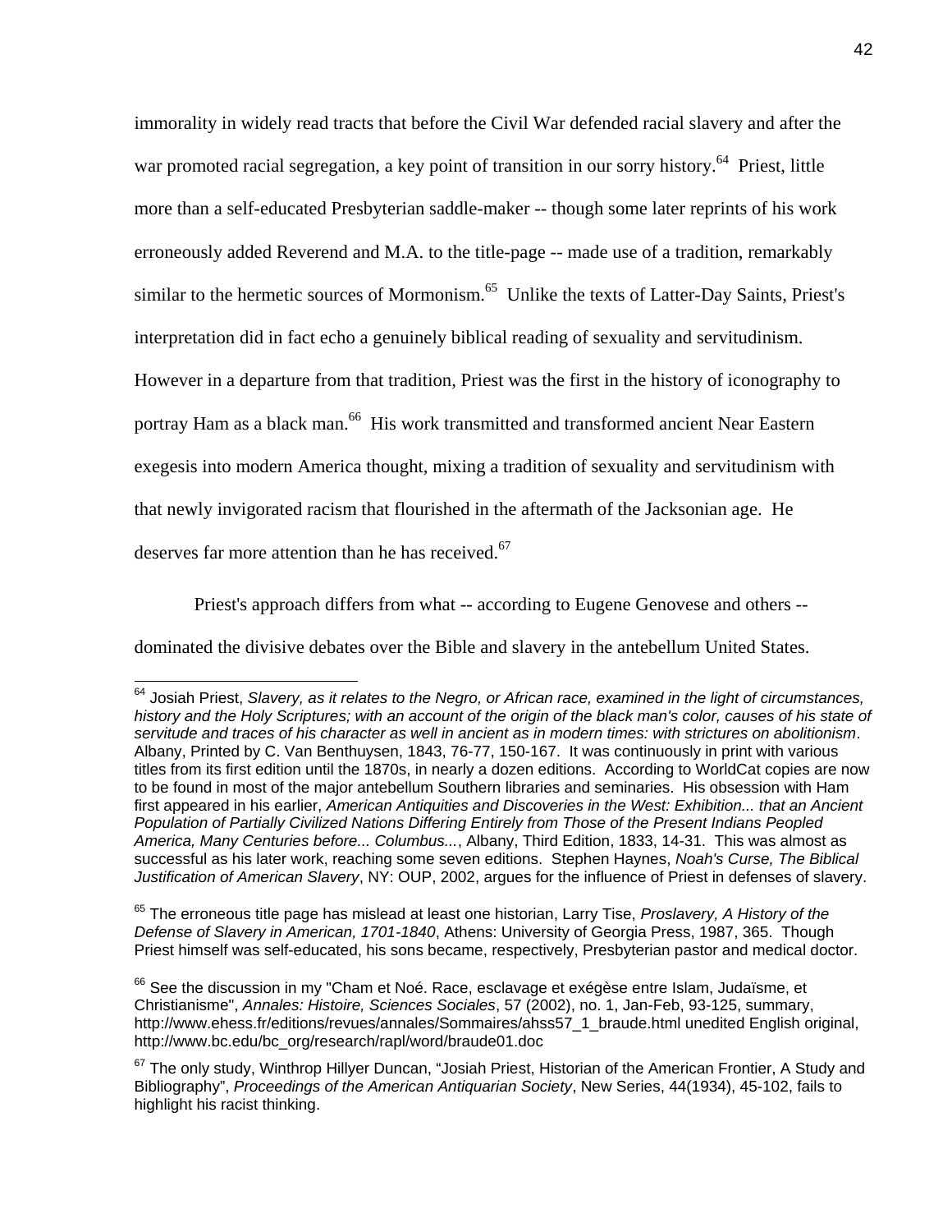immorality in widely read tracts that before the Civil War defended racial slavery and after the war promoted racial segregation, a key point of transition in our sorry history.[64] Priest, little more than a self-educated Presbyterian saddle-maker -- though some later reprints of his work erroneously added Reverend and M.A. to the title-page -- made use of a tradition, remarkably similar to the hermetic sources of Mormonism.[65] Unlike the texts of Latter-Day Saints, Priest's interpretation did in fact echo a genuinely biblical reading of sexuality and servitudinism. However in a departure from that tradition, Priest was the first in the history of iconography to portray Ham as a black man.[66] His work transmitted and transformed ancient Near Eastern exegesis into modern America thought, mixing a tradition of sexuality and servitudinism with that newly invigorated racism that flourished in the aftermath of the Jacksonian age. He deserves far more attention than he has received.[67]

Priest's approach differs from what -- according to Eugene Genovese and others -- dominated the divisive debates over the Bible and slavery in the antebellum United States.

---

[64] Josiah Priest, *Slavery, as it relates to the Negro, or African race, examined in the light of circumstances, history and the Holy Scriptures; with an account of the origin of the black man's color, causes of his state of servitude and traces of his character as well in ancient as in modern times: with strictures on abolitionism*. Albany, Printed by C. Van Benthuysen, 1843, 76-77, 150-167. It was continuously in print with various titles from its first edition until the 1870s, in nearly a dozen editions. According to WorldCat copies are now to be found in most of the major antebellum Southern libraries and seminaries. His obsession with Ham first appeared in his earlier, *American Antiquities and Discoveries in the West: Exhibition... that an Ancient Population of Partially Civilized Nations Differing Entirely from Those of the Present Indians Peopled America, Many Centuries before... Columbus...*, Albany, Third Edition, 1833, 14-31. This was almost as successful as his later work, reaching some seven editions. Stephen Haynes, *Noah's Curse, The Biblical Justification of American Slavery*, NY: OUP, 2002, argues for the influence of Priest in defenses of slavery.

[65] The erroneous title page has mislead at least one historian, Larry Tise, *Proslavery, A History of the Defense of Slavery in American, 1701-1840*, Athens: University of Georgia Press, 1987, 365. Though Priest himself was self-educated, his sons became, respectively, Presbyterian pastor and medical doctor.

[66] See the discussion in my "Cham et Noé. Race, esclavage et exégèse entre Islam, Judaïsme, et Christianisme", *Annales: Histoire, Sciences Sociales*, 57 (2002), no. 1, Jan-Feb, 93-125, summary, http://www.ehess.fr/editions/revues/annales/Sommaires/ahss57_1_braude.html unedited English original, http://www.bc.edu/bc_org/research/rapl/word/braude01.doc

[67] The only study, Winthrop Hillyer Duncan, "Josiah Priest, Historian of the American Frontier, A Study and Bibliography", *Proceedings of the American Antiquarian Society*, New Series, 44(1934), 45-102, fails to highlight his racist thinking.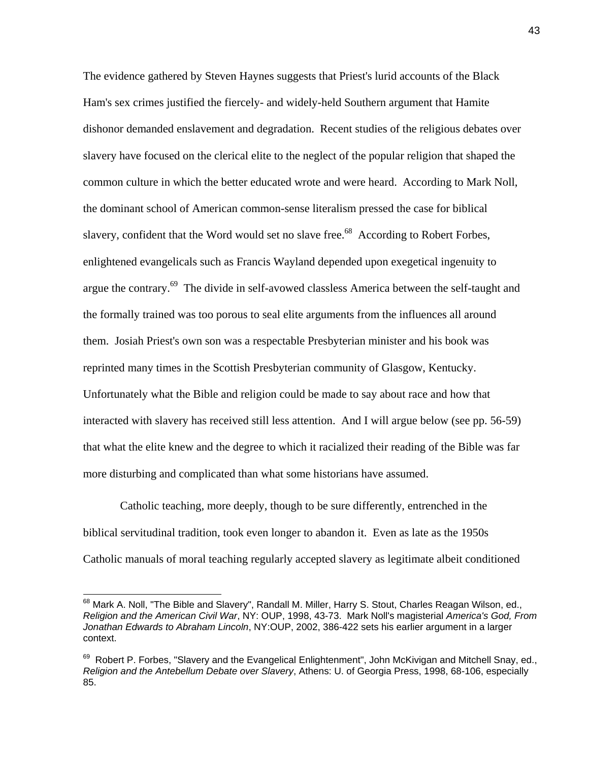The evidence gathered by Steven Haynes suggests that Priest's lurid accounts of the Black Ham's sex crimes justified the fiercely- and widely-held Southern argument that Hamite dishonor demanded enslavement and degradation. Recent studies of the religious debates over slavery have focused on the clerical elite to the neglect of the popular religion that shaped the common culture in which the better educated wrote and were heard. According to Mark Noll, the dominant school of American common-sense literalism pressed the case for biblical slavery, confident that the Word would set no slave free.[68] According to Robert Forbes, enlightened evangelicals such as Francis Wayland depended upon exegetical ingenuity to argue the contrary.[69] The divide in self-avowed classless America between the self-taught and the formally trained was too porous to seal elite arguments from the influences all around them. Josiah Priest's own son was a respectable Presbyterian minister and his book was reprinted many times in the Scottish Presbyterian community of Glasgow, Kentucky. Unfortunately what the Bible and religion could be made to say about race and how that interacted with slavery has received still less attention. And I will argue below (see pp. 56-59) that what the elite knew and the degree to which it racialized their reading of the Bible was far more disturbing and complicated than what some historians have assumed.

Catholic teaching, more deeply, though to be sure differently, entrenched in the biblical servitudinal tradition, took even longer to abandon it. Even as late as the 1950s Catholic manuals of moral teaching regularly accepted slavery as legitimate albeit conditioned

---

[68] Mark A. Noll, "The Bible and Slavery", Randall M. Miller, Harry S. Stout, Charles Reagan Wilson, ed., *Religion and the American Civil War*, NY: OUP, 1998, 43-73. Mark Noll's magisterial *America's God, From Jonathan Edwards to Abraham Lincoln*, NY:OUP, 2002, 386-422 sets his earlier argument in a larger context.

[69] Robert P. Forbes, "Slavery and the Evangelical Enlightenment", John McKivigan and Mitchell Snay, ed., *Religion and the Antebellum Debate over Slavery*, Athens: U. of Georgia Press, 1998, 68-106, especially 85.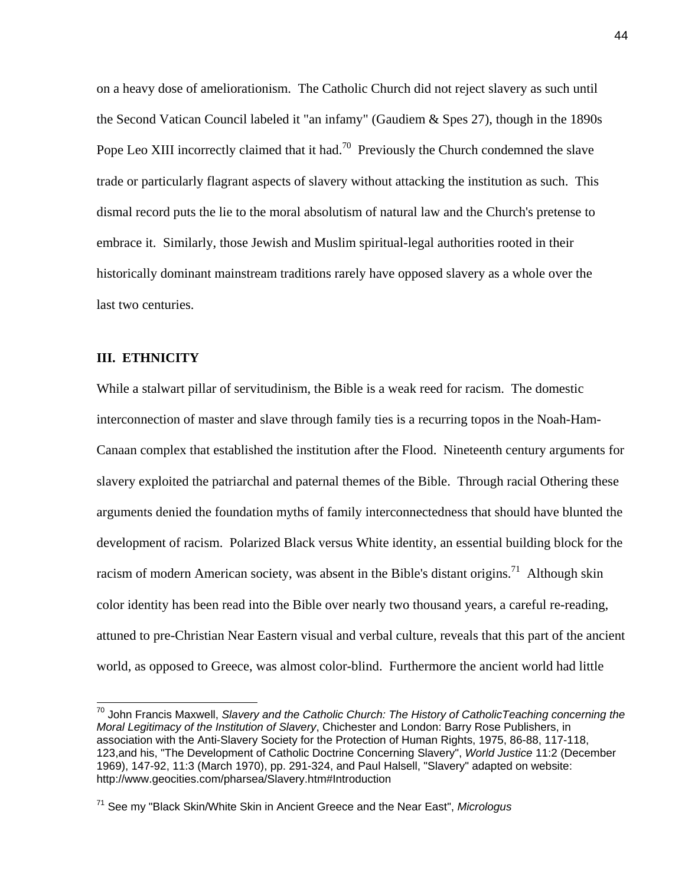on a heavy dose of ameliorationism. The Catholic Church did not reject slavery as such until the Second Vatican Council labeled it "an infamy" (Gaudiem & Spes 27), though in the 1890s Pope Leo XIII incorrectly claimed that it had.[70] Previously the Church condemned the slave trade or particularly flagrant aspects of slavery without attacking the institution as such. This dismal record puts the lie to the moral absolutism of natural law and the Church's pretense to embrace it. Similarly, those Jewish and Muslim spiritual-legal authorities rooted in their historically dominant mainstream traditions rarely have opposed slavery as a whole over the last two centuries.

## III. ETHNICITY

While a stalwart pillar of servitudinism, the Bible is a weak reed for racism. The domestic interconnection of master and slave through family ties is a recurring topos in the Noah-Ham-Canaan complex that established the institution after the Flood. Nineteenth century arguments for slavery exploited the patriarchal and paternal themes of the Bible. Through racial Othering these arguments denied the foundation myths of family interconnectedness that should have blunted the development of racism. Polarized Black versus White identity, an essential building block for the racism of modern American society, was absent in the Bible's distant origins.[71] Although skin color identity has been read into the Bible over nearly two thousand years, a careful re-reading, attuned to pre-Christian Near Eastern visual and verbal culture, reveals that this part of the ancient world, as opposed to Greece, was almost color-blind. Furthermore the ancient world had little

---

[70] John Francis Maxwell, *Slavery and the Catholic Church: The History of CatholicTeaching concerning the Moral Legitimacy of the Institution of Slavery*, Chichester and London: Barry Rose Publishers, in association with the Anti-Slavery Society for the Protection of Human Rights, 1975, 86-88, 117-118, 123,and his, "The Development of Catholic Doctrine Concerning Slavery", *World Justice* 11:2 (December 1969), 147-92, 11:3 (March 1970), pp. 291-324, and Paul Halsell, "Slavery" adapted on website: http://www.geocities.com/pharsea/Slavery.htm#Introduction

[71] See my "Black Skin/White Skin in Ancient Greece and the Near East", *Micrologus*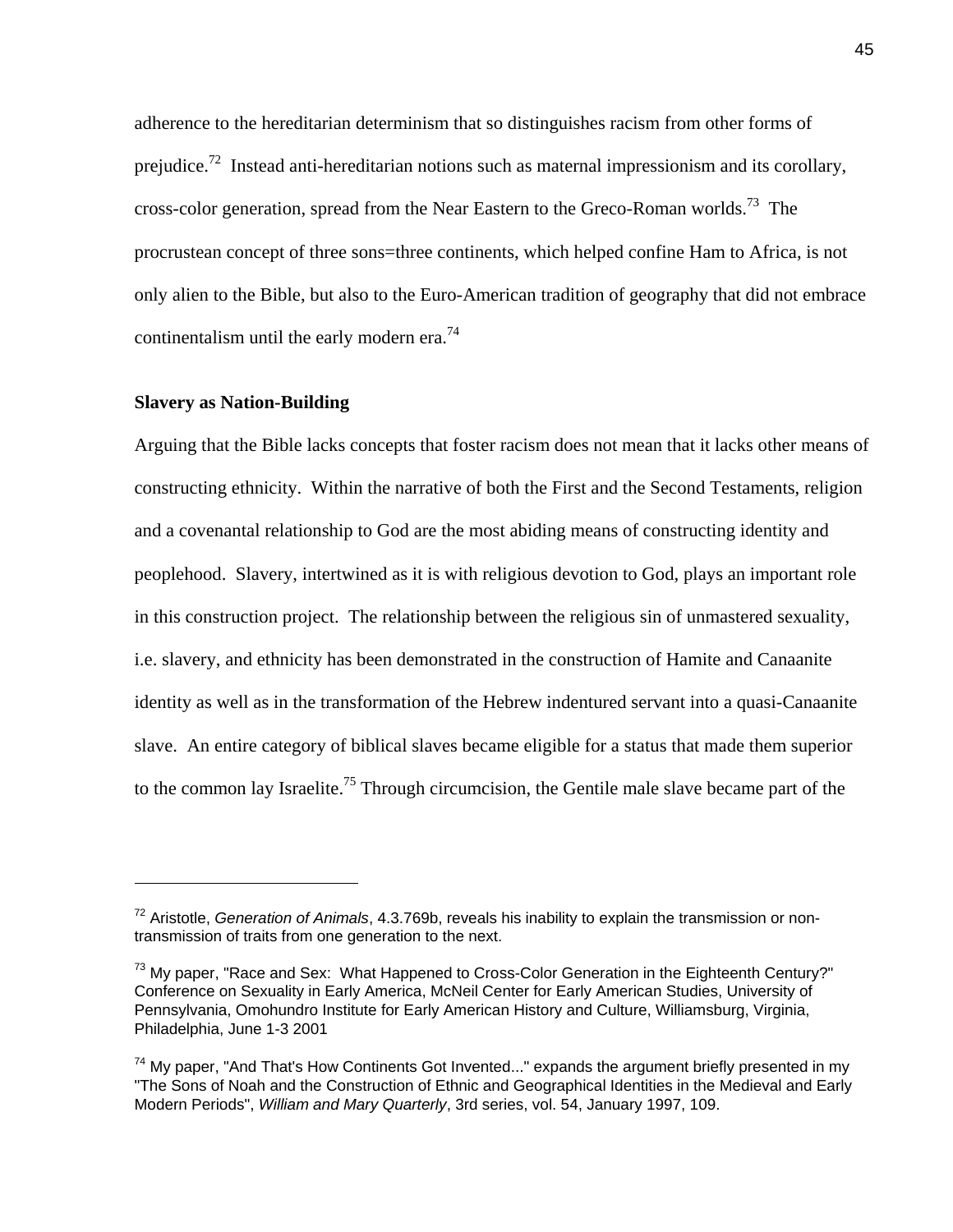adherence to the hereditarian determinism that so distinguishes racism from other forms of prejudice.[72] Instead anti-hereditarian notions such as maternal impressionism and its corollary, cross-color generation, spread from the Near Eastern to the Greco-Roman worlds.[73] The procrustean concept of three sons=three continents, which helped confine Ham to Africa, is not only alien to the Bible, but also to the Euro-American tradition of geography that did not embrace continentalism until the early modern era.[74]

**Slavery as Nation-Building**

Arguing that the Bible lacks concepts that foster racism does not mean that it lacks other means of constructing ethnicity. Within the narrative of both the First and the Second Testaments, religion and a covenantal relationship to God are the most abiding means of constructing identity and peoplehood. Slavery, intertwined as it is with religious devotion to God, plays an important role in this construction project. The relationship between the religious sin of unmastered sexuality, i.e. slavery, and ethnicity has been demonstrated in the construction of Hamite and Canaanite identity as well as in the transformation of the Hebrew indentured servant into a quasi-Canaanite slave. An entire category of biblical slaves became eligible for a status that made them superior to the common lay Israelite.[75] Through circumcision, the Gentile male slave became part of the

---

[72] Aristotle, *Generation of Animals*, 4.3.769b, reveals his inability to explain the transmission or non-transmission of traits from one generation to the next.

[73] My paper, "Race and Sex: What Happened to Cross-Color Generation in the Eighteenth Century?" Conference on Sexuality in Early America, McNeil Center for Early American Studies, University of Pennsylvania, Omohundro Institute for Early American History and Culture, Williamsburg, Virginia, Philadelphia, June 1-3 2001

[74] My paper, "And That's How Continents Got Invented..." expands the argument briefly presented in my "The Sons of Noah and the Construction of Ethnic and Geographical Identities in the Medieval and Early Modern Periods", *William and Mary Quarterly*, 3rd series, vol. 54, January 1997, 109.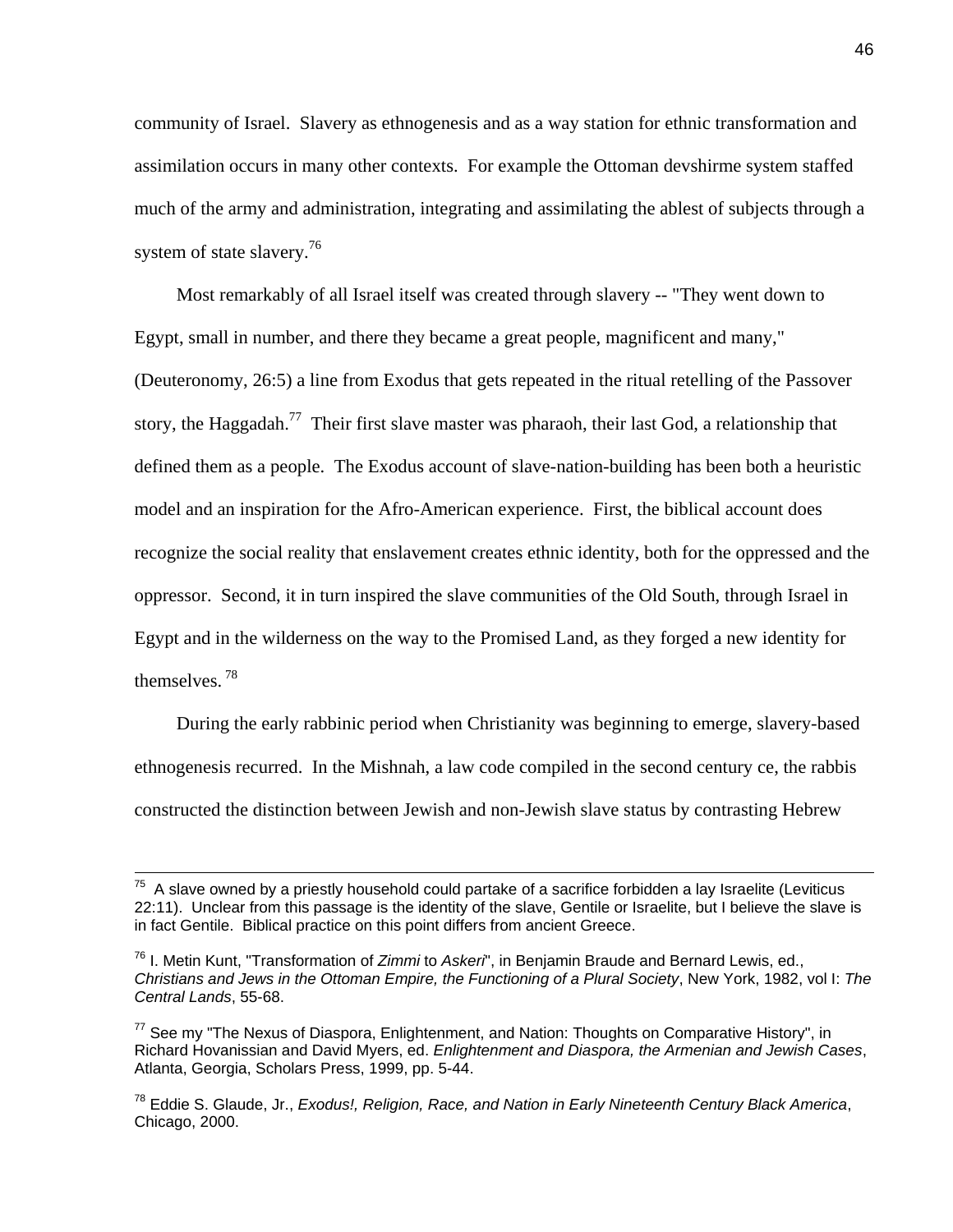community of Israel. Slavery as ethnogenesis and as a way station for ethnic transformation and assimilation occurs in many other contexts. For example the Ottoman devshirme system staffed much of the army and administration, integrating and assimilating the ablest of subjects through a system of state slavery.[76]

Most remarkably of all Israel itself was created through slavery -- "They went down to Egypt, small in number, and there they became a great people, magnificent and many," (Deuteronomy, 26:5) a line from Exodus that gets repeated in the ritual retelling of the Passover story, the Haggadah.[77] Their first slave master was pharaoh, their last God, a relationship that defined them as a people. The Exodus account of slave-nation-building has been both a heuristic model and an inspiration for the Afro-American experience. First, the biblical account does recognize the social reality that enslavement creates ethnic identity, both for the oppressed and the oppressor. Second, it in turn inspired the slave communities of the Old South, through Israel in Egypt and in the wilderness on the way to the Promised Land, as they forged a new identity for themselves.[78]

During the early rabbinic period when Christianity was beginning to emerge, slavery-based ethnogenesis recurred. In the Mishnah, a law code compiled in the second century ce, the rabbis constructed the distinction between Jewish and non-Jewish slave status by contrasting Hebrew

---

[75] A slave owned by a priestly household could partake of a sacrifice forbidden a lay Israelite (Leviticus 22:11). Unclear from this passage is the identity of the slave, Gentile or Israelite, but I believe the slave is in fact Gentile. Biblical practice on this point differs from ancient Greece.

[76] I. Metin Kunt, "Transformation of *Zimmi* to *Askeri*", in Benjamin Braude and Bernard Lewis, ed., *Christians and Jews in the Ottoman Empire, the Functioning of a Plural Society*, New York, 1982, vol I: *The Central Lands*, 55-68.

[77] See my "The Nexus of Diaspora, Enlightenment, and Nation: Thoughts on Comparative History", in Richard Hovanissian and David Myers, ed. *Enlightenment and Diaspora, the Armenian and Jewish Cases*, Atlanta, Georgia, Scholars Press, 1999, pp. 5-44.

[78] Eddie S. Glaude, Jr., *Exodus!, Religion, Race, and Nation in Early Nineteenth Century Black America*, Chicago, 2000.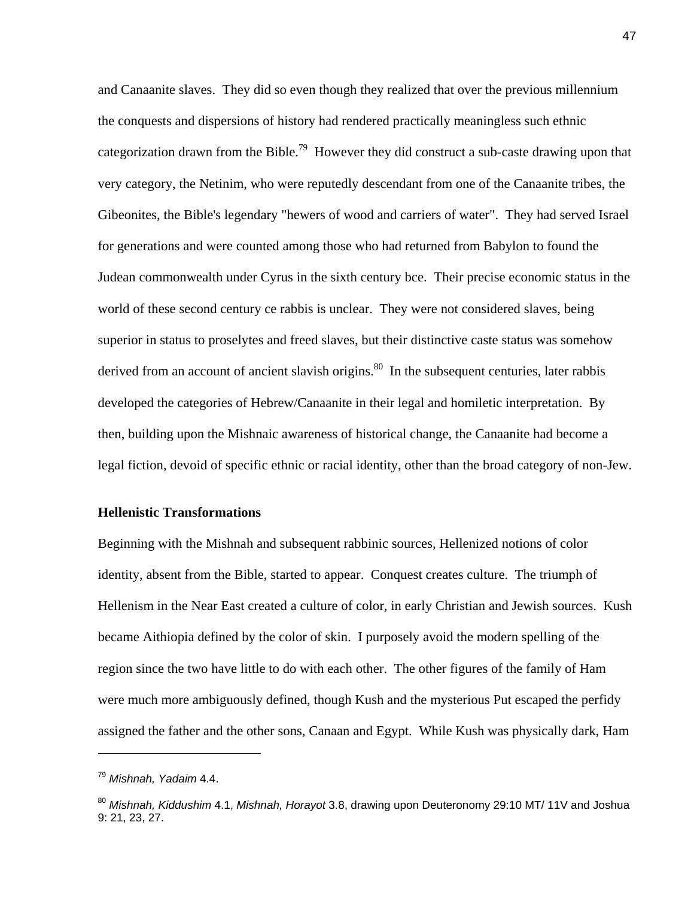and Canaanite slaves. They did so even though they realized that over the previous millennium the conquests and dispersions of history had rendered practically meaningless such ethnic categorization drawn from the Bible.[79] However they did construct a sub-caste drawing upon that very category, the Netinim, who were reputedly descendant from one of the Canaanite tribes, the Gibeonites, the Bible's legendary "hewers of wood and carriers of water". They had served Israel for generations and were counted among those who had returned from Babylon to found the Judean commonwealth under Cyrus in the sixth century bce. Their precise economic status in the world of these second century ce rabbis is unclear. They were not considered slaves, being superior in status to proselytes and freed slaves, but their distinctive caste status was somehow derived from an account of ancient slavish origins.[80] In the subsequent centuries, later rabbis developed the categories of Hebrew/Canaanite in their legal and homiletic interpretation. By then, building upon the Mishnaic awareness of historical change, the Canaanite had become a legal fiction, devoid of specific ethnic or racial identity, other than the broad category of non-Jew.

**Hellenistic Transformations**

Beginning with the Mishnah and subsequent rabbinic sources, Hellenized notions of color identity, absent from the Bible, started to appear. Conquest creates culture. The triumph of Hellenism in the Near East created a culture of color, in early Christian and Jewish sources. Kush became Aithiopia defined by the color of skin. I purposely avoid the modern spelling of the region since the two have little to do with each other. The other figures of the family of Ham were much more ambiguously defined, though Kush and the mysterious Put escaped the perfidy assigned the father and the other sons, Canaan and Egypt. While Kush was physically dark, Ham

---

[79] *Mishnah, Yadaim* 4.4.

[80] *Mishnah, Kiddushim* 4.1, *Mishnah, Horayot* 3.8, drawing upon Deuteronomy 29:10 MT/ 11V and Joshua 9: 21, 23, 27.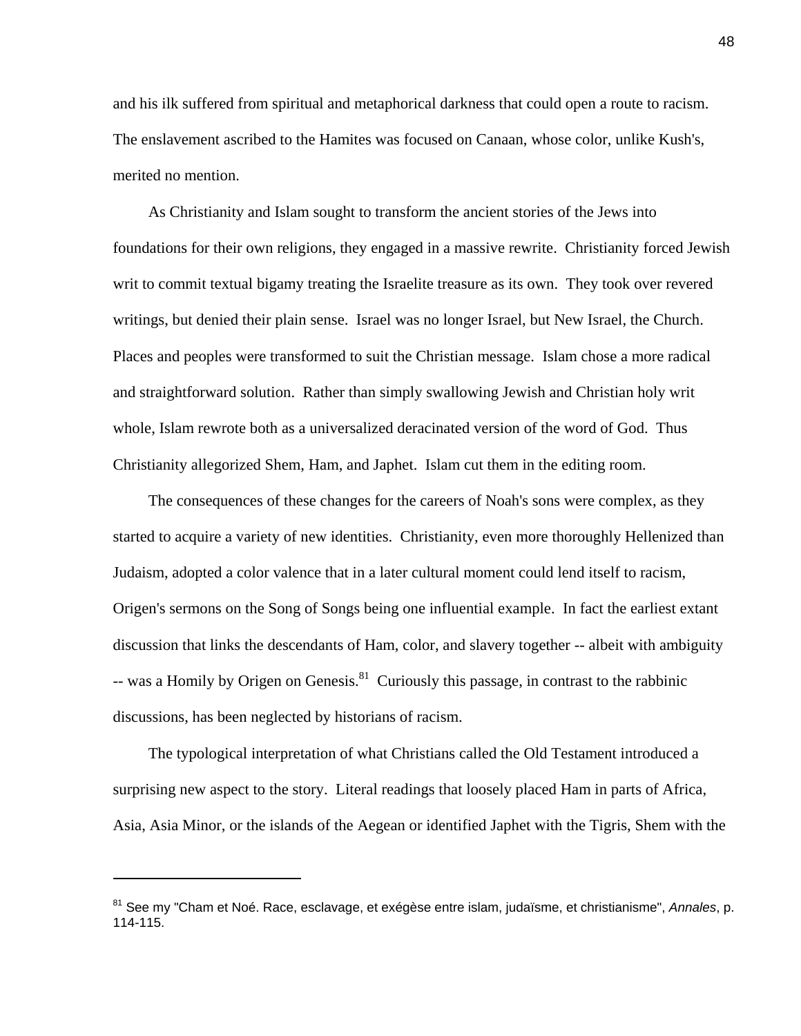and his ilk suffered from spiritual and metaphorical darkness that could open a route to racism. The enslavement ascribed to the Hamites was focused on Canaan, whose color, unlike Kush's, merited no mention.

As Christianity and Islam sought to transform the ancient stories of the Jews into foundations for their own religions, they engaged in a massive rewrite. Christianity forced Jewish writ to commit textual bigamy treating the Israelite treasure as its own. They took over revered writings, but denied their plain sense. Israel was no longer Israel, but New Israel, the Church. Places and peoples were transformed to suit the Christian message. Islam chose a more radical and straightforward solution. Rather than simply swallowing Jewish and Christian holy writ whole, Islam rewrote both as a universalized deracinated version of the word of God. Thus Christianity allegorized Shem, Ham, and Japhet. Islam cut them in the editing room.

The consequences of these changes for the careers of Noah's sons were complex, as they started to acquire a variety of new identities. Christianity, even more thoroughly Hellenized than Judaism, adopted a color valence that in a later cultural moment could lend itself to racism, Origen's sermons on the Song of Songs being one influential example. In fact the earliest extant discussion that links the descendants of Ham, color, and slavery together -- albeit with ambiguity -- was a Homily by Origen on Genesis.[81] Curiously this passage, in contrast to the rabbinic discussions, has been neglected by historians of racism.

The typological interpretation of what Christians called the Old Testament introduced a surprising new aspect to the story. Literal readings that loosely placed Ham in parts of Africa, Asia, Asia Minor, or the islands of the Aegean or identified Japhet with the Tigris, Shem with the

---

[81] See my "Cham et Noé. Race, esclavage, et exégèse entre islam, judaïsme, et christianisme", *Annales*, p. 114-115.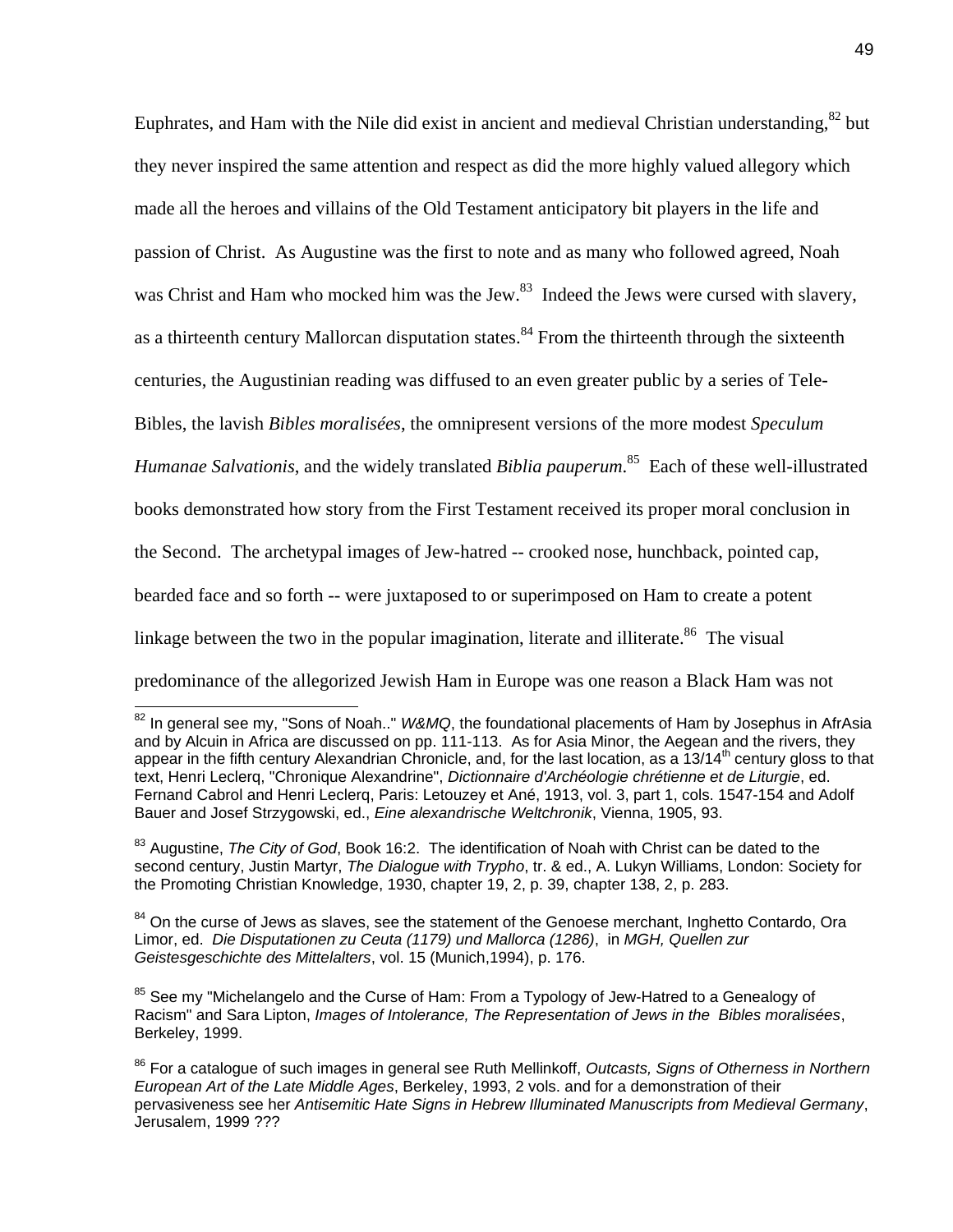Euphrates, and Ham with the Nile did exist in ancient and medieval Christian understanding,[82] but they never inspired the same attention and respect as did the more highly valued allegory which made all the heroes and villains of the Old Testament anticipatory bit players in the life and passion of Christ. As Augustine was the first to note and as many who followed agreed, Noah was Christ and Ham who mocked him was the Jew.[83] Indeed the Jews were cursed with slavery, as a thirteenth century Mallorcan disputation states.[84] From the thirteenth through the sixteenth centuries, the Augustinian reading was diffused to an even greater public by a series of Tele-Bibles, the lavish *Bibles moralisées*, the omnipresent versions of the more modest *Speculum Humanae Salvationis*, and the widely translated *Biblia pauperum*.[85] Each of these well-illustrated books demonstrated how story from the First Testament received its proper moral conclusion in the Second. The archetypal images of Jew-hatred -- crooked nose, hunchback, pointed cap, bearded face and so forth -- were juxtaposed to or superimposed on Ham to create a potent linkage between the two in the popular imagination, literate and illiterate.[86] The visual predominance of the allegorized Jewish Ham in Europe was one reason a Black Ham was not

---

[82] In general see my, "Sons of Noah.." *W&MQ*, the foundational placements of Ham by Josephus in AfrAsia and by Alcuin in Africa are discussed on pp. 111-113. As for Asia Minor, the Aegean and the rivers, they appear in the fifth century Alexandrian Chronicle, and, for the last location, as a 13/14th century gloss to that text, Henri Leclerq, "Chronique Alexandrine", *Dictionnaire d'Archéologie chrétienne et de Liturgie*, ed. Fernand Cabrol and Henri Leclerq, Paris: Letouzey et Ané, 1913, vol. 3, part 1, cols. 1547-154 and Adolf Bauer and Josef Strzygowski, ed., *Eine alexandrische Weltchronik*, Vienna, 1905, 93.

[83] Augustine, *The City of God*, Book 16:2. The identification of Noah with Christ can be dated to the second century, Justin Martyr, *The Dialogue with Trypho*, tr. & ed., A. Lukyn Williams, London: Society for the Promoting Christian Knowledge, 1930, chapter 19, 2, p. 39, chapter 138, 2, p. 283.

[84] On the curse of Jews as slaves, see the statement of the Genoese merchant, Inghetto Contardo, Ora Limor, ed. *Die Disputationen zu Ceuta (1179) und Mallorca (1286)*, in *MGH, Quellen zur Geistesgeschichte des Mittelalters*, vol. 15 (Munich,1994), p. 176.

[85] See my "Michelangelo and the Curse of Ham: From a Typology of Jew-Hatred to a Genealogy of Racism" and Sara Lipton, *Images of Intolerance, The Representation of Jews in the Bibles moralisées*, Berkeley, 1999.

[86] For a catalogue of such images in general see Ruth Mellinkoff, *Outcasts, Signs of Otherness in Northern European Art of the Late Middle Ages*, Berkeley, 1993, 2 vols. and for a demonstration of their pervasiveness see her *Antisemitic Hate Signs in Hebrew Illuminated Manuscripts from Medieval Germany*, Jerusalem, 1999 ???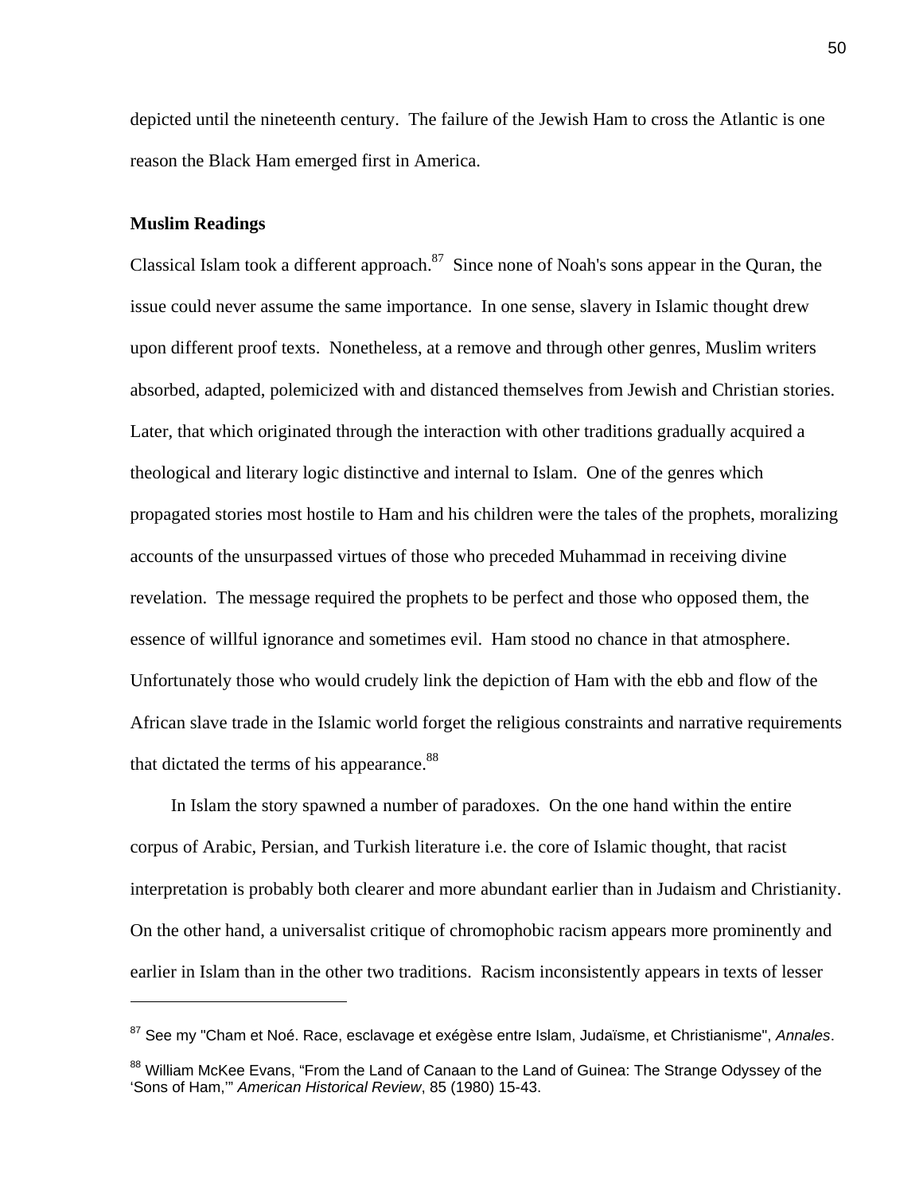depicted until the nineteenth century. The failure of the Jewish Ham to cross the Atlantic is one reason the Black Ham emerged first in America.

**Muslim Readings**

Classical Islam took a different approach.[87] Since none of Noah's sons appear in the Quran, the issue could never assume the same importance. In one sense, slavery in Islamic thought drew upon different proof texts. Nonetheless, at a remove and through other genres, Muslim writers absorbed, adapted, polemicized with and distanced themselves from Jewish and Christian stories. Later, that which originated through the interaction with other traditions gradually acquired a theological and literary logic distinctive and internal to Islam. One of the genres which propagated stories most hostile to Ham and his children were the tales of the prophets, moralizing accounts of the unsurpassed virtues of those who preceded Muhammad in receiving divine revelation. The message required the prophets to be perfect and those who opposed them, the essence of willful ignorance and sometimes evil. Ham stood no chance in that atmosphere. Unfortunately those who would crudely link the depiction of Ham with the ebb and flow of the African slave trade in the Islamic world forget the religious constraints and narrative requirements that dictated the terms of his appearance.[88]

In Islam the story spawned a number of paradoxes. On the one hand within the entire corpus of Arabic, Persian, and Turkish literature i.e. the core of Islamic thought, that racist interpretation is probably both clearer and more abundant earlier than in Judaism and Christianity. On the other hand, a universalist critique of chromophobic racism appears more prominently and earlier in Islam than in the other two traditions. Racism inconsistently appears in texts of lesser

---

[87] See my "Cham et Noé. Race, esclavage et exégèse entre Islam, Judaïsme, et Christianisme", *Annales*.

[88] William McKee Evans, "From the Land of Canaan to the Land of Guinea: The Strange Odyssey of the 'Sons of Ham,'" *American Historical Review*, 85 (1980) 15-43.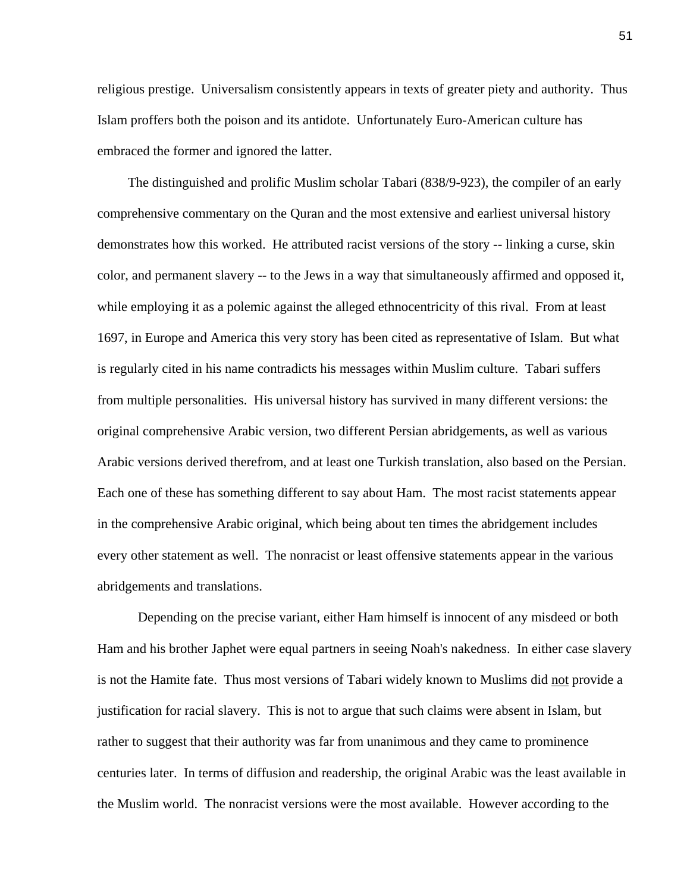religious prestige. Universalism consistently appears in texts of greater piety and authority. Thus Islam proffers both the poison and its antidote. Unfortunately Euro-American culture has embraced the former and ignored the latter.

The distinguished and prolific Muslim scholar Tabari (838/9-923), the compiler of an early comprehensive commentary on the Quran and the most extensive and earliest universal history demonstrates how this worked. He attributed racist versions of the story -- linking a curse, skin color, and permanent slavery -- to the Jews in a way that simultaneously affirmed and opposed it, while employing it as a polemic against the alleged ethnocentricity of this rival. From at least 1697, in Europe and America this very story has been cited as representative of Islam. But what is regularly cited in his name contradicts his messages within Muslim culture. Tabari suffers from multiple personalities. His universal history has survived in many different versions: the original comprehensive Arabic version, two different Persian abridgements, as well as various Arabic versions derived therefrom, and at least one Turkish translation, also based on the Persian. Each one of these has something different to say about Ham. The most racist statements appear in the comprehensive Arabic original, which being about ten times the abridgement includes every other statement as well. The nonracist or least offensive statements appear in the various abridgements and translations.

Depending on the precise variant, either Ham himself is innocent of any misdeed or both Ham and his brother Japhet were equal partners in seeing Noah's nakedness. In either case slavery is not the Hamite fate. Thus most versions of Tabari widely known to Muslims did <u>not</u> provide a justification for racial slavery. This is not to argue that such claims were absent in Islam, but rather to suggest that their authority was far from unanimous and they came to prominence centuries later. In terms of diffusion and readership, the original Arabic was the least available in the Muslim world. The nonracist versions were the most available. However according to the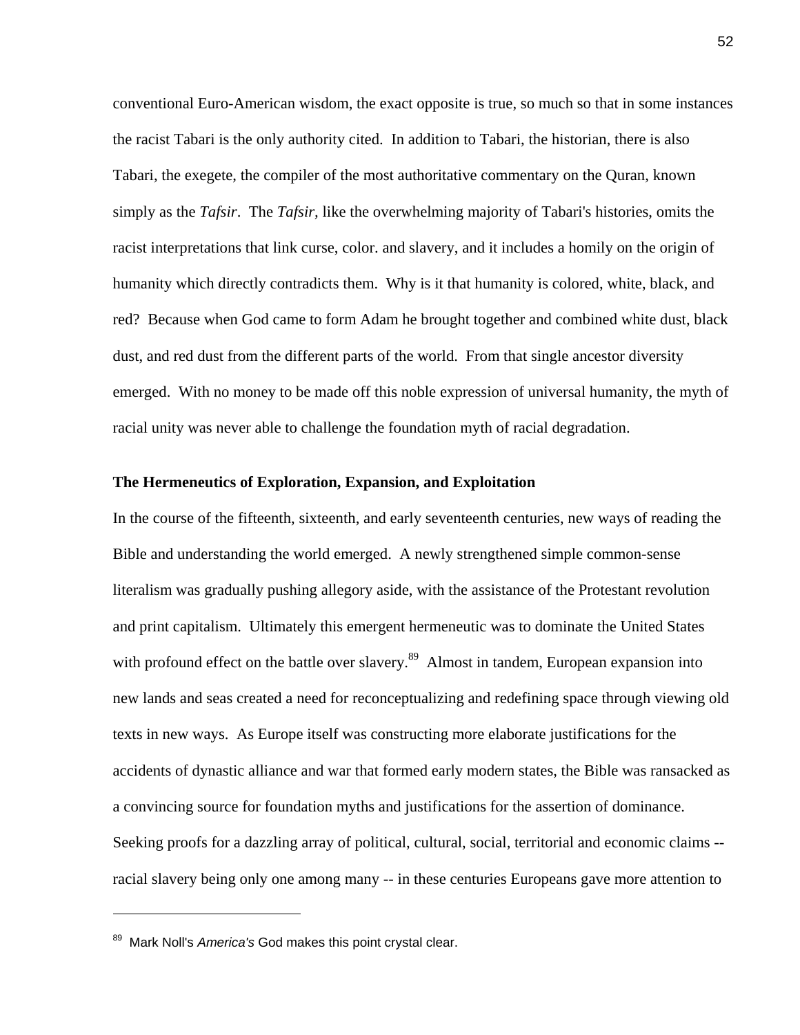conventional Euro-American wisdom, the exact opposite is true, so much so that in some instances the racist Tabari is the only authority cited. In addition to Tabari, the historian, there is also Tabari, the exegete, the compiler of the most authoritative commentary on the Quran, known simply as the *Tafsir*. The *Tafsir,* like the overwhelming majority of Tabari's histories, omits the racist interpretations that link curse, color. and slavery, and it includes a homily on the origin of humanity which directly contradicts them. Why is it that humanity is colored, white, black, and red? Because when God came to form Adam he brought together and combined white dust, black dust, and red dust from the different parts of the world. From that single ancestor diversity emerged. With no money to be made off this noble expression of universal humanity, the myth of racial unity was never able to challenge the foundation myth of racial degradation.

**The Hermeneutics of Exploration, Expansion, and Exploitation**

In the course of the fifteenth, sixteenth, and early seventeenth centuries, new ways of reading the Bible and understanding the world emerged. A newly strengthened simple common-sense literalism was gradually pushing allegory aside, with the assistance of the Protestant revolution and print capitalism. Ultimately this emergent hermeneutic was to dominate the United States with profound effect on the battle over slavery.[89] Almost in tandem, European expansion into new lands and seas created a need for reconceptualizing and redefining space through viewing old texts in new ways. As Europe itself was constructing more elaborate justifications for the accidents of dynastic alliance and war that formed early modern states, the Bible was ransacked as a convincing source for foundation myths and justifications for the assertion of dominance. Seeking proofs for a dazzling array of political, cultural, social, territorial and economic claims -- racial slavery being only one among many -- in these centuries Europeans gave more attention to

---

[89] Mark Noll's *America's* God makes this point crystal clear.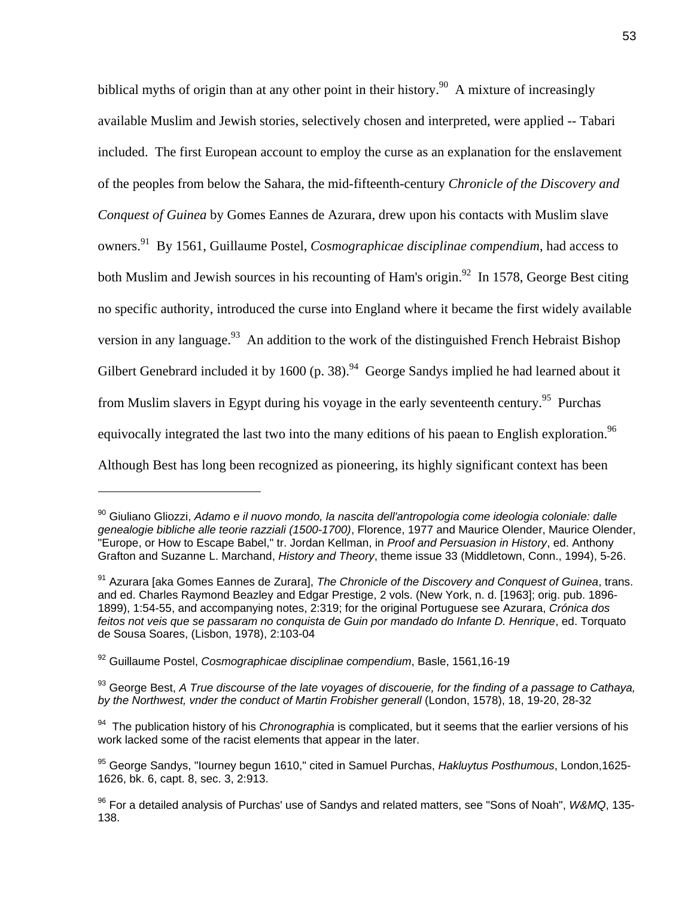biblical myths of origin than at any other point in their history.[90] A mixture of increasingly available Muslim and Jewish stories, selectively chosen and interpreted, were applied -- Tabari included. The first European account to employ the curse as an explanation for the enslavement of the peoples from below the Sahara, the mid-fifteenth-century *Chronicle of the Discovery and Conquest of Guinea* by Gomes Eannes de Azurara, drew upon his contacts with Muslim slave owners.[91] By 1561, Guillaume Postel, *Cosmographicae disciplinae compendium*, had access to both Muslim and Jewish sources in his recounting of Ham's origin.[92] In 1578, George Best citing no specific authority, introduced the curse into England where it became the first widely available version in any language.[93] An addition to the work of the distinguished French Hebraist Bishop Gilbert Genebrard included it by 1600 (p. 38).[94] George Sandys implied he had learned about it from Muslim slavers in Egypt during his voyage in the early seventeenth century.[95] Purchas equivocally integrated the last two into the many editions of his paean to English exploration.[96] Although Best has long been recognized as pioneering, its highly significant context has been

---

[90] Giuliano Gliozzi, *Adamo e il nuovo mondo, la nascita dell'antropologia come ideologia coloniale: dalle genealogie bibliche alle teorie razziali (1500-1700)*, Florence, 1977 and Maurice Olender, Maurice Olender, "Europe, or How to Escape Babel," tr. Jordan Kellman, in *Proof and Persuasion in History*, ed. Anthony Grafton and Suzanne L. Marchand, *History and Theory*, theme issue 33 (Middletown, Conn., 1994), 5-26.

[91] Azurara [aka Gomes Eannes de Zurara], *The Chronicle of the Discovery and Conquest of Guinea*, trans. and ed. Charles Raymond Beazley and Edgar Prestige, 2 vols. (New York, n. d. [1963]; orig. pub. 1896-1899), 1:54-55, and accompanying notes, 2:319; for the original Portuguese see Azurara, *Crónica dos feitos not veis que se passaram no conquista de Guin por mandado do Infante D. Henrique*, ed. Torquato de Sousa Soares, (Lisbon, 1978), 2:103-04

[92] Guillaume Postel, *Cosmographicae disciplinae compendium*, Basle, 1561,16-19

[93] George Best, *A True discourse of the late voyages of discouerie, for the finding of a passage to Cathaya, by the Northwest, vnder the conduct of Martin Frobisher generall* (London, 1578), 18, 19-20, 28-32

[94] The publication history of his *Chronographia* is complicated, but it seems that the earlier versions of his work lacked some of the racist elements that appear in the later.

[95] George Sandys, "Iourney begun 1610," cited in Samuel Purchas, *Hakluytus Posthumous*, London,1625-1626, bk. 6, capt. 8, sec. 3, 2:913.

[96] For a detailed analysis of Purchas' use of Sandys and related matters, see "Sons of Noah", *W&MQ*, 135-138.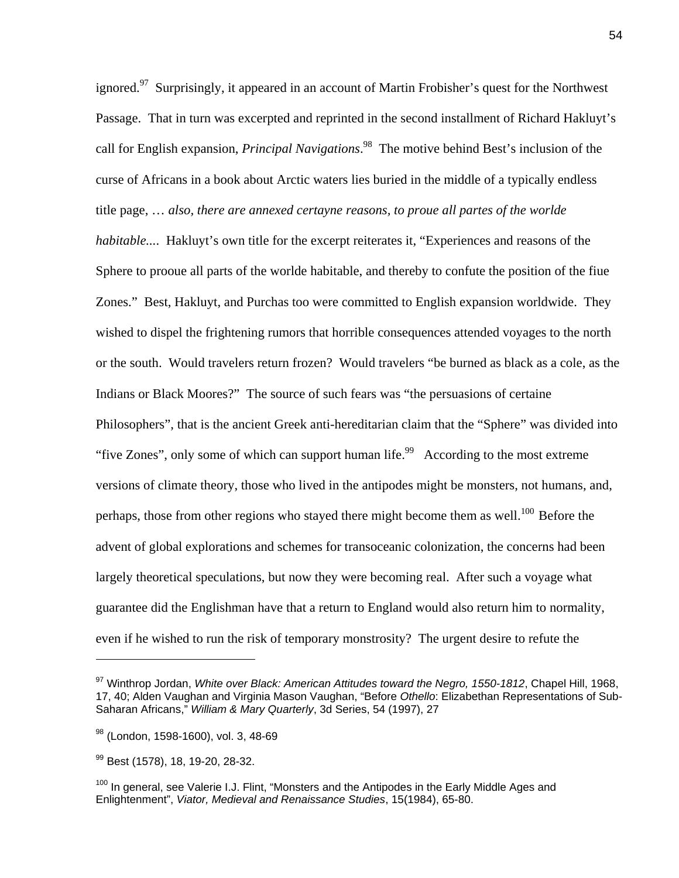ignored.[97] Surprisingly, it appeared in an account of Martin Frobisher's quest for the Northwest Passage. That in turn was excerpted and reprinted in the second installment of Richard Hakluyt's call for English expansion, *Principal Navigations*.[98] The motive behind Best's inclusion of the curse of Africans in a book about Arctic waters lies buried in the middle of a typically endless title page, … *also, there are annexed certayne reasons, to proue all partes of the worlde habitable....* Hakluyt's own title for the excerpt reiterates it, "Experiences and reasons of the Sphere to prooue all parts of the worlde habitable, and thereby to confute the position of the fiue Zones." Best, Hakluyt, and Purchas too were committed to English expansion worldwide. They wished to dispel the frightening rumors that horrible consequences attended voyages to the north or the south. Would travelers return frozen? Would travelers "be burned as black as a cole, as the Indians or Black Moores?" The source of such fears was "the persuasions of certaine Philosophers", that is the ancient Greek anti-hereditarian claim that the "Sphere" was divided into "five Zones", only some of which can support human life.[99] According to the most extreme versions of climate theory, those who lived in the antipodes might be monsters, not humans, and, perhaps, those from other regions who stayed there might become them as well.[100] Before the advent of global explorations and schemes for transoceanic colonization, the concerns had been largely theoretical speculations, but now they were becoming real. After such a voyage what guarantee did the Englishman have that a return to England would also return him to normality, even if he wished to run the risk of temporary monstrosity? The urgent desire to refute the

---

[97] Winthrop Jordan, *White over Black: American Attitudes toward the Negro, 1550-1812*, Chapel Hill, 1968, 17, 40; Alden Vaughan and Virginia Mason Vaughan, "Before *Othello*: Elizabethan Representations of Sub-Saharan Africans," *William & Mary Quarterly*, 3d Series, 54 (1997), 27

[98] (London, 1598-1600), vol. 3, 48-69

[99] Best (1578), 18, 19-20, 28-32.

[100] In general, see Valerie I.J. Flint, "Monsters and the Antipodes in the Early Middle Ages and Enlightenment", *Viator, Medieval and Renaissance Studies*, 15(1984), 65-80.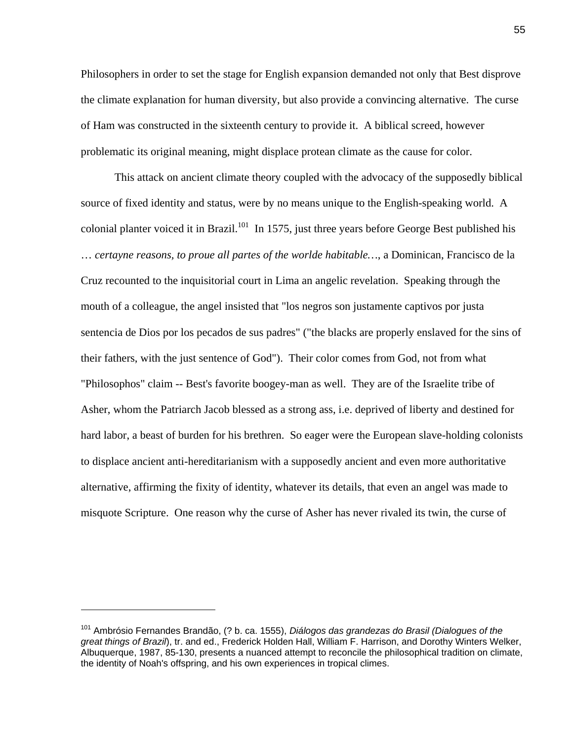Philosophers in order to set the stage for English expansion demanded not only that Best disprove the climate explanation for human diversity, but also provide a convincing alternative. The curse of Ham was constructed in the sixteenth century to provide it. A biblical screed, however problematic its original meaning, might displace protean climate as the cause for color.

This attack on ancient climate theory coupled with the advocacy of the supposedly biblical source of fixed identity and status, were by no means unique to the English-speaking world. A colonial planter voiced it in Brazil.[101] In 1575, just three years before George Best published his … *certayne reasons, to proue all partes of the worlde habitable…*, a Dominican, Francisco de la Cruz recounted to the inquisitorial court in Lima an angelic revelation. Speaking through the mouth of a colleague, the angel insisted that "los negros son justamente captivos por justa sentencia de Dios por los pecados de sus padres" ("the blacks are properly enslaved for the sins of their fathers, with the just sentence of God"). Their color comes from God, not from what "Philosophos" claim -- Best's favorite boogey-man as well. They are of the Israelite tribe of Asher, whom the Patriarch Jacob blessed as a strong ass, i.e. deprived of liberty and destined for hard labor, a beast of burden for his brethren. So eager were the European slave-holding colonists to displace ancient anti-hereditarianism with a supposedly ancient and even more authoritative alternative, affirming the fixity of identity, whatever its details, that even an angel was made to misquote Scripture. One reason why the curse of Asher has never rivaled its twin, the curse of

---

[101] Ambrósio Fernandes Brandão, (? b. ca. 1555), *Diálogos das grandezas do Brasil (Dialogues of the great things of Brazil*), tr. and ed., Frederick Holden Hall, William F. Harrison, and Dorothy Winters Welker, Albuquerque, 1987, 85-130, presents a nuanced attempt to reconcile the philosophical tradition on climate, the identity of Noah's offspring, and his own experiences in tropical climes.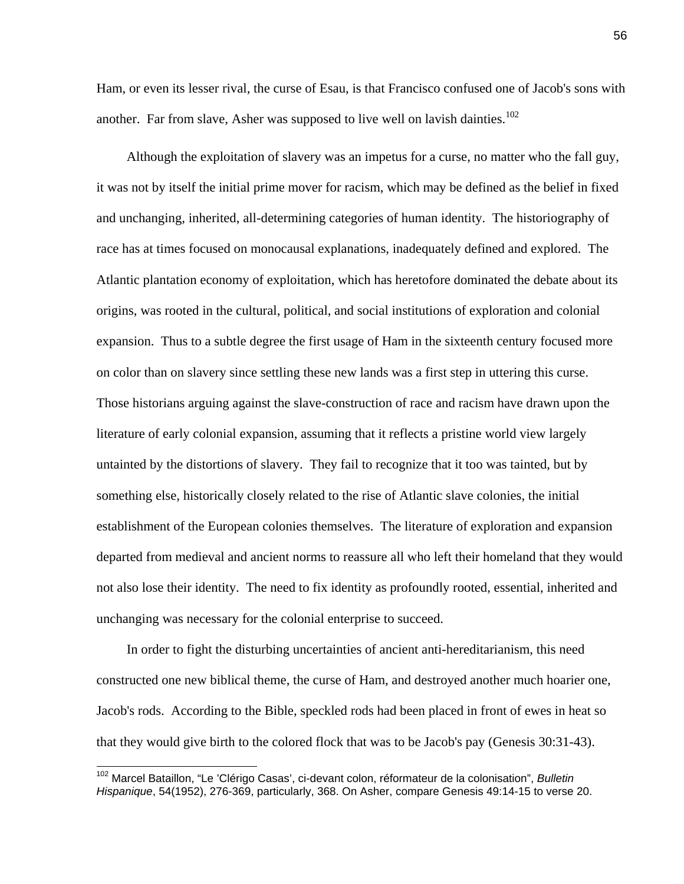Ham, or even its lesser rival, the curse of Esau, is that Francisco confused one of Jacob's sons with another. Far from slave, Asher was supposed to live well on lavish dainties.[102]

Although the exploitation of slavery was an impetus for a curse, no matter who the fall guy, it was not by itself the initial prime mover for racism, which may be defined as the belief in fixed and unchanging, inherited, all-determining categories of human identity. The historiography of race has at times focused on monocausal explanations, inadequately defined and explored. The Atlantic plantation economy of exploitation, which has heretofore dominated the debate about its origins, was rooted in the cultural, political, and social institutions of exploration and colonial expansion. Thus to a subtle degree the first usage of Ham in the sixteenth century focused more on color than on slavery since settling these new lands was a first step in uttering this curse. Those historians arguing against the slave-construction of race and racism have drawn upon the literature of early colonial expansion, assuming that it reflects a pristine world view largely untainted by the distortions of slavery. They fail to recognize that it too was tainted, but by something else, historically closely related to the rise of Atlantic slave colonies, the initial establishment of the European colonies themselves. The literature of exploration and expansion departed from medieval and ancient norms to reassure all who left their homeland that they would not also lose their identity. The need to fix identity as profoundly rooted, essential, inherited and unchanging was necessary for the colonial enterprise to succeed.

In order to fight the disturbing uncertainties of ancient anti-hereditarianism, this need constructed one new biblical theme, the curse of Ham, and destroyed another much hoarier one, Jacob's rods. According to the Bible, speckled rods had been placed in front of ewes in heat so that they would give birth to the colored flock that was to be Jacob's pay (Genesis 30:31-43).

---

[102] Marcel Bataillon, "Le 'Clérigo Casas', ci-devant colon, réformateur de la colonisation", *Bulletin Hispanique*, 54(1952), 276-369, particularly, 368. On Asher, compare Genesis 49:14-15 to verse 20.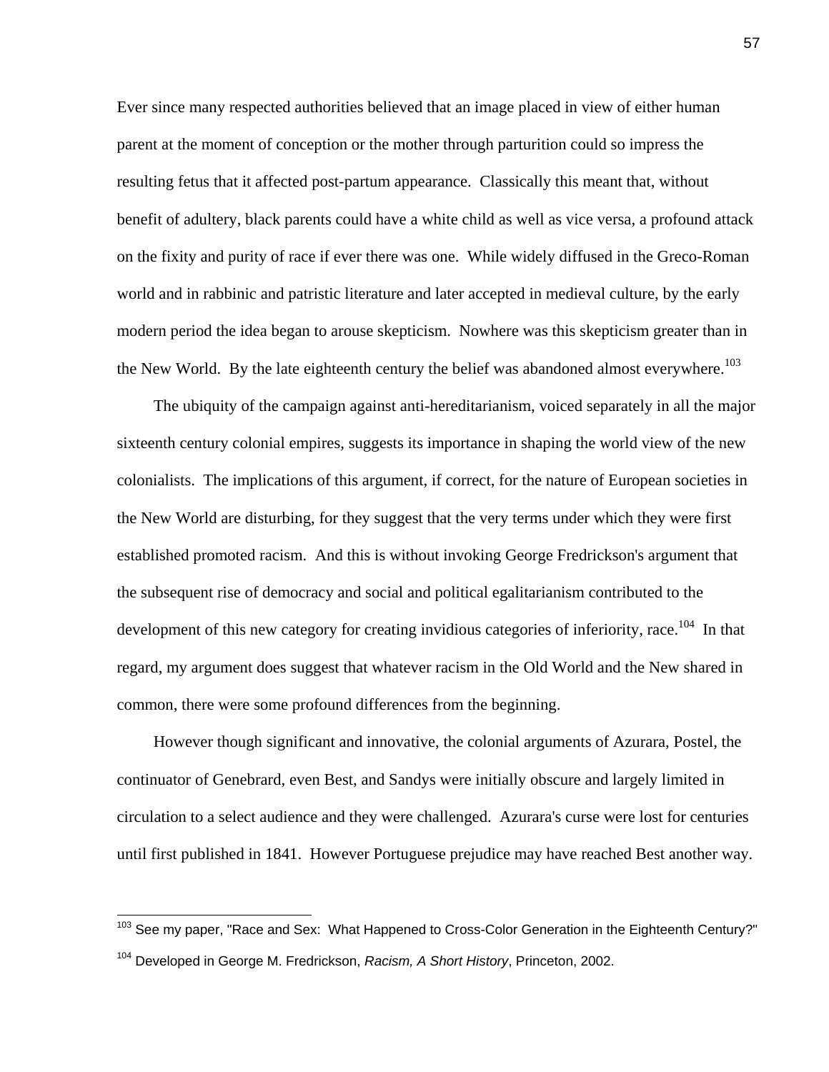Ever since many respected authorities believed that an image placed in view of either human parent at the moment of conception or the mother through parturition could so impress the resulting fetus that it affected post-partum appearance. Classically this meant that, without benefit of adultery, black parents could have a white child as well as vice versa, a profound attack on the fixity and purity of race if ever there was one. While widely diffused in the Greco-Roman world and in rabbinic and patristic literature and later accepted in medieval culture, by the early modern period the idea began to arouse skepticism. Nowhere was this skepticism greater than in the New World. By the late eighteenth century the belief was abandoned almost everywhere.[103]

The ubiquity of the campaign against anti-hereditarianism, voiced separately in all the major sixteenth century colonial empires, suggests its importance in shaping the world view of the new colonialists. The implications of this argument, if correct, for the nature of European societies in the New World are disturbing, for they suggest that the very terms under which they were first established promoted racism. And this is without invoking George Fredrickson's argument that the subsequent rise of democracy and social and political egalitarianism contributed to the development of this new category for creating invidious categories of inferiority, race.[104] In that regard, my argument does suggest that whatever racism in the Old World and the New shared in common, there were some profound differences from the beginning.

However though significant and innovative, the colonial arguments of Azurara, Postel, the continuator of Genebrard, even Best, and Sandys were initially obscure and largely limited in circulation to a select audience and they were challenged. Azurara's curse were lost for centuries until first published in 1841. However Portuguese prejudice may have reached Best another way.

---

[103] See my paper, "Race and Sex: What Happened to Cross-Color Generation in the Eighteenth Century?"

[104] Developed in George M. Fredrickson, *Racism, A Short History*, Princeton, 2002.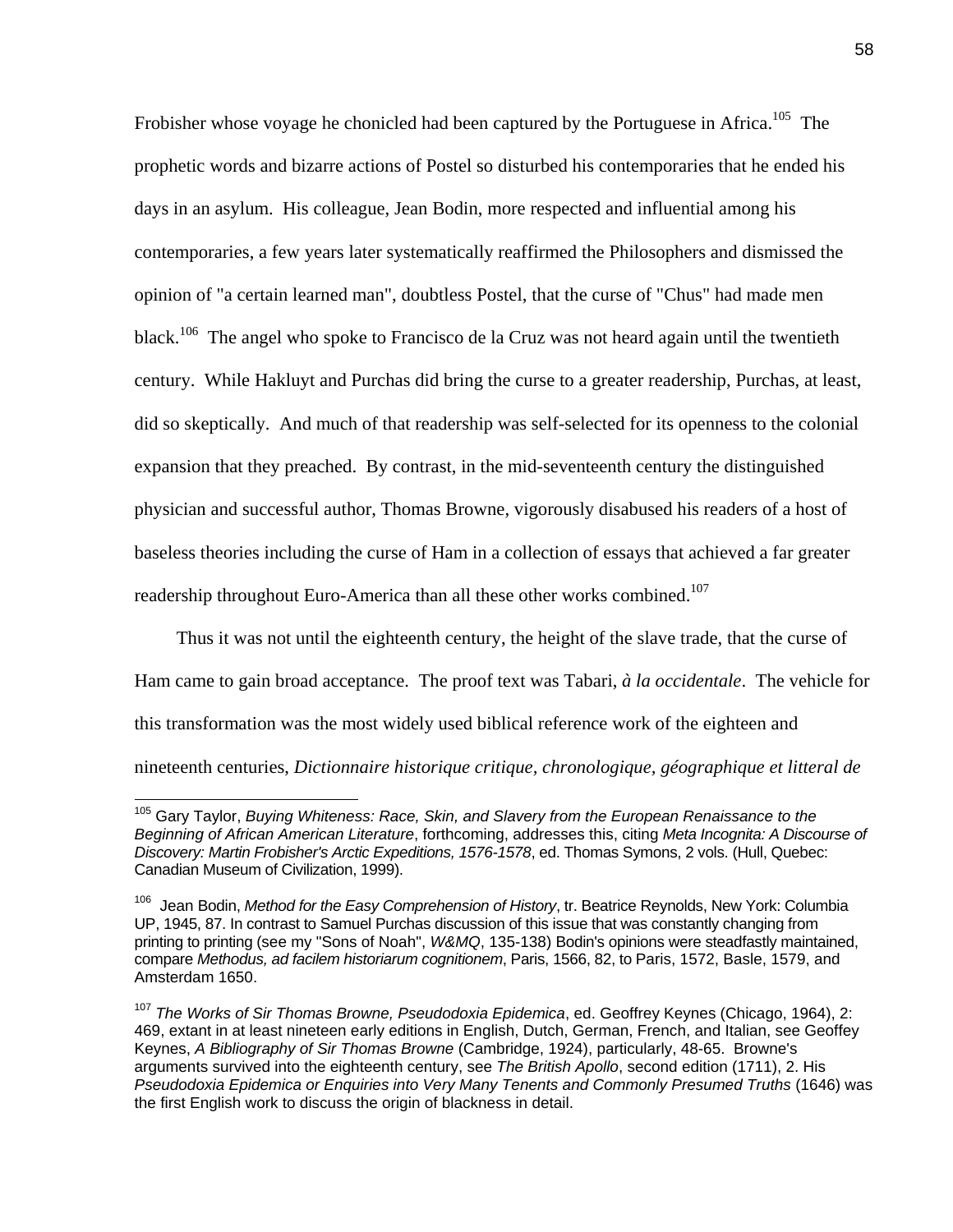Frobisher whose voyage he chonicled had been captured by the Portuguese in Africa.[105] The prophetic words and bizarre actions of Postel so disturbed his contemporaries that he ended his days in an asylum. His colleague, Jean Bodin, more respected and influential among his contemporaries, a few years later systematically reaffirmed the Philosophers and dismissed the opinion of "a certain learned man", doubtless Postel, that the curse of "Chus" had made men black.[106] The angel who spoke to Francisco de la Cruz was not heard again until the twentieth century. While Hakluyt and Purchas did bring the curse to a greater readership, Purchas, at least, did so skeptically. And much of that readership was self-selected for its openness to the colonial expansion that they preached. By contrast, in the mid-seventeenth century the distinguished physician and successful author, Thomas Browne, vigorously disabused his readers of a host of baseless theories including the curse of Ham in a collection of essays that achieved a far greater readership throughout Euro-America than all these other works combined.[107]

Thus it was not until the eighteenth century, the height of the slave trade, that the curse of Ham came to gain broad acceptance. The proof text was Tabari, *à la occidentale*. The vehicle for this transformation was the most widely used biblical reference work of the eighteen and nineteenth centuries, *Dictionnaire historique critique, chronologique, géographique et litteral de*

---

[105] Gary Taylor, *Buying Whiteness: Race, Skin, and Slavery from the European Renaissance to the Beginning of African American Literature*, forthcoming, addresses this, citing *Meta Incognita: A Discourse of Discovery: Martin Frobisher's Arctic Expeditions, 1576-1578*, ed. Thomas Symons, 2 vols. (Hull, Quebec: Canadian Museum of Civilization, 1999).

[106] Jean Bodin, *Method for the Easy Comprehension of History*, tr. Beatrice Reynolds, New York: Columbia UP, 1945, 87. In contrast to Samuel Purchas discussion of this issue that was constantly changing from printing to printing (see my "Sons of Noah", *W&MQ*, 135-138) Bodin's opinions were steadfastly maintained, compare *Methodus, ad facilem historiarum cognitionem*, Paris, 1566, 82, to Paris, 1572, Basle, 1579, and Amsterdam 1650.

[107] *The Works of Sir Thomas Browne, Pseudodoxia Epidemica*, ed. Geoffrey Keynes (Chicago, 1964), 2: 469, extant in at least nineteen early editions in English, Dutch, German, French, and Italian, see Geoffey Keynes, *A Bibliography of Sir Thomas Browne* (Cambridge, 1924), particularly, 48-65. Browne's arguments survived into the eighteenth century, see *The British Apollo*, second edition (1711), 2. His *Pseudodoxia Epidemica or Enquiries into Very Many Tenents and Commonly Presumed Truths* (1646) was the first English work to discuss the origin of blackness in detail.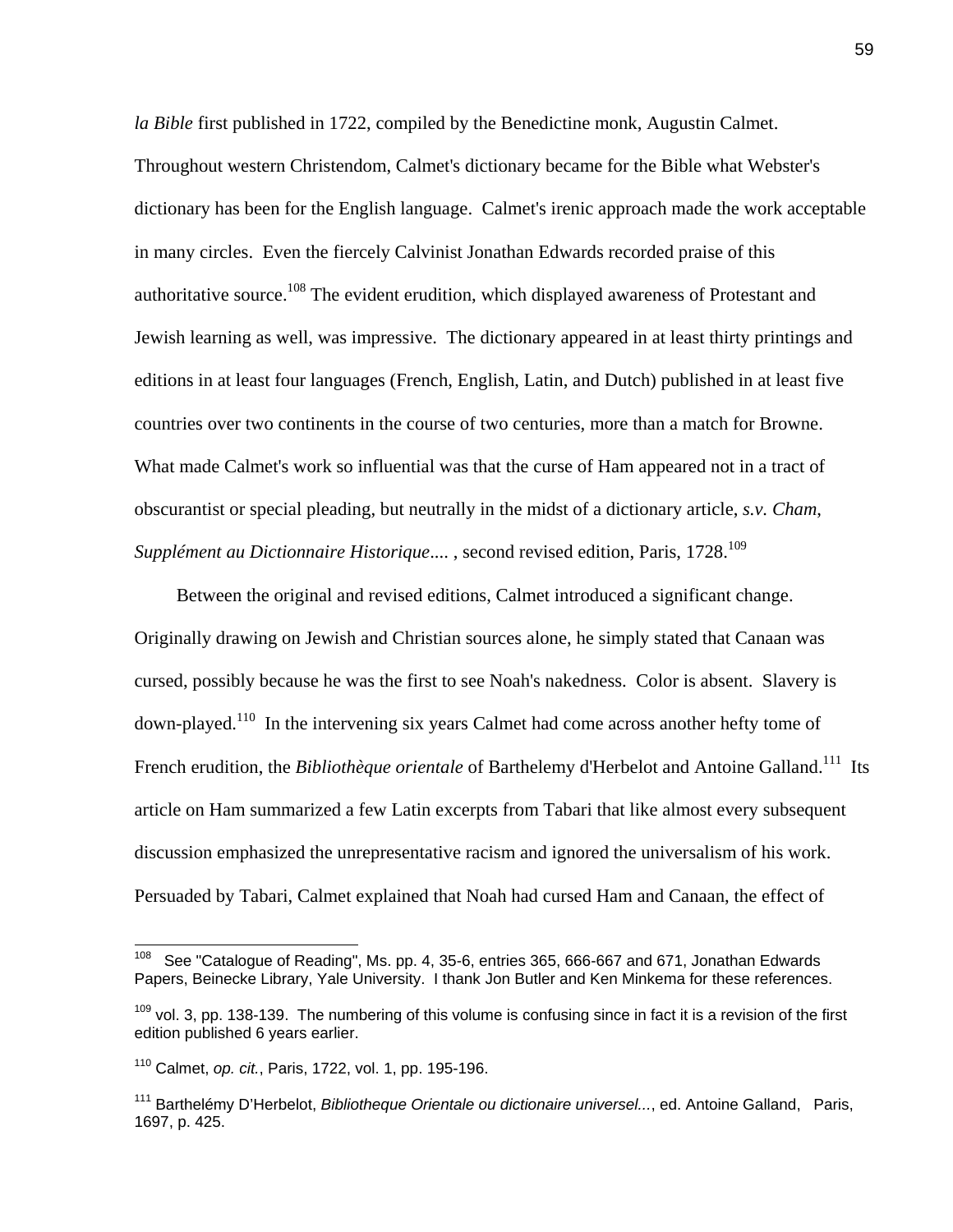*la Bible* first published in 1722, compiled by the Benedictine monk, Augustin Calmet. Throughout western Christendom, Calmet's dictionary became for the Bible what Webster's dictionary has been for the English language. Calmet's irenic approach made the work acceptable in many circles. Even the fiercely Calvinist Jonathan Edwards recorded praise of this authoritative source.[108] The evident erudition, which displayed awareness of Protestant and Jewish learning as well, was impressive. The dictionary appeared in at least thirty printings and editions in at least four languages (French, English, Latin, and Dutch) published in at least five countries over two continents in the course of two centuries, more than a match for Browne. What made Calmet's work so influential was that the curse of Ham appeared not in a tract of obscurantist or special pleading, but neutrally in the midst of a dictionary article, *s.v. Cham*, *Supplément au Dictionnaire Historique....* , second revised edition, Paris, 1728.[109]

Between the original and revised editions, Calmet introduced a significant change. Originally drawing on Jewish and Christian sources alone, he simply stated that Canaan was cursed, possibly because he was the first to see Noah's nakedness. Color is absent. Slavery is down-played.[110] In the intervening six years Calmet had come across another hefty tome of French erudition, the *Bibliothèque orientale* of Barthelemy d'Herbelot and Antoine Galland.[111] Its article on Ham summarized a few Latin excerpts from Tabari that like almost every subsequent discussion emphasized the unrepresentative racism and ignored the universalism of his work. Persuaded by Tabari, Calmet explained that Noah had cursed Ham and Canaan, the effect of

---

[108] See "Catalogue of Reading", Ms. pp. 4, 35-6, entries 365, 666-667 and 671, Jonathan Edwards Papers, Beinecke Library, Yale University. I thank Jon Butler and Ken Minkema for these references.

[109] vol. 3, pp. 138-139. The numbering of this volume is confusing since in fact it is a revision of the first edition published 6 years earlier.

[110] Calmet, *op. cit.*, Paris, 1722, vol. 1, pp. 195-196.

[111] Barthelémy D'Herbelot, *Bibliotheque Orientale ou dictionaire universel...*, ed. Antoine Galland, Paris, 1697, p. 425.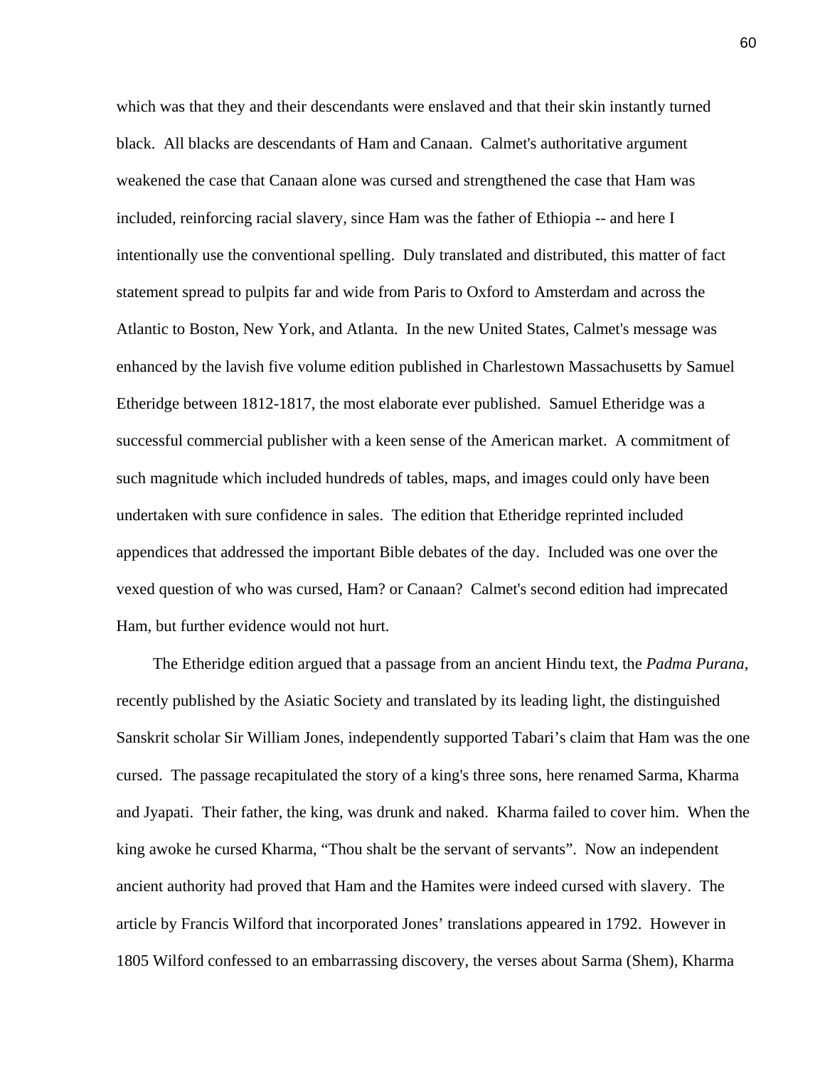which was that they and their descendants were enslaved and that their skin instantly turned black. All blacks are descendants of Ham and Canaan. Calmet's authoritative argument weakened the case that Canaan alone was cursed and strengthened the case that Ham was included, reinforcing racial slavery, since Ham was the father of Ethiopia -- and here I intentionally use the conventional spelling. Duly translated and distributed, this matter of fact statement spread to pulpits far and wide from Paris to Oxford to Amsterdam and across the Atlantic to Boston, New York, and Atlanta. In the new United States, Calmet's message was enhanced by the lavish five volume edition published in Charlestown Massachusetts by Samuel Etheridge between 1812-1817, the most elaborate ever published. Samuel Etheridge was a successful commercial publisher with a keen sense of the American market. A commitment of such magnitude which included hundreds of tables, maps, and images could only have been undertaken with sure confidence in sales. The edition that Etheridge reprinted included appendices that addressed the important Bible debates of the day. Included was one over the vexed question of who was cursed, Ham? or Canaan? Calmet's second edition had imprecated Ham, but further evidence would not hurt.

The Etheridge edition argued that a passage from an ancient Hindu text, the *Padma Purana*, recently published by the Asiatic Society and translated by its leading light, the distinguished Sanskrit scholar Sir William Jones, independently supported Tabari's claim that Ham was the one cursed. The passage recapitulated the story of a king's three sons, here renamed Sarma, Kharma and Jyapati. Their father, the king, was drunk and naked. Kharma failed to cover him. When the king awoke he cursed Kharma, "Thou shalt be the servant of servants". Now an independent ancient authority had proved that Ham and the Hamites were indeed cursed with slavery. The article by Francis Wilford that incorporated Jones' translations appeared in 1792. However in 1805 Wilford confessed to an embarrassing discovery, the verses about Sarma (Shem), Kharma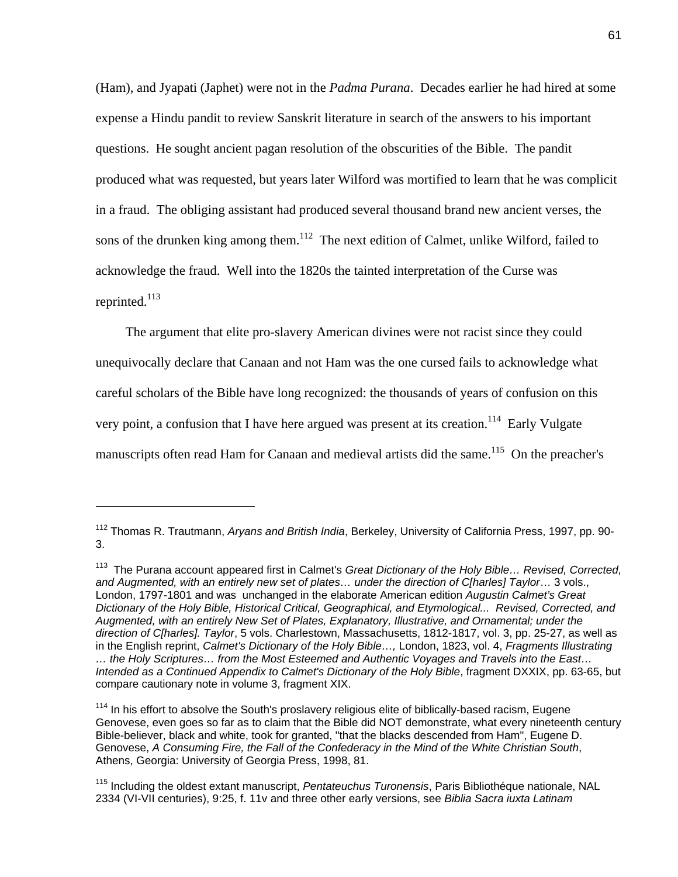(Ham), and Jyapati (Japhet) were not in the *Padma Purana*. Decades earlier he had hired at some expense a Hindu pandit to review Sanskrit literature in search of the answers to his important questions. He sought ancient pagan resolution of the obscurities of the Bible. The pandit produced what was requested, but years later Wilford was mortified to learn that he was complicit in a fraud. The obliging assistant had produced several thousand brand new ancient verses, the sons of the drunken king among them.[112] The next edition of Calmet, unlike Wilford, failed to acknowledge the fraud. Well into the 1820s the tainted interpretation of the Curse was reprinted.[113]

The argument that elite pro-slavery American divines were not racist since they could unequivocally declare that Canaan and not Ham was the one cursed fails to acknowledge what careful scholars of the Bible have long recognized: the thousands of years of confusion on this very point, a confusion that I have here argued was present at its creation.[114] Early Vulgate manuscripts often read Ham for Canaan and medieval artists did the same.[115] On the preacher's

---

[112] Thomas R. Trautmann, *Aryans and British India*, Berkeley, University of California Press, 1997, pp. 90-3.

[113] The Purana account appeared first in Calmet's *Great Dictionary of the Holy Bible… Revised, Corrected, and Augmented, with an entirely new set of plates… under the direction of C[harles] Taylor*… 3 vols., London, 1797-1801 and was unchanged in the elaborate American edition *Augustin Calmet's Great Dictionary of the Holy Bible, Historical Critical, Geographical, and Etymological... Revised, Corrected, and Augmented, with an entirely New Set of Plates, Explanatory, Illustrative, and Ornamental; under the direction of C[harles]. Taylor*, 5 vols. Charlestown, Massachusetts, 1812-1817, vol. 3, pp. 25-27, as well as in the English reprint, *Calmet's Dictionary of the Holy Bible…,* London, 1823, vol. 4, *Fragments Illustrating … the Holy Scriptures… from the Most Esteemed and Authentic Voyages and Travels into the East… Intended as a Continued Appendix to Calmet's Dictionary of the Holy Bible*, fragment DXXIX, pp. 63-65, but compare cautionary note in volume 3, fragment XIX.

[114] In his effort to absolve the South's proslavery religious elite of biblically-based racism, Eugene Genovese, even goes so far as to claim that the Bible did NOT demonstrate, what every nineteenth century Bible-believer, black and white, took for granted, "that the blacks descended from Ham", Eugene D. Genovese, *A Consuming Fire, the Fall of the Confederacy in the Mind of the White Christian South*, Athens, Georgia: University of Georgia Press, 1998, 81.

[115] Including the oldest extant manuscript, *Pentateuchus Turonensis*, Paris Bibliothéque nationale, NAL 2334 (VI-VII centuries), 9:25, f. 11v and three other early versions, see *Biblia Sacra iuxta Latinam*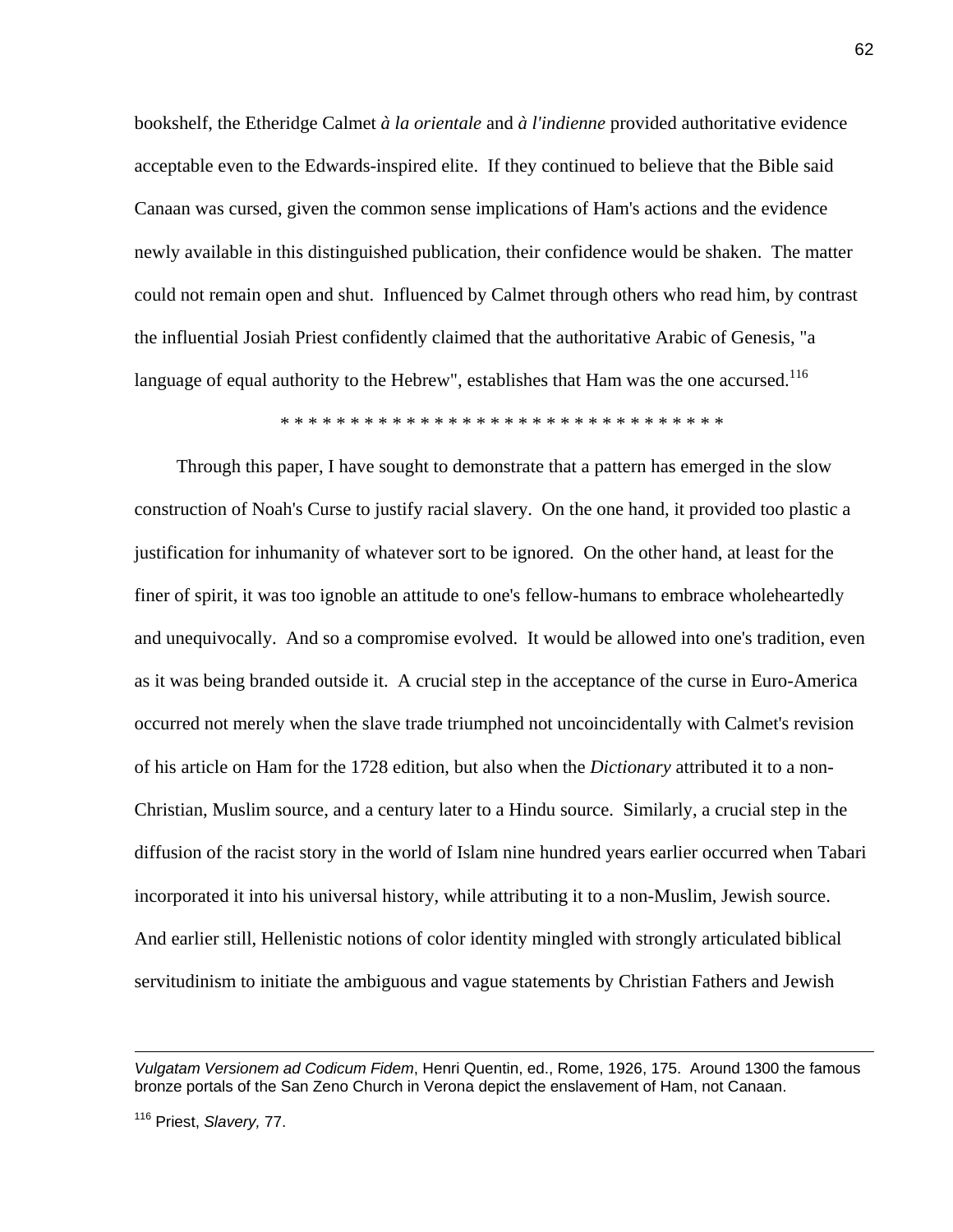bookshelf, the Etheridge Calmet *à la orientale* and *à l'indienne* provided authoritative evidence acceptable even to the Edwards-inspired elite. If they continued to believe that the Bible said Canaan was cursed, given the common sense implications of Ham's actions and the evidence newly available in this distinguished publication, their confidence would be shaken. The matter could not remain open and shut. Influenced by Calmet through others who read him, by contrast the influential Josiah Priest confidently claimed that the authoritative Arabic of Genesis, "a language of equal authority to the Hebrew", establishes that Ham was the one accursed.[116]

* * * * * * * * * * * * * * * * * * * * * * * * * * * * * * * * *

Through this paper, I have sought to demonstrate that a pattern has emerged in the slow construction of Noah's Curse to justify racial slavery. On the one hand, it provided too plastic a justification for inhumanity of whatever sort to be ignored. On the other hand, at least for the finer of spirit, it was too ignoble an attitude to one's fellow-humans to embrace wholeheartedly and unequivocally. And so a compromise evolved. It would be allowed into one's tradition, even as it was being branded outside it. A crucial step in the acceptance of the curse in Euro-America occurred not merely when the slave trade triumphed not uncoincidentally with Calmet's revision of his article on Ham for the 1728 edition, but also when the *Dictionary* attributed it to a non-Christian, Muslim source, and a century later to a Hindu source. Similarly, a crucial step in the diffusion of the racist story in the world of Islam nine hundred years earlier occurred when Tabari incorporated it into his universal history, while attributing it to a non-Muslim, Jewish source. And earlier still, Hellenistic notions of color identity mingled with strongly articulated biblical servitudinism to initiate the ambiguous and vague statements by Christian Fathers and Jewish

---

*Vulgatam Versionem ad Codicum Fidem*, Henri Quentin, ed., Rome, 1926, 175. Around 1300 the famous bronze portals of the San Zeno Church in Verona depict the enslavement of Ham, not Canaan.

[116] Priest, *Slavery,* 77.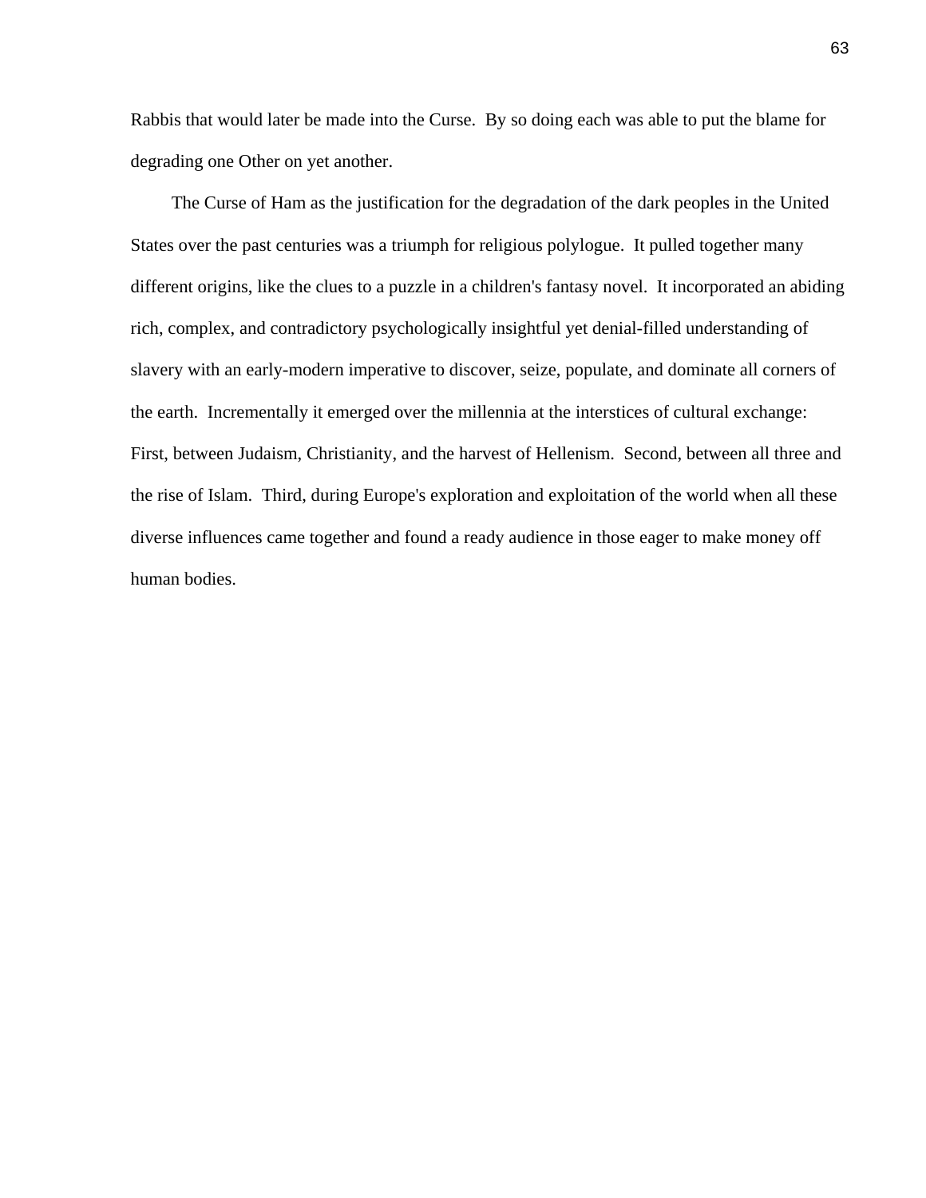Rabbis that would later be made into the Curse. By so doing each was able to put the blame for degrading one Other on yet another.

The Curse of Ham as the justification for the degradation of the dark peoples in the United States over the past centuries was a triumph for religious polylogue. It pulled together many different origins, like the clues to a puzzle in a children's fantasy novel. It incorporated an abiding rich, complex, and contradictory psychologically insightful yet denial-filled understanding of slavery with an early-modern imperative to discover, seize, populate, and dominate all corners of the earth. Incrementally it emerged over the millennia at the interstices of cultural exchange: First, between Judaism, Christianity, and the harvest of Hellenism. Second, between all three and the rise of Islam. Third, during Europe's exploration and exploitation of the world when all these diverse influences came together and found a ready audience in those eager to make money off human bodies.